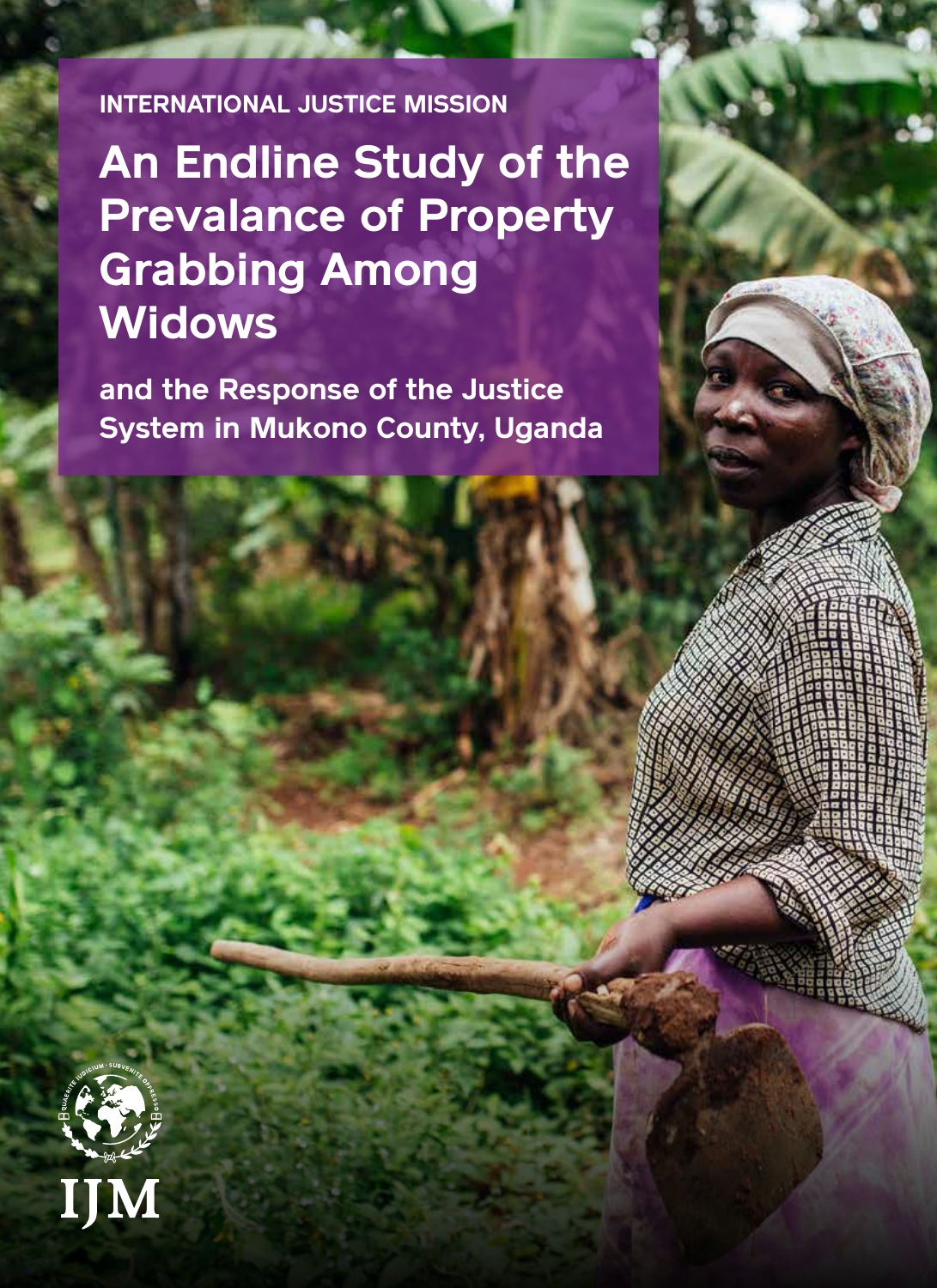INTERNATIONAL JUSTICE MISSION

# An Endline Study of the Prevalance of Property Grabbing Among Widows

## and the Response of the Justice System in Mukono County, Uganda

IJM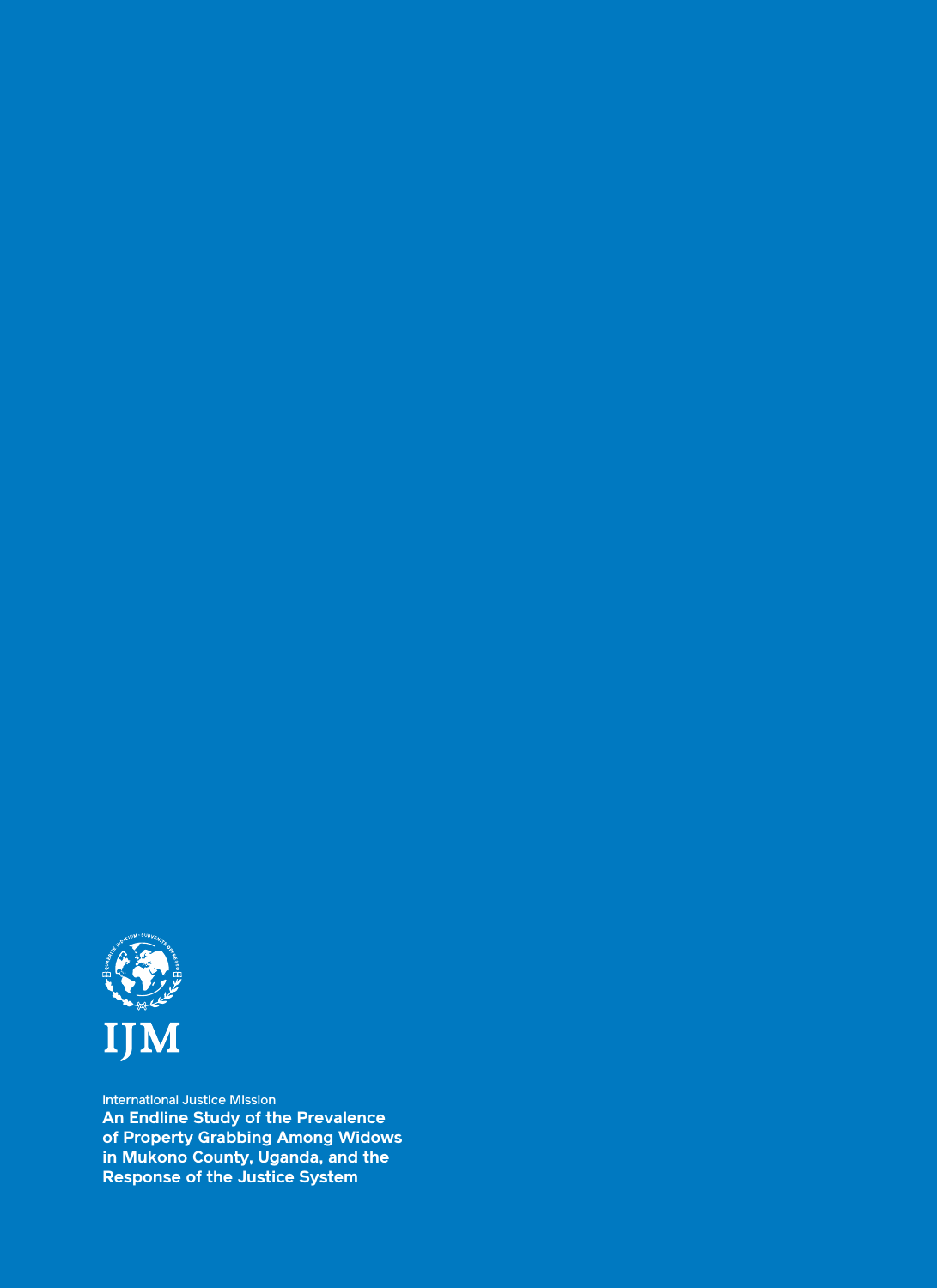IJM

International Justice Mission

**An Endline Study of the Prevalence of Property Grabbing Among Widows in Mukono County, Uganda, and the Response of the Justice System**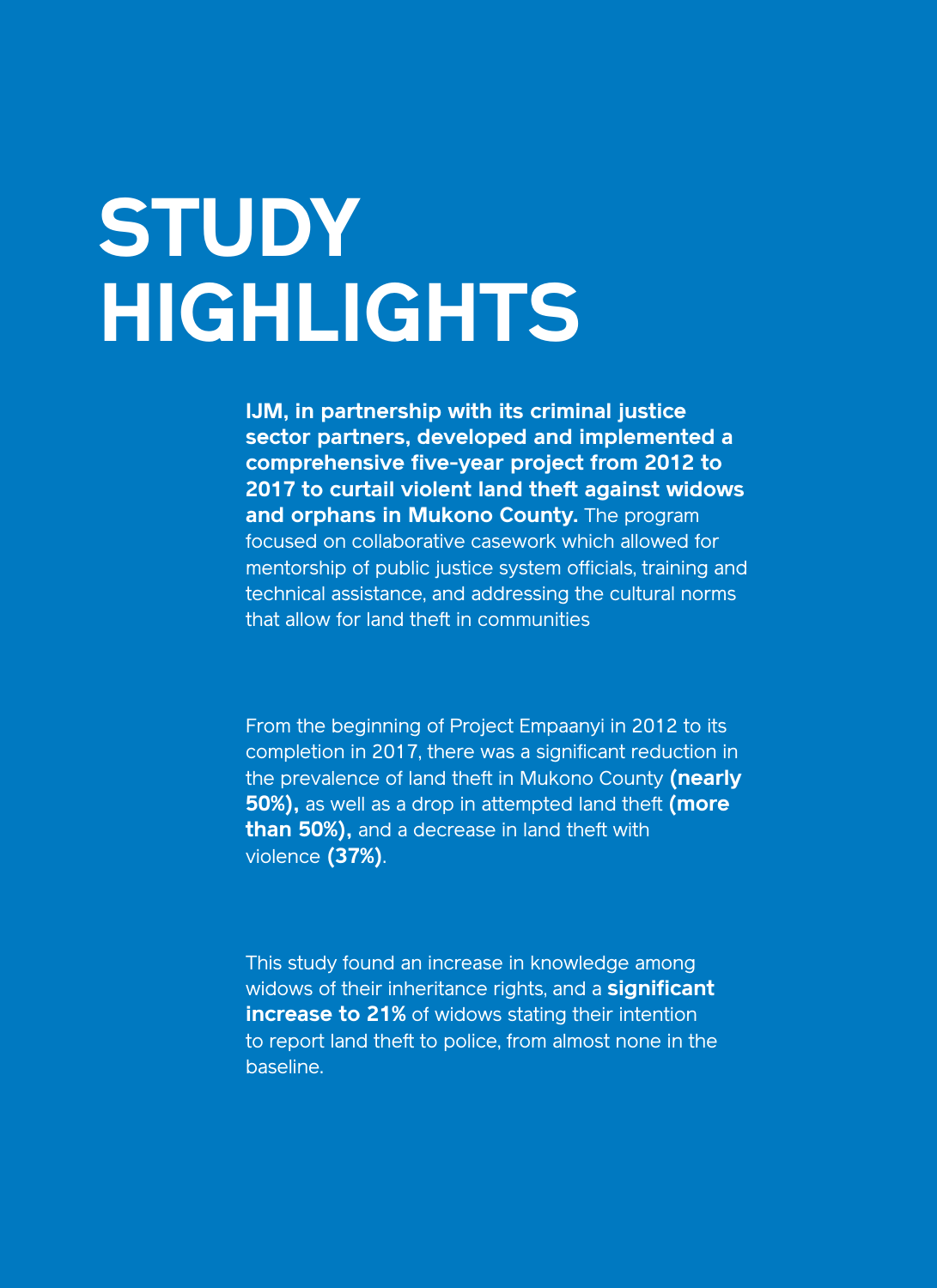# STUDY HIGHLIGHTS

**IJM, in partnership with its criminal justice sector partners, developed and implemented a comprehensive five-year project from 2012 to 2017 to curtail violent land theft against widows and orphans in Mukono County.** The program focused on collaborative casework which allowed for mentorship of public justice system officials, training and technical assistance, and addressing the cultural norms that allow for land theft in communities

From the beginning of Project Empaanyi in 2012 to its completion in 2017, there was a significant reduction in the prevalence of land theft in Mukono County **(nearly 50%),** as well as a drop in attempted land theft **(more than 50%),** and a decrease in land theft with violence **(37%)**.

This study found an increase in knowledge among widows of their inheritance rights, and a **significant increase to 21%** of widows stating their intention to report land theft to police, from almost none in the baseline.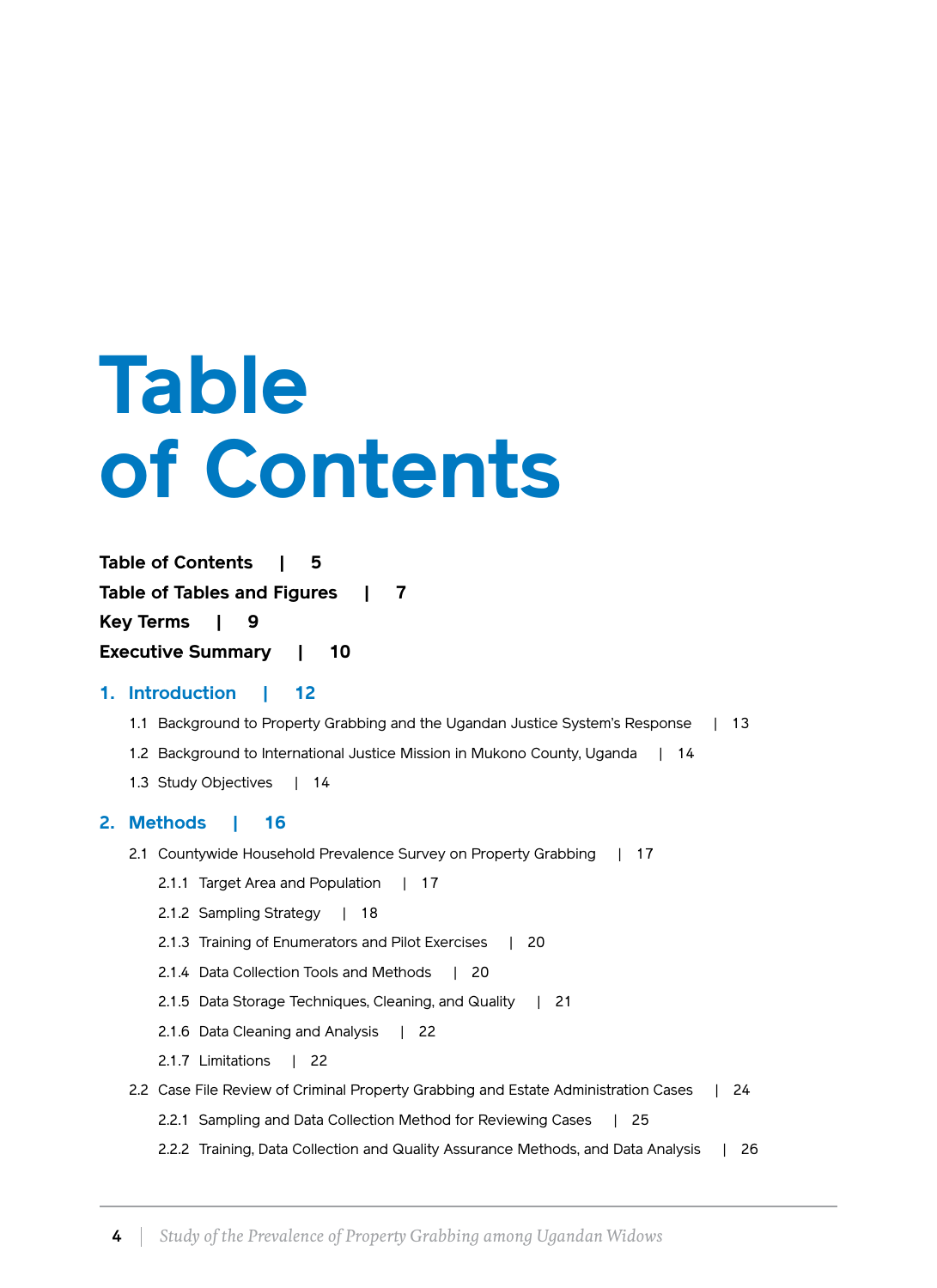# Table of Contents

**Table of Contents | 5**

**Table of Tables and Figures | 7**

**Key Terms | 9**

**Executive Summary | 10**

## 1. Introduction | 12

1.1 Background to Property Grabbing and the Ugandan Justice System's Response | 13

1.2 Background to International Justice Mission in Mukono County, Uganda | 14

1.3 Study Objectives | 14

## 2. Methods | 16

2.1 Countywide Household Prevalence Survey on Property Grabbing | 17

2.1.1 Target Area and Population | 17

2.1.2 Sampling Strategy | 18

2.1.3 Training of Enumerators and Pilot Exercises | 20

2.1.4 Data Collection Tools and Methods | 20

2.1.5 Data Storage Techniques, Cleaning, and Quality | 21

2.1.6 Data Cleaning and Analysis | 22

2.1.7 Limitations | 22

2.2 Case File Review of Criminal Property Grabbing and Estate Administration Cases | 24

2.2.1 Sampling and Data Collection Method for Reviewing Cases | 25

2.2.2 Training, Data Collection and Quality Assurance Methods, and Data Analysis | 26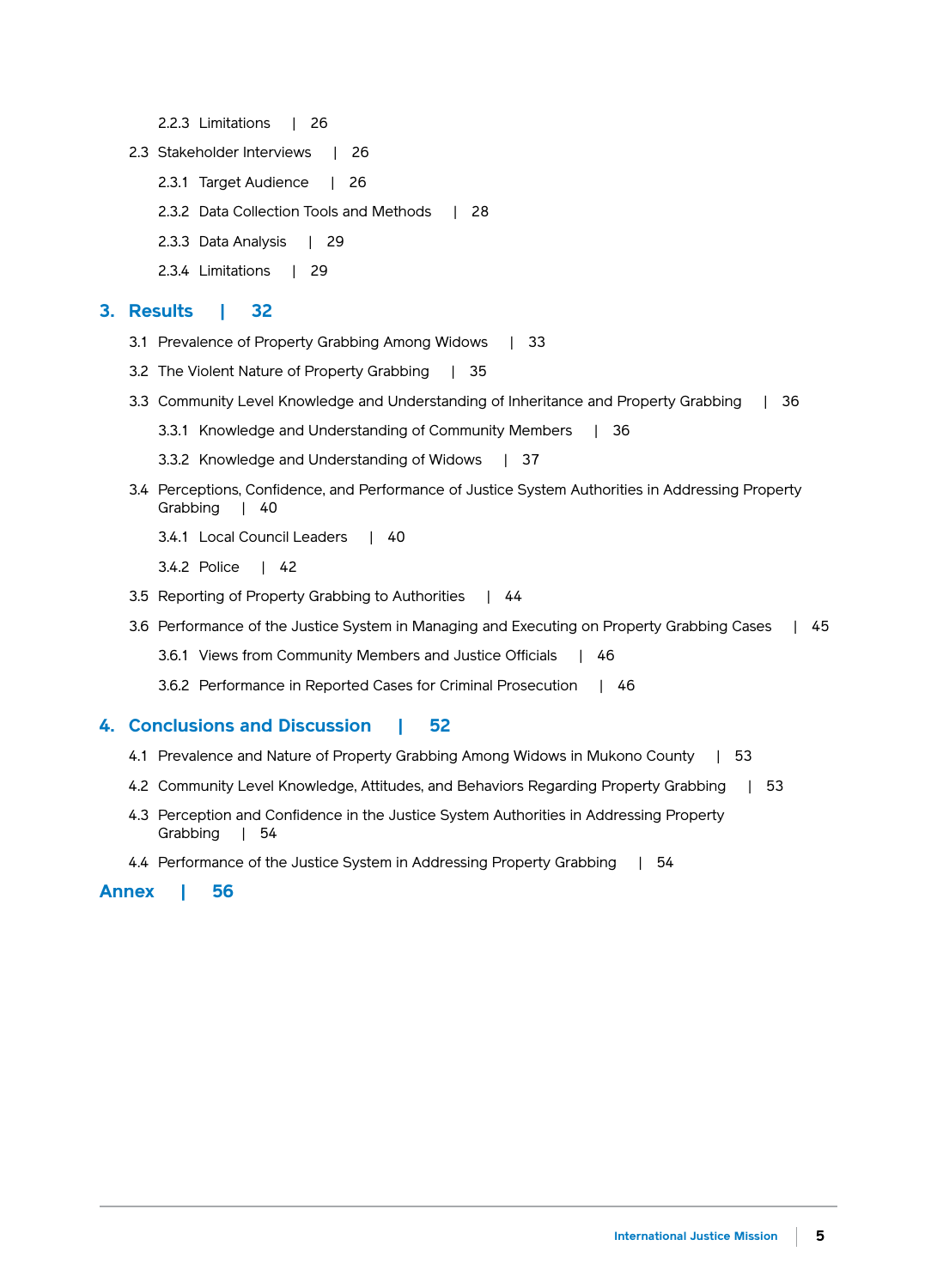2.2.3 Limitations | 26

2.3 Stakeholder Interviews | 26

2.3.1 Target Audience | 26

2.3.2 Data Collection Tools and Methods | 28

2.3.3 Data Analysis | 29

2.3.4 Limitations | 29

## 3. Results | 32

3.1 Prevalence of Property Grabbing Among Widows | 33

3.2 The Violent Nature of Property Grabbing | 35

3.3 Community Level Knowledge and Understanding of Inheritance and Property Grabbing | 36

3.3.1 Knowledge and Understanding of Community Members | 36

3.3.2 Knowledge and Understanding of Widows | 37

3.4 Perceptions, Confidence, and Performance of Justice System Authorities in Addressing Property Grabbing | 40

3.4.1 Local Council Leaders | 40

3.4.2 Police | 42

3.5 Reporting of Property Grabbing to Authorities | 44

3.6 Performance of the Justice System in Managing and Executing on Property Grabbing Cases | 45

3.6.1 Views from Community Members and Justice Officials | 46

3.6.2 Performance in Reported Cases for Criminal Prosecution | 46

## 4. Conclusions and Discussion | 52

4.1 Prevalence and Nature of Property Grabbing Among Widows in Mukono County | 53

4.2 Community Level Knowledge, Attitudes, and Behaviors Regarding Property Grabbing | 53

4.3 Perception and Confidence in the Justice System Authorities in Addressing Property Grabbing | 54

4.4 Performance of the Justice System in Addressing Property Grabbing | 54

## Annex | 56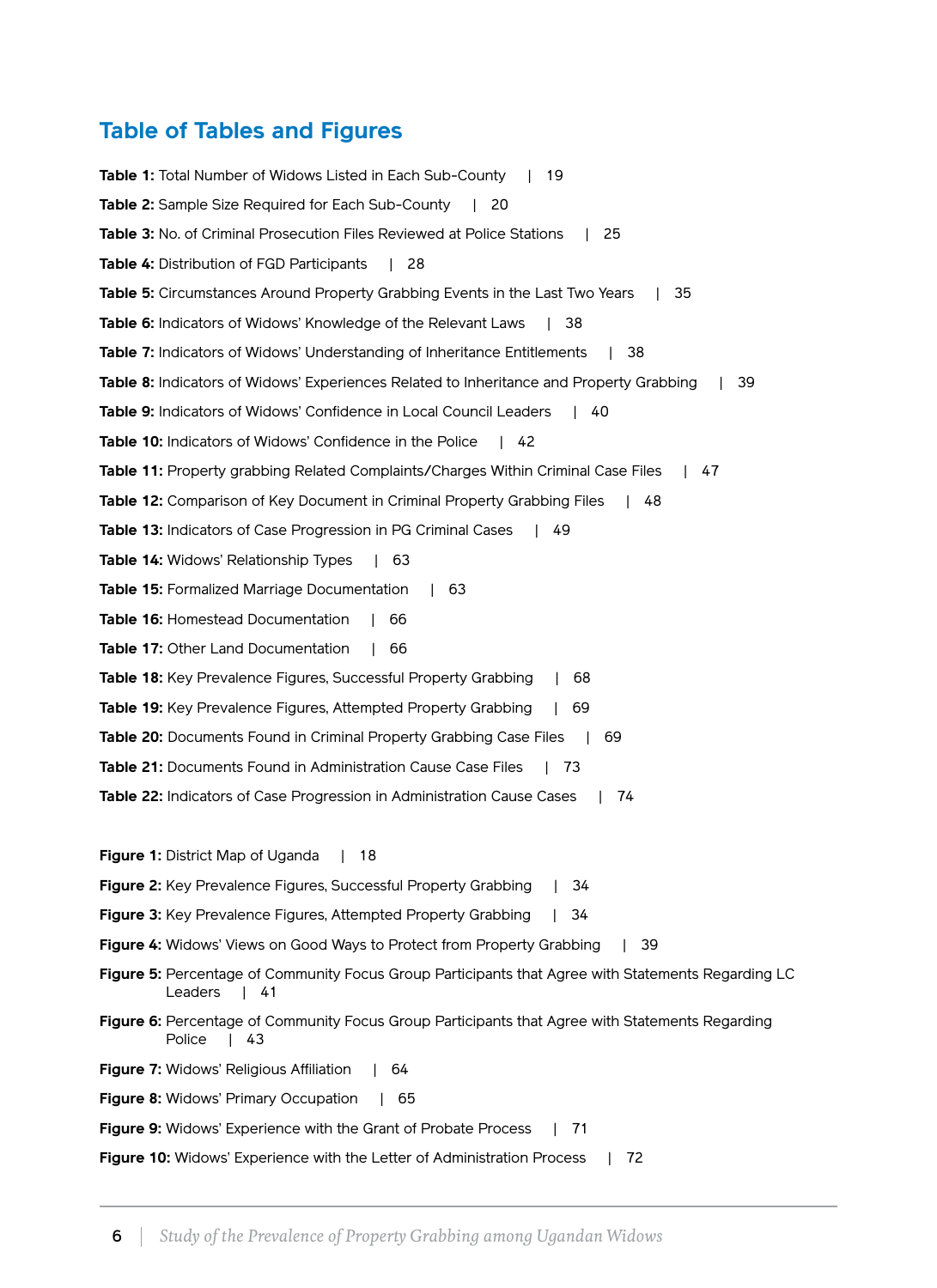## Table of Tables and Figures

**Table 1:** Total Number of Widows Listed in Each Sub-County | 19

**Table 2:** Sample Size Required for Each Sub-County | 20

**Table 3:** No. of Criminal Prosecution Files Reviewed at Police Stations | 25

**Table 4:** Distribution of FGD Participants | 28

**Table 5:** Circumstances Around Property Grabbing Events in the Last Two Years | 35

**Table 6:** Indicators of Widows' Knowledge of the Relevant Laws | 38

**Table 7:** Indicators of Widows' Understanding of Inheritance Entitlements | 38

**Table 8:** Indicators of Widows' Experiences Related to Inheritance and Property Grabbing | 39

**Table 9:** Indicators of Widows' Confidence in Local Council Leaders | 40

**Table 10:** Indicators of Widows' Confidence in the Police | 42

**Table 11:** Property grabbing Related Complaints/Charges Within Criminal Case Files | 47

**Table 12:** Comparison of Key Document in Criminal Property Grabbing Files | 48

**Table 13:** Indicators of Case Progression in PG Criminal Cases | 49

**Table 14:** Widows' Relationship Types | 63

**Table 15:** Formalized Marriage Documentation | 63

**Table 16:** Homestead Documentation | 66

**Table 17:** Other Land Documentation | 66

**Table 18:** Key Prevalence Figures, Successful Property Grabbing | 68

**Table 19:** Key Prevalence Figures, Attempted Property Grabbing | 69

**Table 20:** Documents Found in Criminal Property Grabbing Case Files | 69

**Table 21:** Documents Found in Administration Cause Case Files | 73

**Table 22:** Indicators of Case Progression in Administration Cause Cases | 74

**Figure 1:** District Map of Uganda | 18

**Figure 2:** Key Prevalence Figures, Successful Property Grabbing | 34

**Figure 3:** Key Prevalence Figures, Attempted Property Grabbing | 34

**Figure 4:** Widows' Views on Good Ways to Protect from Property Grabbing | 39

**Figure 5:** Percentage of Community Focus Group Participants that Agree with Statements Regarding LC Leaders | 41

**Figure 6:** Percentage of Community Focus Group Participants that Agree with Statements Regarding Police | 43

**Figure 7:** Widows' Religious Affiliation | 64

**Figure 8:** Widows' Primary Occupation | 65

**Figure 9:** Widows' Experience with the Grant of Probate Process | 71

**Figure 10:** Widows' Experience with the Letter of Administration Process | 72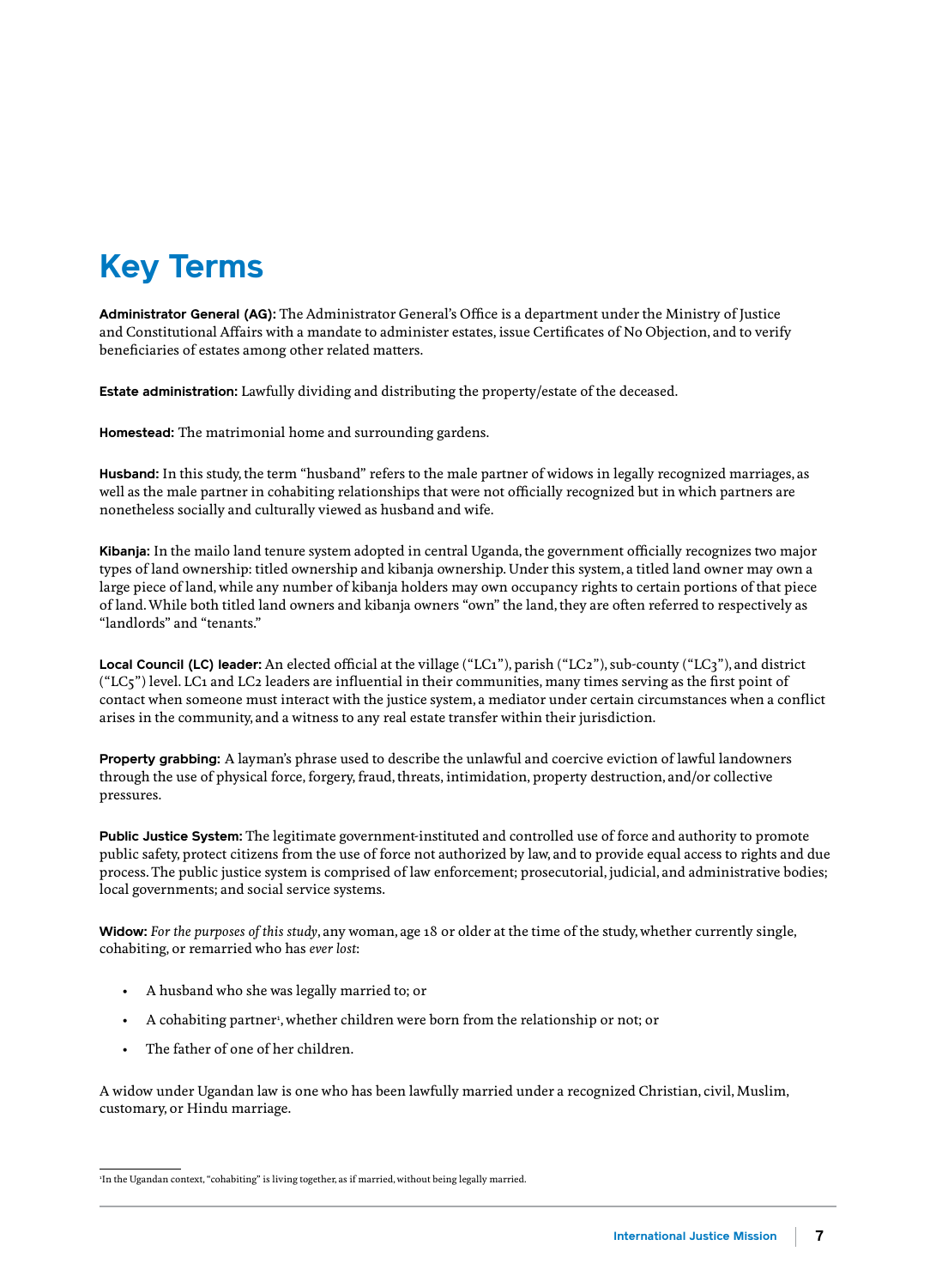# Key Terms

**Administrator General (AG):** The Administrator General's Office is a department under the Ministry of Justice and Constitutional Affairs with a mandate to administer estates, issue Certificates of No Objection, and to verify beneficiaries of estates among other related matters.

**Estate administration:** Lawfully dividing and distributing the property/estate of the deceased.

**Homestead:** The matrimonial home and surrounding gardens.

**Husband:** In this study, the term "husband" refers to the male partner of widows in legally recognized marriages, as well as the male partner in cohabiting relationships that were not officially recognized but in which partners are nonetheless socially and culturally viewed as husband and wife.

**Kibanja:** In the mailo land tenure system adopted in central Uganda, the government officially recognizes two major types of land ownership: titled ownership and kibanja ownership. Under this system, a titled land owner may own a large piece of land, while any number of kibanja holders may own occupancy rights to certain portions of that piece of land. While both titled land owners and kibanja owners "own" the land, they are often referred to respectively as "landlords" and "tenants."

**Local Council (LC) leader:** An elected official at the village ("LC1"), parish ("LC2"), sub-county ("LC3"), and district ("LC5") level. LC1 and LC2 leaders are influential in their communities, many times serving as the first point of contact when someone must interact with the justice system, a mediator under certain circumstances when a conflict arises in the community, and a witness to any real estate transfer within their jurisdiction.

**Property grabbing:** A layman's phrase used to describe the unlawful and coercive eviction of lawful landowners through the use of physical force, forgery, fraud, threats, intimidation, property destruction, and/or collective pressures.

**Public Justice System:** The legitimate government-instituted and controlled use of force and authority to promote public safety, protect citizens from the use of force not authorized by law, and to provide equal access to rights and due process. The public justice system is comprised of law enforcement; prosecutorial, judicial, and administrative bodies; local governments; and social service systems.

**Widow:** *For the purposes of this study*, any woman, age 18 or older at the time of the study, whether currently single, cohabiting, or remarried who has *ever lost*:

- A husband who she was legally married to; or
- A cohabiting partner[1], whether children were born from the relationship or not; or
- The father of one of her children.

A widow under Ugandan law is one who has been lawfully married under a recognized Christian, civil, Muslim, customary, or Hindu marriage.

[1] In the Ugandan context, "cohabiting" is living together, as if married, without being legally married.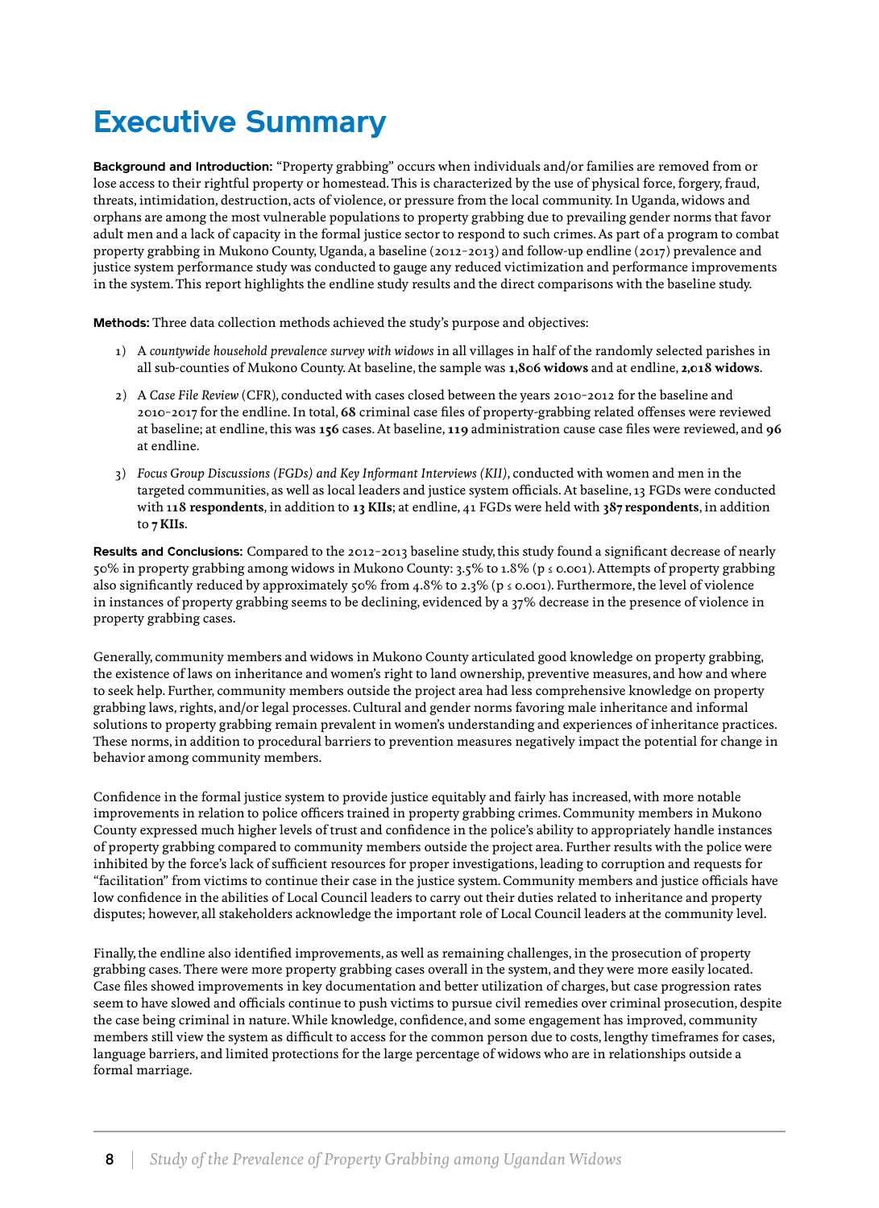# Executive Summary

**Background and Introduction:** "Property grabbing" occurs when individuals and/or families are removed from or lose access to their rightful property or homestead. This is characterized by the use of physical force, forgery, fraud, threats, intimidation, destruction, acts of violence, or pressure from the local community. In Uganda, widows and orphans are among the most vulnerable populations to property grabbing due to prevailing gender norms that favor adult men and a lack of capacity in the formal justice sector to respond to such crimes. As part of a program to combat property grabbing in Mukono County, Uganda, a baseline (2012–2013) and follow-up endline (2017) prevalence and justice system performance study was conducted to gauge any reduced victimization and performance improvements in the system. This report highlights the endline study results and the direct comparisons with the baseline study.

**Methods:** Three data collection methods achieved the study's purpose and objectives:

1) A *countywide household prevalence survey with widows* in all villages in half of the randomly selected parishes in all sub-counties of Mukono County. At baseline, the sample was **1,806 widows** and at endline, **2,018 widows**.

2) A *Case File Review* (CFR), conducted with cases closed between the years 2010–2012 for the baseline and 2010–2017 for the endline. In total, **68** criminal case files of property-grabbing related offenses were reviewed at baseline; at endline, this was **156** cases. At baseline, **119** administration cause case files were reviewed, and **96** at endline.

3) *Focus Group Discussions (FGDs) and Key Informant Interviews (KII)*, conducted with women and men in the targeted communities, as well as local leaders and justice system officials. At baseline, 13 FGDs were conducted with **118 respondents**, in addition to **13 KIIs**; at endline, 41 FGDs were held with **387 respondents**, in addition to **7 KIIs**.

**Results and Conclusions:** Compared to the 2012–2013 baseline study, this study found a significant decrease of nearly 50% in property grabbing among widows in Mukono County: 3.5% to 1.8% ($p \leq 0.001$). Attempts of property grabbing also significantly reduced by approximately 50% from 4.8% to 2.3% ($p \leq 0.001$). Furthermore, the level of violence in instances of property grabbing seems to be declining, evidenced by a 37% decrease in the presence of violence in property grabbing cases.

Generally, community members and widows in Mukono County articulated good knowledge on property grabbing, the existence of laws on inheritance and women's right to land ownership, preventive measures, and how and where to seek help. Further, community members outside the project area had less comprehensive knowledge on property grabbing laws, rights, and/or legal processes. Cultural and gender norms favoring male inheritance and informal solutions to property grabbing remain prevalent in women's understanding and experiences of inheritance practices. These norms, in addition to procedural barriers to prevention measures negatively impact the potential for change in behavior among community members.

Confidence in the formal justice system to provide justice equitably and fairly has increased, with more notable improvements in relation to police officers trained in property grabbing crimes. Community members in Mukono County expressed much higher levels of trust and confidence in the police's ability to appropriately handle instances of property grabbing compared to community members outside the project area. Further results with the police were inhibited by the force's lack of sufficient resources for proper investigations, leading to corruption and requests for "facilitation" from victims to continue their case in the justice system. Community members and justice officials have low confidence in the abilities of Local Council leaders to carry out their duties related to inheritance and property disputes; however, all stakeholders acknowledge the important role of Local Council leaders at the community level.

Finally, the endline also identified improvements, as well as remaining challenges, in the prosecution of property grabbing cases. There were more property grabbing cases overall in the system, and they were more easily located. Case files showed improvements in key documentation and better utilization of charges, but case progression rates seem to have slowed and officials continue to push victims to pursue civil remedies over criminal prosecution, despite the case being criminal in nature. While knowledge, confidence, and some engagement has improved, community members still view the system as difficult to access for the common person due to costs, lengthy timeframes for cases, language barriers, and limited protections for the large percentage of widows who are in relationships outside a formal marriage.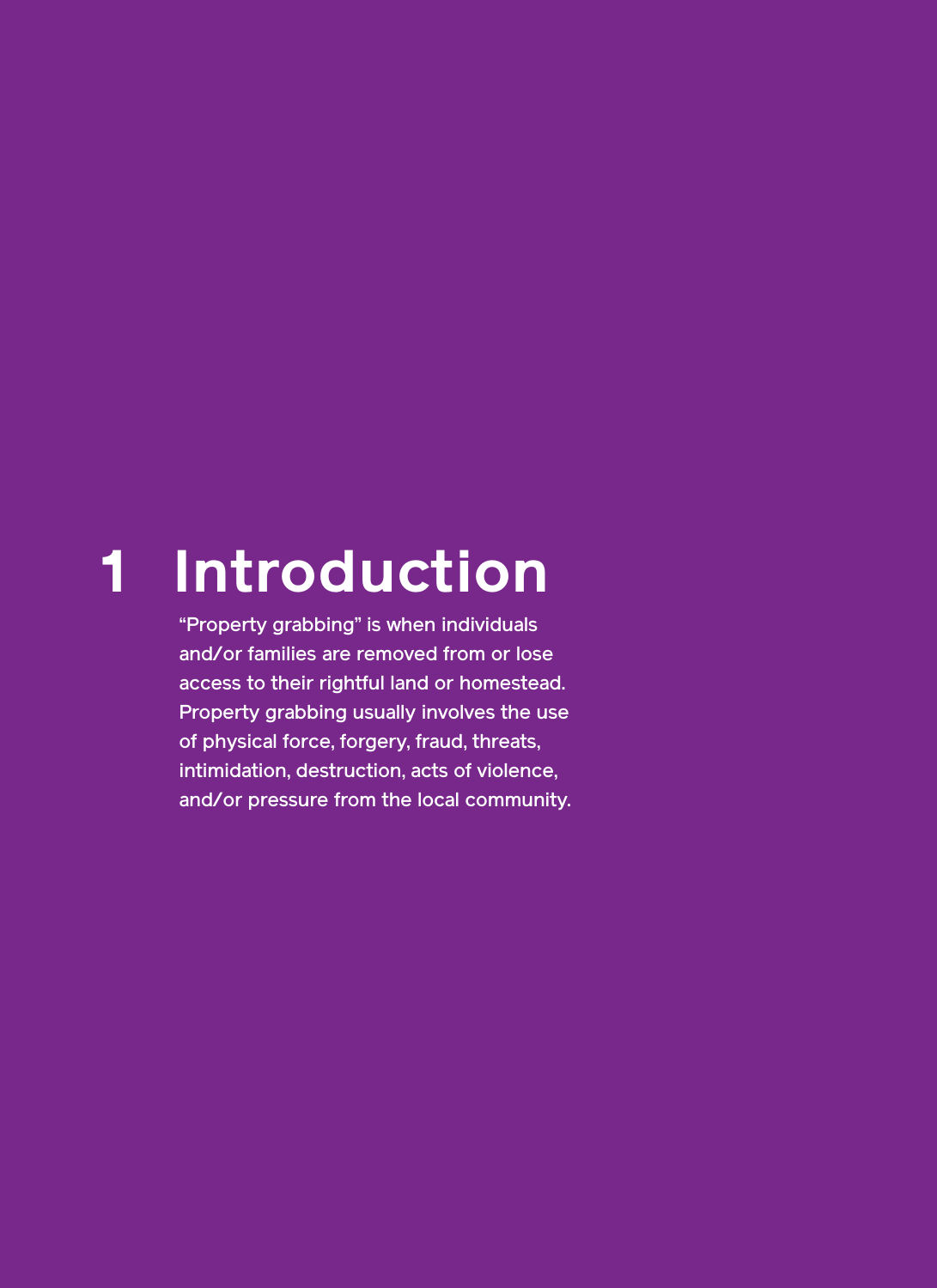# 1 Introduction

"Property grabbing" is when individuals and/or families are removed from or lose access to their rightful land or homestead. Property grabbing usually involves the use of physical force, forgery, fraud, threats, intimidation, destruction, acts of violence, and/or pressure from the local community.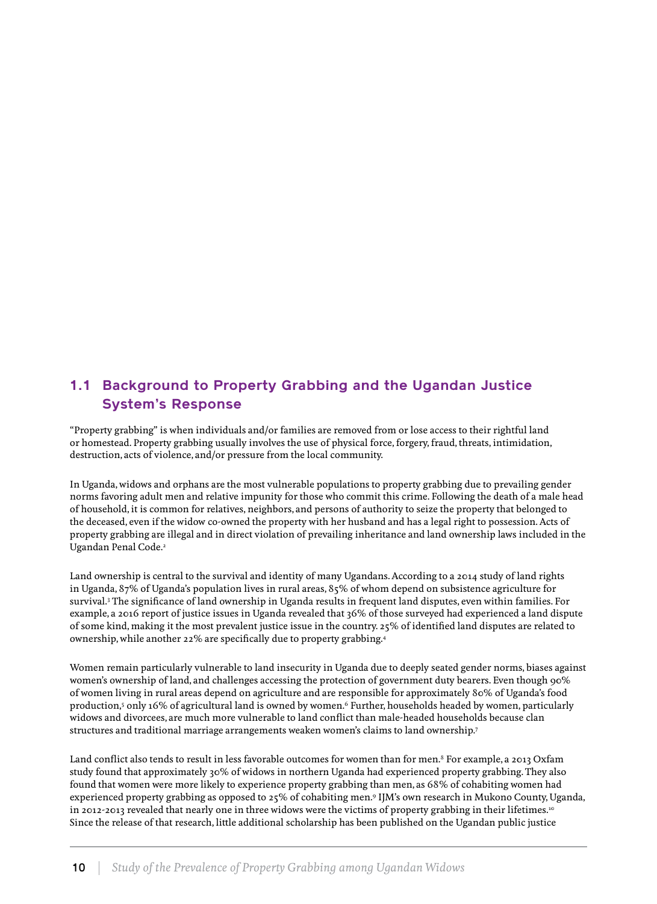## 1.1 Background to Property Grabbing and the Ugandan Justice System's Response

"Property grabbing" is when individuals and/or families are removed from or lose access to their rightful land or homestead. Property grabbing usually involves the use of physical force, forgery, fraud, threats, intimidation, destruction, acts of violence, and/or pressure from the local community.

In Uganda, widows and orphans are the most vulnerable populations to property grabbing due to prevailing gender norms favoring adult men and relative impunity for those who commit this crime. Following the death of a male head of household, it is common for relatives, neighbors, and persons of authority to seize the property that belonged to the deceased, even if the widow co-owned the property with her husband and has a legal right to possession. Acts of property grabbing are illegal and in direct violation of prevailing inheritance and land ownership laws included in the Ugandan Penal Code.[2]

Land ownership is central to the survival and identity of many Ugandans. According to a 2014 study of land rights in Uganda, 87% of Uganda's population lives in rural areas, 85% of whom depend on subsistence agriculture for survival.[3] The significance of land ownership in Uganda results in frequent land disputes, even within families. For example, a 2016 report of justice issues in Uganda revealed that 36% of those surveyed had experienced a land dispute of some kind, making it the most prevalent justice issue in the country. 25% of identified land disputes are related to ownership, while another 22% are specifically due to property grabbing.[4]

Women remain particularly vulnerable to land insecurity in Uganda due to deeply seated gender norms, biases against women's ownership of land, and challenges accessing the protection of government duty bearers. Even though 90% of women living in rural areas depend on agriculture and are responsible for approximately 80% of Uganda's food production,[5] only 16% of agricultural land is owned by women.[6] Further, households headed by women, particularly widows and divorcees, are much more vulnerable to land conflict than male-headed households because clan structures and traditional marriage arrangements weaken women's claims to land ownership.[7]

Land conflict also tends to result in less favorable outcomes for women than for men.[8] For example, a 2013 Oxfam study found that approximately 30% of widows in northern Uganda had experienced property grabbing. They also found that women were more likely to experience property grabbing than men, as 68% of cohabiting women had experienced property grabbing as opposed to 25% of cohabiting men.[9] IJM's own research in Mukono County, Uganda, in 2012-2013 revealed that nearly one in three widows were the victims of property grabbing in their lifetimes.[10] Since the release of that research, little additional scholarship has been published on the Ugandan public justice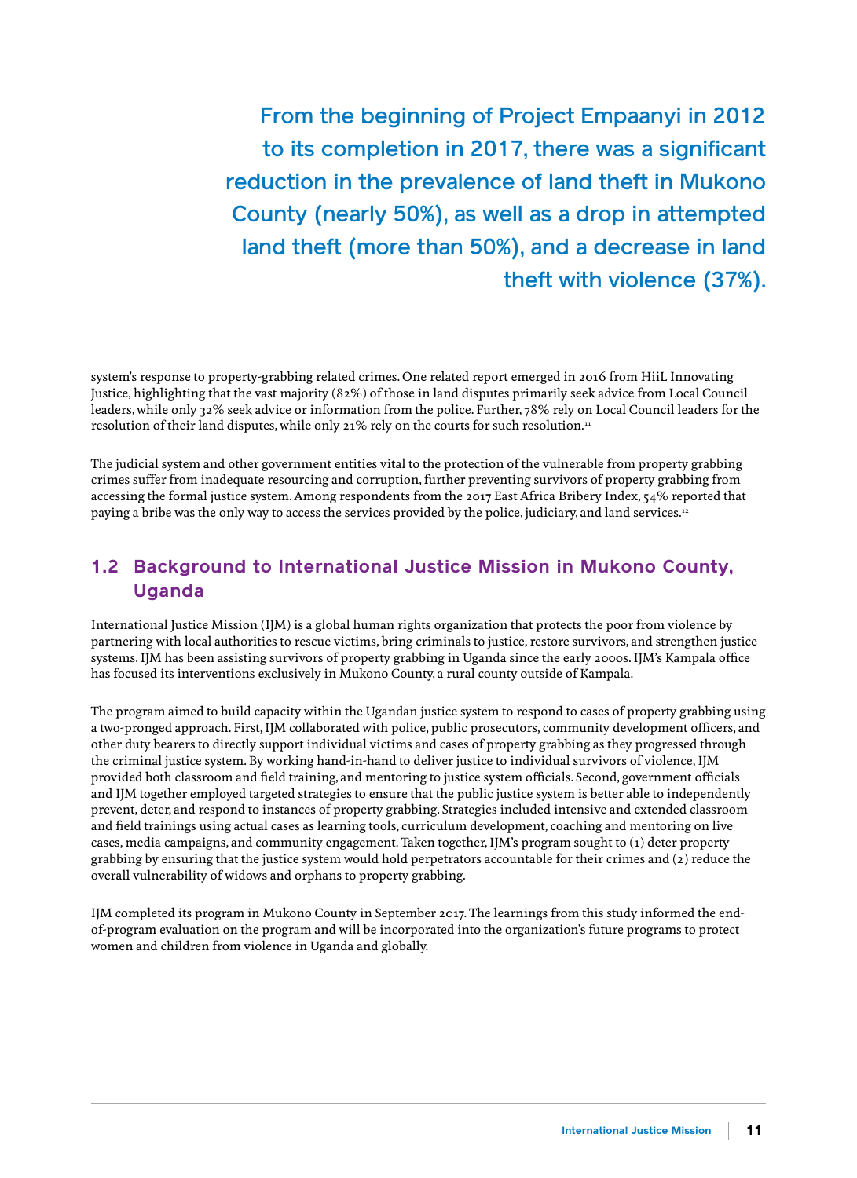> From the beginning of Project Empaanyi in 2012 to its completion in 2017, there was a significant reduction in the prevalence of land theft in Mukono County (nearly 50%), as well as a drop in attempted land theft (more than 50%), and a decrease in land theft with violence (37%).

system's response to property-grabbing related crimes. One related report emerged in 2016 from HiiL Innovating Justice, highlighting that the vast majority (82%) of those in land disputes primarily seek advice from Local Council leaders, while only 32% seek advice or information from the police. Further, 78% rely on Local Council leaders for the resolution of their land disputes, while only 21% rely on the courts for such resolution.[11]

The judicial system and other government entities vital to the protection of the vulnerable from property grabbing crimes suffer from inadequate resourcing and corruption, further preventing survivors of property grabbing from accessing the formal justice system. Among respondents from the 2017 East Africa Bribery Index, 54% reported that paying a bribe was the only way to access the services provided by the police, judiciary, and land services.[12]

## 1.2 Background to International Justice Mission in Mukono County, Uganda

International Justice Mission (IJM) is a global human rights organization that protects the poor from violence by partnering with local authorities to rescue victims, bring criminals to justice, restore survivors, and strengthen justice systems. IJM has been assisting survivors of property grabbing in Uganda since the early 2000s. IJM's Kampala office has focused its interventions exclusively in Mukono County, a rural county outside of Kampala.

The program aimed to build capacity within the Ugandan justice system to respond to cases of property grabbing using a two-pronged approach. First, IJM collaborated with police, public prosecutors, community development officers, and other duty bearers to directly support individual victims and cases of property grabbing as they progressed through the criminal justice system. By working hand-in-hand to deliver justice to individual survivors of violence, IJM provided both classroom and field training, and mentoring to justice system officials. Second, government officials and IJM together employed targeted strategies to ensure that the public justice system is better able to independently prevent, deter, and respond to instances of property grabbing. Strategies included intensive and extended classroom and field trainings using actual cases as learning tools, curriculum development, coaching and mentoring on live cases, media campaigns, and community engagement. Taken together, IJM's program sought to (1) deter property grabbing by ensuring that the justice system would hold perpetrators accountable for their crimes and (2) reduce the overall vulnerability of widows and orphans to property grabbing.

IJM completed its program in Mukono County in September 2017. The learnings from this study informed the end-of-program evaluation on the program and will be incorporated into the organization's future programs to protect women and children from violence in Uganda and globally.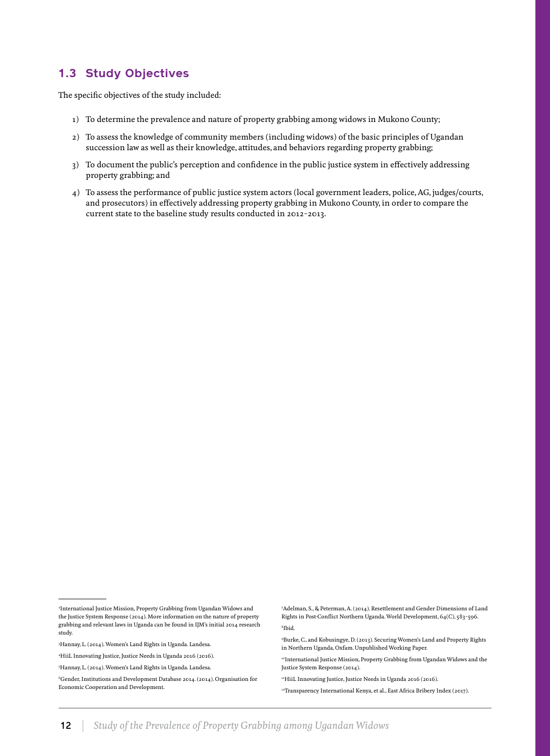## 1.3 Study Objectives

The specific objectives of the study included:

1) To determine the prevalence and nature of property grabbing among widows in Mukono County;
2) To assess the knowledge of community members (including widows) of the basic principles of Ugandan succession law as well as their knowledge, attitudes, and behaviors regarding property grabbing;
3) To document the public's perception and confidence in the public justice system in effectively addressing property grabbing; and
4) To assess the performance of public justice system actors (local government leaders, police, AG, judges/courts, and prosecutors) in effectively addressing property grabbing in Mukono County, in order to compare the current state to the baseline study results conducted in 2012-2013.

---

[2]International Justice Mission, Property Grabbing from Ugandan Widows and the Justice System Response (2014). More information on the nature of property grabbing and relevant laws in Uganda can be found in IJM's initial 2014 research study.

[3]Hannay, L. (2014). Women's Land Rights in Uganda. Landesa.

[4]HiiL Innovating Justice, Justice Needs in Uganda 2016 (2016).

[5]Hannay, L. (2014). Women's Land Rights in Uganda. Landesa.

[6]Gender, Institutions and Development Database 2014. (2014). Organisation for Economic Cooperation and Development.

[7]Adelman, S., & Peterman, A. (2014). Resettlement and Gender Dimensions of Land Rights in Post-Conflict Northern Uganda. World Development, 64(C), 583-596.

[8]Ibid.

[9]Burke, C., and Kobusingye, D. (2013). Securing Women's Land and Property Rights in Northern Uganda, Oxfam. Unpublished Working Paper.

[10]International Justice Mission, Property Grabbing from Ugandan Widows and the Justice System Response (2014).

[11]HiiL Innovating Justice, Justice Needs in Uganda 2016 (2016).

[12]Transparency International Kenya, et al., East Africa Bribery Index (2017).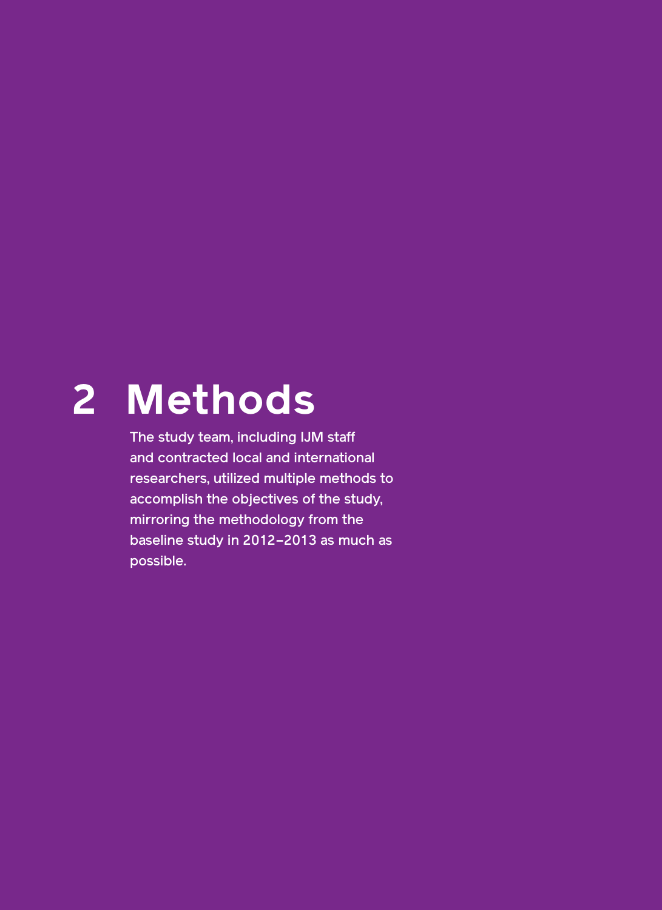# 2 Methods

The study team, including IJM staff and contracted local and international researchers, utilized multiple methods to accomplish the objectives of the study, mirroring the methodology from the baseline study in 2012–2013 as much as possible.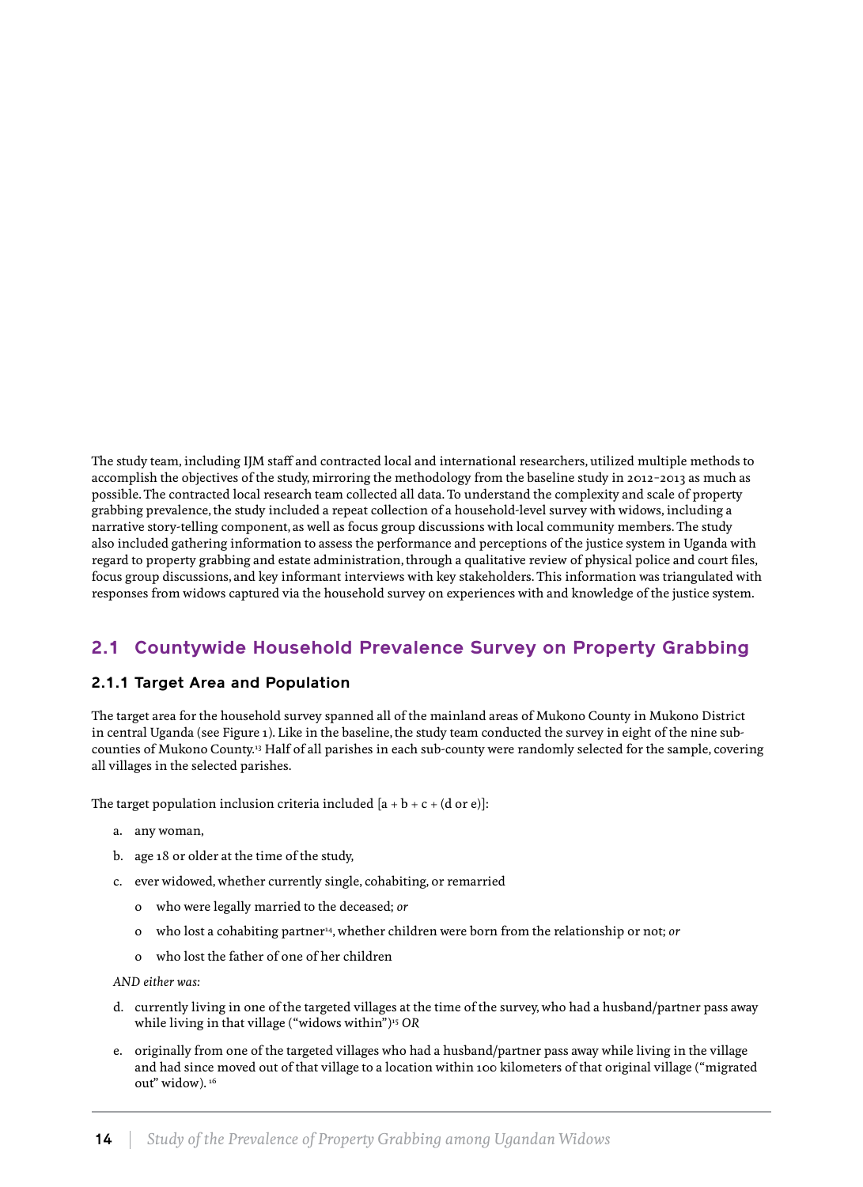The study team, including IJM staff and contracted local and international researchers, utilized multiple methods to accomplish the objectives of the study, mirroring the methodology from the baseline study in 2012–2013 as much as possible. The contracted local research team collected all data. To understand the complexity and scale of property grabbing prevalence, the study included a repeat collection of a household-level survey with widows, including a narrative story-telling component, as well as focus group discussions with local community members. The study also included gathering information to assess the performance and perceptions of the justice system in Uganda with regard to property grabbing and estate administration, through a qualitative review of physical police and court files, focus group discussions, and key informant interviews with key stakeholders. This information was triangulated with responses from widows captured via the household survey on experiences with and knowledge of the justice system.

## 2.1 Countywide Household Prevalence Survey on Property Grabbing

### 2.1.1 Target Area and Population

The target area for the household survey spanned all of the mainland areas of Mukono County in Mukono District in central Uganda (see Figure 1). Like in the baseline, the study team conducted the survey in eight of the nine sub-counties of Mukono County.[13] Half of all parishes in each sub-county were randomly selected for the sample, covering all villages in the selected parishes.

The target population inclusion criteria included [a + b + c + (d or e)]:

a. any woman,

b. age 18 or older at the time of the study,

c. ever widowed, whether currently single, cohabiting, or remarried
   - who were legally married to the deceased; *or*
   - who lost a cohabiting partner[14], whether children were born from the relationship or not; *or*
   - who lost the father of one of her children

*AND either was:*

d. currently living in one of the targeted villages at the time of the survey, who had a husband/partner pass away while living in that village ("widows within")[15] *OR*

e. originally from one of the targeted villages who had a husband/partner pass away while living in the village and had since moved out of that village to a location within 100 kilometers of that original village ("migrated out" widow).[16]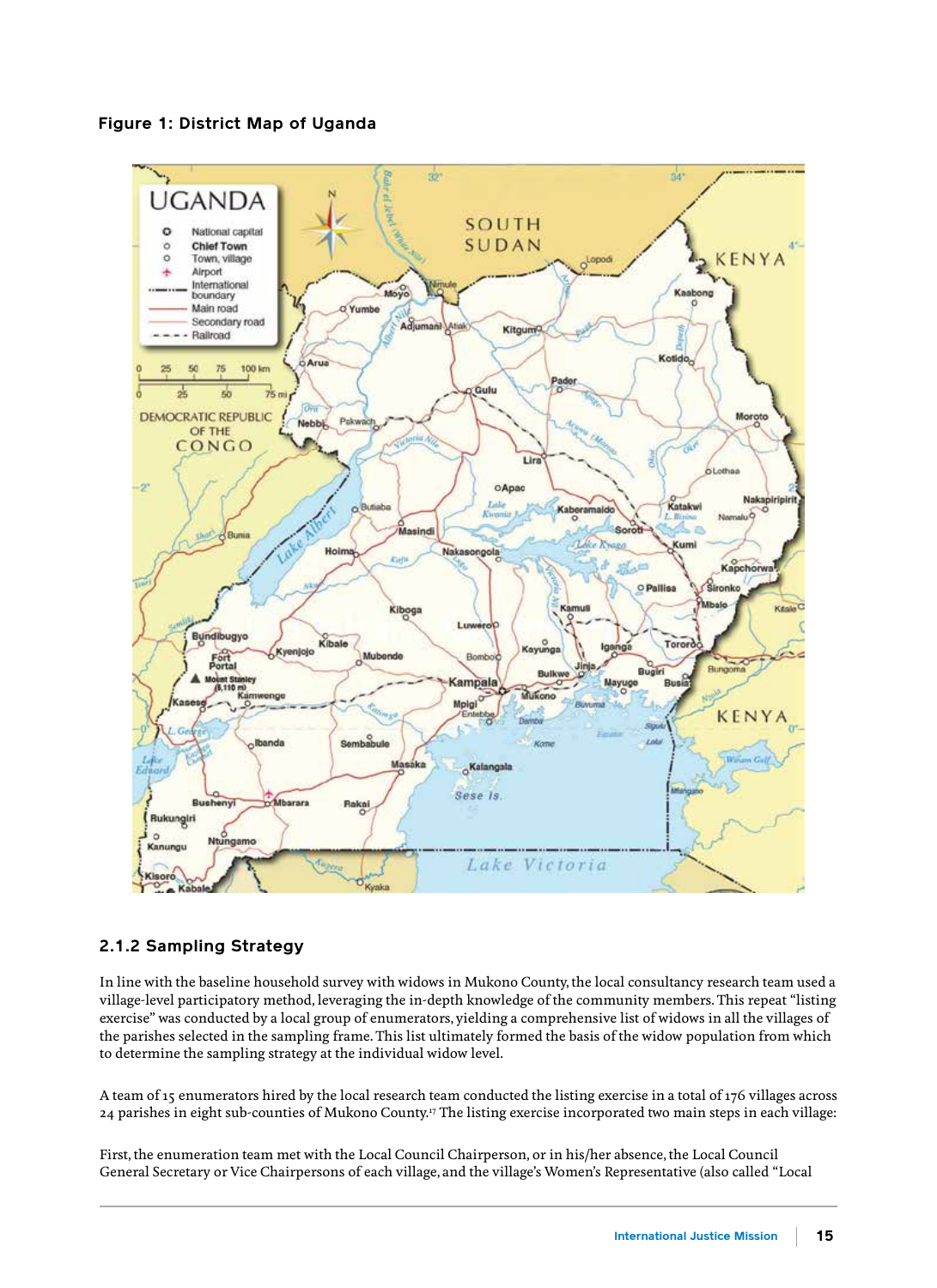**Figure 1: District Map of Uganda**

### 2.1.2 Sampling Strategy

In line with the baseline household survey with widows in Mukono County, the local consultancy research team used a village-level participatory method, leveraging the in-depth knowledge of the community members. This repeat "listing exercise" was conducted by a local group of enumerators, yielding a comprehensive list of widows in all the villages of the parishes selected in the sampling frame. This list ultimately formed the basis of the widow population from which to determine the sampling strategy at the individual widow level.

A team of 15 enumerators hired by the local research team conducted the listing exercise in a total of 176 villages across 24 parishes in eight sub-counties of Mukono County.[17] The listing exercise incorporated two main steps in each village:

First, the enumeration team met with the Local Council Chairperson, or in his/her absence, the Local Council General Secretary or Vice Chairpersons of each village, and the village's Women's Representative (also called "Local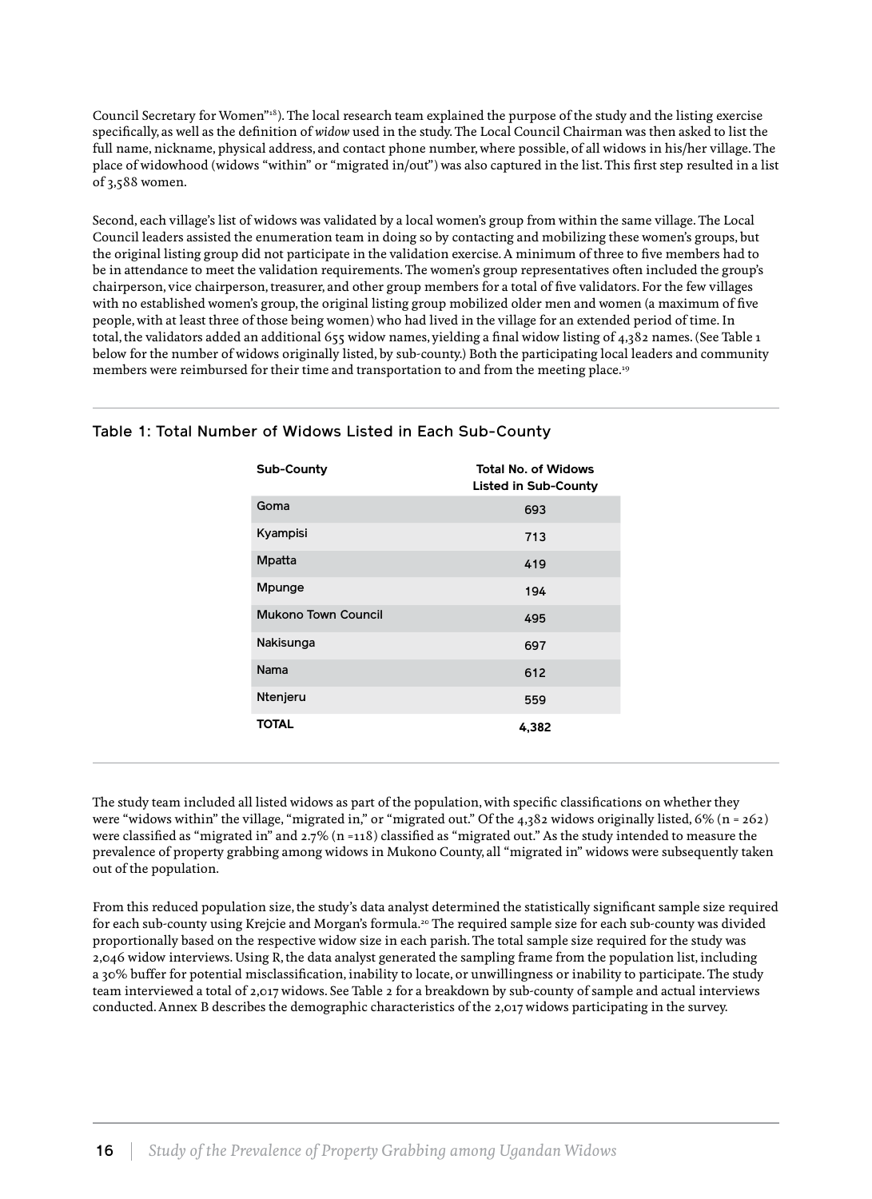Council Secretary for Women"[18]). The local research team explained the purpose of the study and the listing exercise specifically, as well as the definition of *widow* used in the study. The Local Council Chairman was then asked to list the full name, nickname, physical address, and contact phone number, where possible, of all widows in his/her village. The place of widowhood (widows "within" or "migrated in/out") was also captured in the list. This first step resulted in a list of 3,588 women.

Second, each village's list of widows was validated by a local women's group from within the same village. The Local Council leaders assisted the enumeration team in doing so by contacting and mobilizing these women's groups, but the original listing group did not participate in the validation exercise. A minimum of three to five members had to be in attendance to meet the validation requirements. The women's group representatives often included the group's chairperson, vice chairperson, treasurer, and other group members for a total of five validators. For the few villages with no established women's group, the original listing group mobilized older men and women (a maximum of five people, with at least three of those being women) who had lived in the village for an extended period of time. In total, the validators added an additional 655 widow names, yielding a final widow listing of 4,382 names. (See Table 1 below for the number of widows originally listed, by sub-county.) Both the participating local leaders and community members were reimbursed for their time and transportation to and from the meeting place.[19]

### Table 1: Total Number of Widows Listed in Each Sub-County

| Sub-County | Total No. of Widows Listed in Sub-County |
|---|---|
| Goma | 693 |
| Kyampisi | 713 |
| Mpatta | 419 |
| Mpunge | 194 |
| Mukono Town Council | 495 |
| Nakisunga | 697 |
| Nama | 612 |
| Ntenjeru | 559 |
| **TOTAL** | **4,382** |

The study team included all listed widows as part of the population, with specific classifications on whether they were "widows within" the village, "migrated in," or "migrated out." Of the 4,382 widows originally listed, 6% (n = 262) were classified as "migrated in" and 2.7% (n =118) classified as "migrated out." As the study intended to measure the prevalence of property grabbing among widows in Mukono County, all "migrated in" widows were subsequently taken out of the population.

From this reduced population size, the study's data analyst determined the statistically significant sample size required for each sub-county using Krejcie and Morgan's formula.[20] The required sample size for each sub-county was divided proportionally based on the respective widow size in each parish. The total sample size required for the study was 2,046 widow interviews. Using R, the data analyst generated the sampling frame from the population list, including a 30% buffer for potential misclassification, inability to locate, or unwillingness or inability to participate. The study team interviewed a total of 2,017 widows. See Table 2 for a breakdown by sub-county of sample and actual interviews conducted. Annex B describes the demographic characteristics of the 2,017 widows participating in the survey.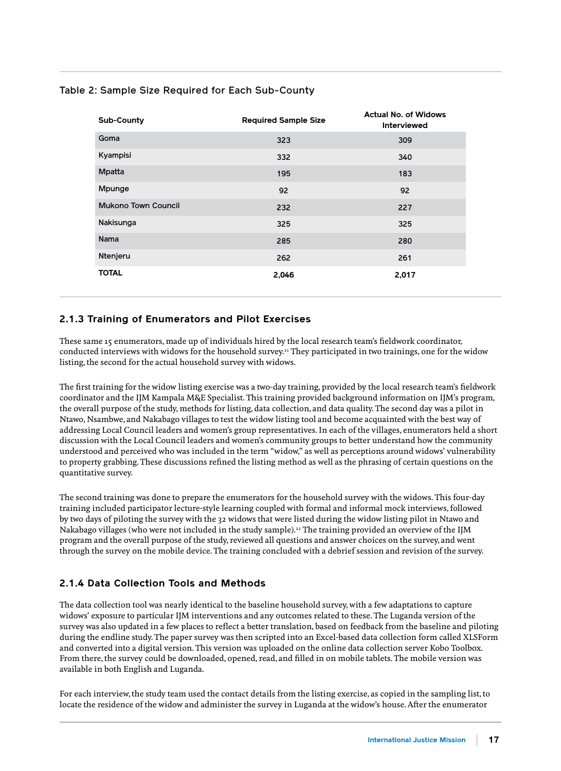Table 2: Sample Size Required for Each Sub-County

| Sub-County | Required Sample Size | Actual No. of Widows Interviewed |
|---|---|---|
| Goma | 323 | 309 |
| Kyampisi | 332 | 340 |
| Mpatta | 195 | 183 |
| Mpunge | 92 | 92 |
| Mukono Town Council | 232 | 227 |
| Nakisunga | 325 | 325 |
| Nama | 285 | 280 |
| Ntenjeru | 262 | 261 |
| **TOTAL** | **2,046** | **2,017** |

### 2.1.3 Training of Enumerators and Pilot Exercises

These same 15 enumerators, made up of individuals hired by the local research team's fieldwork coordinator, conducted interviews with widows for the household survey.[21] They participated in two trainings, one for the widow listing, the second for the actual household survey with widows.

The first training for the widow listing exercise was a two-day training, provided by the local research team's fieldwork coordinator and the IJM Kampala M&E Specialist. This training provided background information on IJM's program, the overall purpose of the study, methods for listing, data collection, and data quality. The second day was a pilot in Ntawo, Nsambwe, and Nakabago villages to test the widow listing tool and become acquainted with the best way of addressing Local Council leaders and women's group representatives. In each of the villages, enumerators held a short discussion with the Local Council leaders and women's community groups to better understand how the community understood and perceived who was included in the term "widow," as well as perceptions around widows' vulnerability to property grabbing. These discussions refined the listing method as well as the phrasing of certain questions on the quantitative survey.

The second training was done to prepare the enumerators for the household survey with the widows. This four-day training included participator lecture-style learning coupled with formal and informal mock interviews, followed by two days of piloting the survey with the 32 widows that were listed during the widow listing pilot in Ntawo and Nakabago villages (who were not included in the study sample).[22] The training provided an overview of the IJM program and the overall purpose of the study, reviewed all questions and answer choices on the survey, and went through the survey on the mobile device. The training concluded with a debrief session and revision of the survey.

### 2.1.4 Data Collection Tools and Methods

The data collection tool was nearly identical to the baseline household survey, with a few adaptations to capture widows' exposure to particular IJM interventions and any outcomes related to these. The Luganda version of the survey was also updated in a few places to reflect a better translation, based on feedback from the baseline and piloting during the endline study. The paper survey was then scripted into an Excel-based data collection form called XLSForm and converted into a digital version. This version was uploaded on the online data collection server Kobo Toolbox. From there, the survey could be downloaded, opened, read, and filled in on mobile tablets. The mobile version was available in both English and Luganda.

For each interview, the study team used the contact details from the listing exercise, as copied in the sampling list, to locate the residence of the widow and administer the survey in Luganda at the widow's house. After the enumerator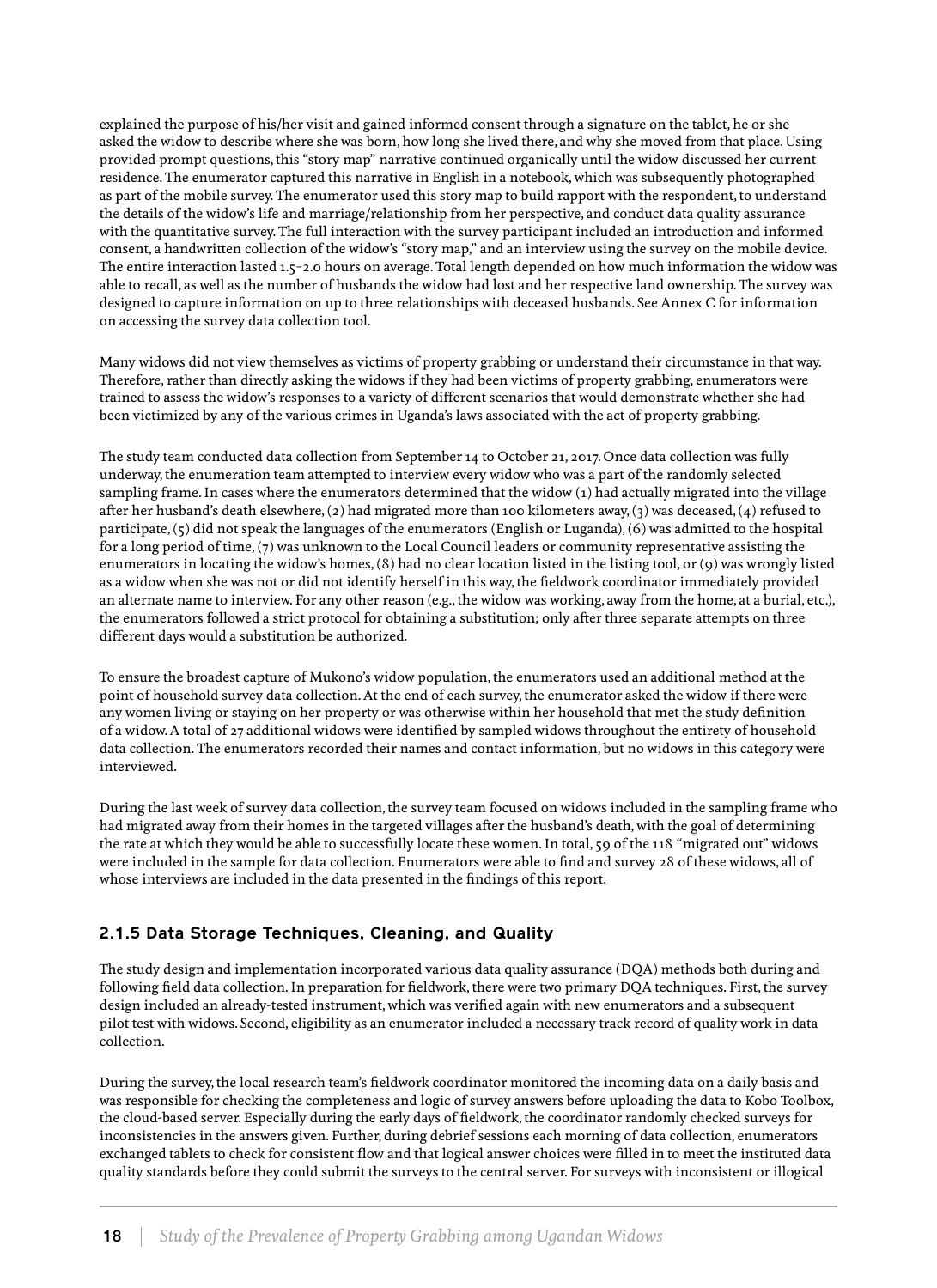explained the purpose of his/her visit and gained informed consent through a signature on the tablet, he or she asked the widow to describe where she was born, how long she lived there, and why she moved from that place. Using provided prompt questions, this "story map" narrative continued organically until the widow discussed her current residence. The enumerator captured this narrative in English in a notebook, which was subsequently photographed as part of the mobile survey. The enumerator used this story map to build rapport with the respondent, to understand the details of the widow's life and marriage/relationship from her perspective, and conduct data quality assurance with the quantitative survey. The full interaction with the survey participant included an introduction and informed consent, a handwritten collection of the widow's "story map," and an interview using the survey on the mobile device. The entire interaction lasted 1.5-2.0 hours on average. Total length depended on how much information the widow was able to recall, as well as the number of husbands the widow had lost and her respective land ownership. The survey was designed to capture information on up to three relationships with deceased husbands. See Annex C for information on accessing the survey data collection tool.

Many widows did not view themselves as victims of property grabbing or understand their circumstance in that way. Therefore, rather than directly asking the widows if they had been victims of property grabbing, enumerators were trained to assess the widow's responses to a variety of different scenarios that would demonstrate whether she had been victimized by any of the various crimes in Uganda's laws associated with the act of property grabbing.

The study team conducted data collection from September 14 to October 21, 2017. Once data collection was fully underway, the enumeration team attempted to interview every widow who was a part of the randomly selected sampling frame. In cases where the enumerators determined that the widow (1) had actually migrated into the village after her husband's death elsewhere, (2) had migrated more than 100 kilometers away, (3) was deceased, (4) refused to participate, (5) did not speak the languages of the enumerators (English or Luganda), (6) was admitted to the hospital for a long period of time, (7) was unknown to the Local Council leaders or community representative assisting the enumerators in locating the widow's homes, (8) had no clear location listed in the listing tool, or (9) was wrongly listed as a widow when she was not or did not identify herself in this way, the fieldwork coordinator immediately provided an alternate name to interview. For any other reason (e.g., the widow was working, away from the home, at a burial, etc.), the enumerators followed a strict protocol for obtaining a substitution; only after three separate attempts on three different days would a substitution be authorized.

To ensure the broadest capture of Mukono's widow population, the enumerators used an additional method at the point of household survey data collection. At the end of each survey, the enumerator asked the widow if there were any women living or staying on her property or was otherwise within her household that met the study definition of a widow. A total of 27 additional widows were identified by sampled widows throughout the entirety of household data collection. The enumerators recorded their names and contact information, but no widows in this category were interviewed.

During the last week of survey data collection, the survey team focused on widows included in the sampling frame who had migrated away from their homes in the targeted villages after the husband's death, with the goal of determining the rate at which they would be able to successfully locate these women. In total, 59 of the 118 "migrated out" widows were included in the sample for data collection. Enumerators were able to find and survey 28 of these widows, all of whose interviews are included in the data presented in the findings of this report.

### 2.1.5 Data Storage Techniques, Cleaning, and Quality

The study design and implementation incorporated various data quality assurance (DQA) methods both during and following field data collection. In preparation for fieldwork, there were two primary DQA techniques. First, the survey design included an already-tested instrument, which was verified again with new enumerators and a subsequent pilot test with widows. Second, eligibility as an enumerator included a necessary track record of quality work in data collection.

During the survey, the local research team's fieldwork coordinator monitored the incoming data on a daily basis and was responsible for checking the completeness and logic of survey answers before uploading the data to Kobo Toolbox, the cloud-based server. Especially during the early days of fieldwork, the coordinator randomly checked surveys for inconsistencies in the answers given. Further, during debrief sessions each morning of data collection, enumerators exchanged tablets to check for consistent flow and that logical answer choices were filled in to meet the instituted data quality standards before they could submit the surveys to the central server. For surveys with inconsistent or illogical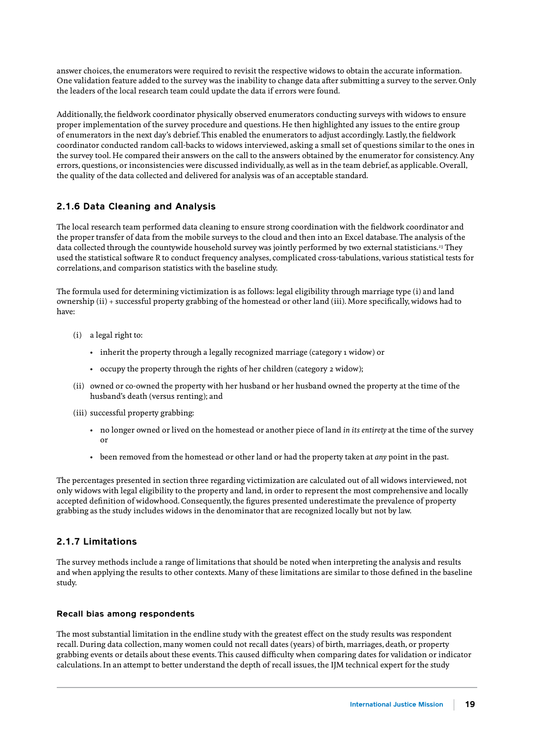answer choices, the enumerators were required to revisit the respective widows to obtain the accurate information. One validation feature added to the survey was the inability to change data after submitting a survey to the server. Only the leaders of the local research team could update the data if errors were found.

Additionally, the fieldwork coordinator physically observed enumerators conducting surveys with widows to ensure proper implementation of the survey procedure and questions. He then highlighted any issues to the entire group of enumerators in the next day's debrief. This enabled the enumerators to adjust accordingly. Lastly, the fieldwork coordinator conducted random call-backs to widows interviewed, asking a small set of questions similar to the ones in the survey tool. He compared their answers on the call to the answers obtained by the enumerator for consistency. Any errors, questions, or inconsistencies were discussed individually, as well as in the team debrief, as applicable. Overall, the quality of the data collected and delivered for analysis was of an acceptable standard.

### 2.1.6 Data Cleaning and Analysis

The local research team performed data cleaning to ensure strong coordination with the fieldwork coordinator and the proper transfer of data from the mobile surveys to the cloud and then into an Excel database. The analysis of the data collected through the countywide household survey was jointly performed by two external statisticians.[23] They used the statistical software R to conduct frequency analyses, complicated cross-tabulations, various statistical tests for correlations, and comparison statistics with the baseline study.

The formula used for determining victimization is as follows: legal eligibility through marriage type (i) and land ownership (ii) + successful property grabbing of the homestead or other land (iii). More specifically, widows had to have:

(i) a legal right to:
- inherit the property through a legally recognized marriage (category 1 widow) or
- occupy the property through the rights of her children (category 2 widow);

(ii) owned or co-owned the property with her husband or her husband owned the property at the time of the husband's death (versus renting); and

(iii) successful property grabbing:
- no longer owned or lived on the homestead or another piece of land *in its entirety* at the time of the survey or
- been removed from the homestead or other land or had the property taken at *any* point in the past.

The percentages presented in section three regarding victimization are calculated out of all widows interviewed, not only widows with legal eligibility to the property and land, in order to represent the most comprehensive and locally accepted definition of widowhood. Consequently, the figures presented underestimate the prevalence of property grabbing as the study includes widows in the denominator that are recognized locally but not by law.

### 2.1.7 Limitations

The survey methods include a range of limitations that should be noted when interpreting the analysis and results and when applying the results to other contexts. Many of these limitations are similar to those defined in the baseline study.

#### Recall bias among respondents

The most substantial limitation in the endline study with the greatest effect on the study results was respondent recall. During data collection, many women could not recall dates (years) of birth, marriages, death, or property grabbing events or details about these events. This caused difficulty when comparing dates for validation or indicator calculations. In an attempt to better understand the depth of recall issues, the IJM technical expert for the study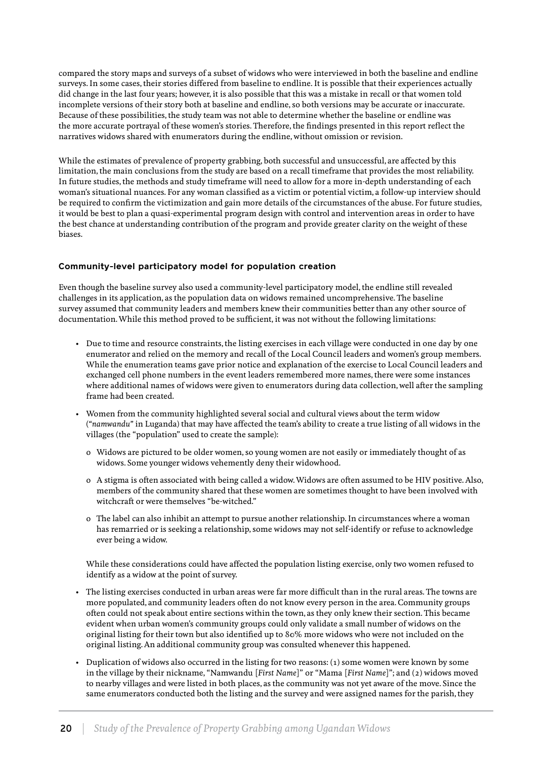compared the story maps and surveys of a subset of widows who were interviewed in both the baseline and endline surveys. In some cases, their stories differed from baseline to endline. It is possible that their experiences actually did change in the last four years; however, it is also possible that this was a mistake in recall or that women told incomplete versions of their story both at baseline and endline, so both versions may be accurate or inaccurate. Because of these possibilities, the study team was not able to determine whether the baseline or endline was the more accurate portrayal of these women's stories. Therefore, the findings presented in this report reflect the narratives widows shared with enumerators during the endline, without omission or revision.

While the estimates of prevalence of property grabbing, both successful and unsuccessful, are affected by this limitation, the main conclusions from the study are based on a recall timeframe that provides the most reliability. In future studies, the methods and study timeframe will need to allow for a more in-depth understanding of each woman's situational nuances. For any woman classified as a victim or potential victim, a follow-up interview should be required to confirm the victimization and gain more details of the circumstances of the abuse. For future studies, it would be best to plan a quasi-experimental program design with control and intervention areas in order to have the best chance at understanding contribution of the program and provide greater clarity on the weight of these biases.

### Community-level participatory model for population creation

Even though the baseline survey also used a community-level participatory model, the endline still revealed challenges in its application, as the population data on widows remained uncomprehensive. The baseline survey assumed that community leaders and members knew their communities better than any other source of documentation. While this method proved to be sufficient, it was not without the following limitations:

- Due to time and resource constraints, the listing exercises in each village were conducted in one day by one enumerator and relied on the memory and recall of the Local Council leaders and women's group members. While the enumeration teams gave prior notice and explanation of the exercise to Local Council leaders and exchanged cell phone numbers in the event leaders remembered more names, there were some instances where additional names of widows were given to enumerators during data collection, well after the sampling frame had been created.
- Women from the community highlighted several social and cultural views about the term widow ("*namwandu*" in Luganda) that may have affected the team's ability to create a true listing of all widows in the villages (the "population" used to create the sample):
  - Widows are pictured to be older women, so young women are not easily or immediately thought of as widows. Some younger widows vehemently deny their widowhood.
  - A stigma is often associated with being called a widow. Widows are often assumed to be HIV positive. Also, members of the community shared that these women are sometimes thought to have been involved with witchcraft or were themselves "be-witched."
  - The label can also inhibit an attempt to pursue another relationship. In circumstances where a woman has remarried or is seeking a relationship, some widows may not self-identify or refuse to acknowledge ever being a widow.

  While these considerations could have affected the population listing exercise, only two women refused to identify as a widow at the point of survey.
- The listing exercises conducted in urban areas were far more difficult than in the rural areas. The towns are more populated, and community leaders often do not know every person in the area. Community groups often could not speak about entire sections within the town, as they only knew their section. This became evident when urban women's community groups could only validate a small number of widows on the original listing for their town but also identified up to 80% more widows who were not included on the original listing. An additional community group was consulted whenever this happened.
- Duplication of widows also occurred in the listing for two reasons: (1) some women were known by some in the village by their nickname, "Namwandu [*First Name*]" or "Mama [*First Name*]"; and (2) widows moved to nearby villages and were listed in both places, as the community was not yet aware of the move. Since the same enumerators conducted both the listing and the survey and were assigned names for the parish, they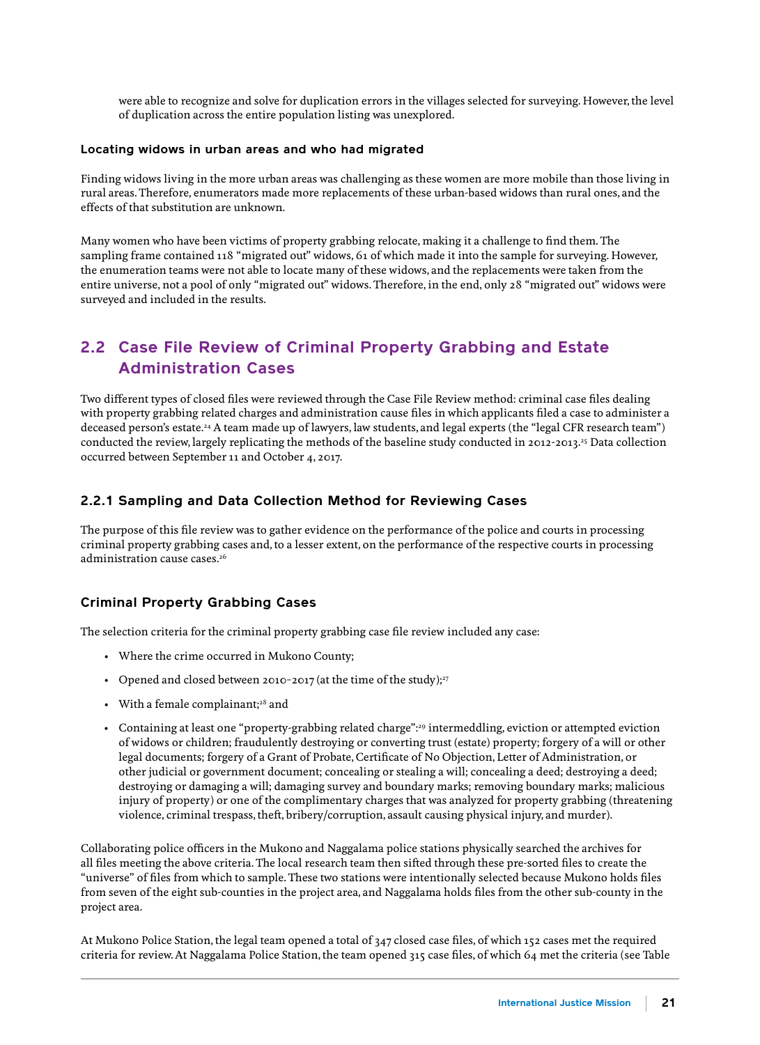were able to recognize and solve for duplication errors in the villages selected for surveying. However, the level of duplication across the entire population listing was unexplored.

#### Locating widows in urban areas and who had migrated

Finding widows living in the more urban areas was challenging as these women are more mobile than those living in rural areas. Therefore, enumerators made more replacements of these urban-based widows than rural ones, and the effects of that substitution are unknown.

Many women who have been victims of property grabbing relocate, making it a challenge to find them. The sampling frame contained 118 "migrated out" widows, 61 of which made it into the sample for surveying. However, the enumeration teams were not able to locate many of these widows, and the replacements were taken from the entire universe, not a pool of only "migrated out" widows. Therefore, in the end, only 28 "migrated out" widows were surveyed and included in the results.

## 2.2 Case File Review of Criminal Property Grabbing and Estate Administration Cases

Two different types of closed files were reviewed through the Case File Review method: criminal case files dealing with property grabbing related charges and administration cause files in which applicants filed a case to administer a deceased person's estate.[24] A team made up of lawyers, law students, and legal experts (the "legal CFR research team") conducted the review, largely replicating the methods of the baseline study conducted in 2012-2013.[25] Data collection occurred between September 11 and October 4, 2017.

### 2.2.1 Sampling and Data Collection Method for Reviewing Cases

The purpose of this file review was to gather evidence on the performance of the police and courts in processing criminal property grabbing cases and, to a lesser extent, on the performance of the respective courts in processing administration cause cases.[26]

#### Criminal Property Grabbing Cases

The selection criteria for the criminal property grabbing case file review included any case:

- Where the crime occurred in Mukono County;
- Opened and closed between 2010-2017 (at the time of the study);[27]
- With a female complainant;[28] and
- Containing at least one "property-grabbing related charge":[29] intermeddling, eviction or attempted eviction of widows or children; fraudulently destroying or converting trust (estate) property; forgery of a will or other legal documents; forgery of a Grant of Probate, Certificate of No Objection, Letter of Administration, or other judicial or government document; concealing or stealing a will; concealing a deed; destroying a deed; destroying or damaging a will; damaging survey and boundary marks; removing boundary marks; malicious injury of property) or one of the complimentary charges that was analyzed for property grabbing (threatening violence, criminal trespass, theft, bribery/corruption, assault causing physical injury, and murder).

Collaborating police officers in the Mukono and Naggalama police stations physically searched the archives for all files meeting the above criteria. The local research team then sifted through these pre-sorted files to create the "universe" of files from which to sample. These two stations were intentionally selected because Mukono holds files from seven of the eight sub-counties in the project area, and Naggalama holds files from the other sub-county in the project area.

At Mukono Police Station, the legal team opened a total of 347 closed case files, of which 152 cases met the required criteria for review. At Naggalama Police Station, the team opened 315 case files, of which 64 met the criteria (see Table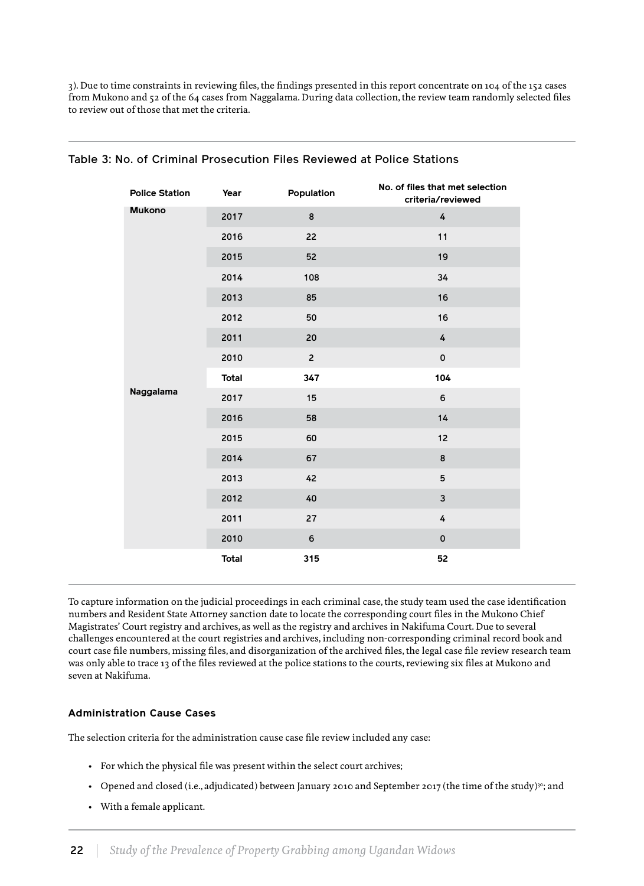3). Due to time constraints in reviewing files, the findings presented in this report concentrate on 104 of the 152 cases from Mukono and 52 of the 64 cases from Naggalama. During data collection, the review team randomly selected files to review out of those that met the criteria.

### Table 3: No. of Criminal Prosecution Files Reviewed at Police Stations

| Police Station | Year | Population | No. of files that met selection criteria/reviewed |
|---|---|---|---|
| Mukono | 2017 | 8 | 4 |
| | 2016 | 22 | 11 |
| | 2015 | 52 | 19 |
| | 2014 | 108 | 34 |
| | 2013 | 85 | 16 |
| | 2012 | 50 | 16 |
| | 2011 | 20 | 4 |
| | 2010 | 2 | 0 |
| | **Total** | **347** | **104** |
| Naggalama | 2017 | 15 | 6 |
| | 2016 | 58 | 14 |
| | 2015 | 60 | 12 |
| | 2014 | 67 | 8 |
| | 2013 | 42 | 5 |
| | 2012 | 40 | 3 |
| | 2011 | 27 | 4 |
| | 2010 | 6 | 0 |
| | **Total** | **315** | **52** |

To capture information on the judicial proceedings in each criminal case, the study team used the case identification numbers and Resident State Attorney sanction date to locate the corresponding court files in the Mukono Chief Magistrates' Court registry and archives, as well as the registry and archives in Nakifuma Court. Due to several challenges encountered at the court registries and archives, including non-corresponding criminal record book and court case file numbers, missing files, and disorganization of the archived files, the legal case file review research team was only able to trace 13 of the files reviewed at the police stations to the courts, reviewing six files at Mukono and seven at Nakifuma.

#### Administration Cause Cases

The selection criteria for the administration cause case file review included any case:

- For which the physical file was present within the select court archives;
- Opened and closed (i.e., adjudicated) between January 2010 and September 2017 (the time of the study)[30]; and
- With a female applicant.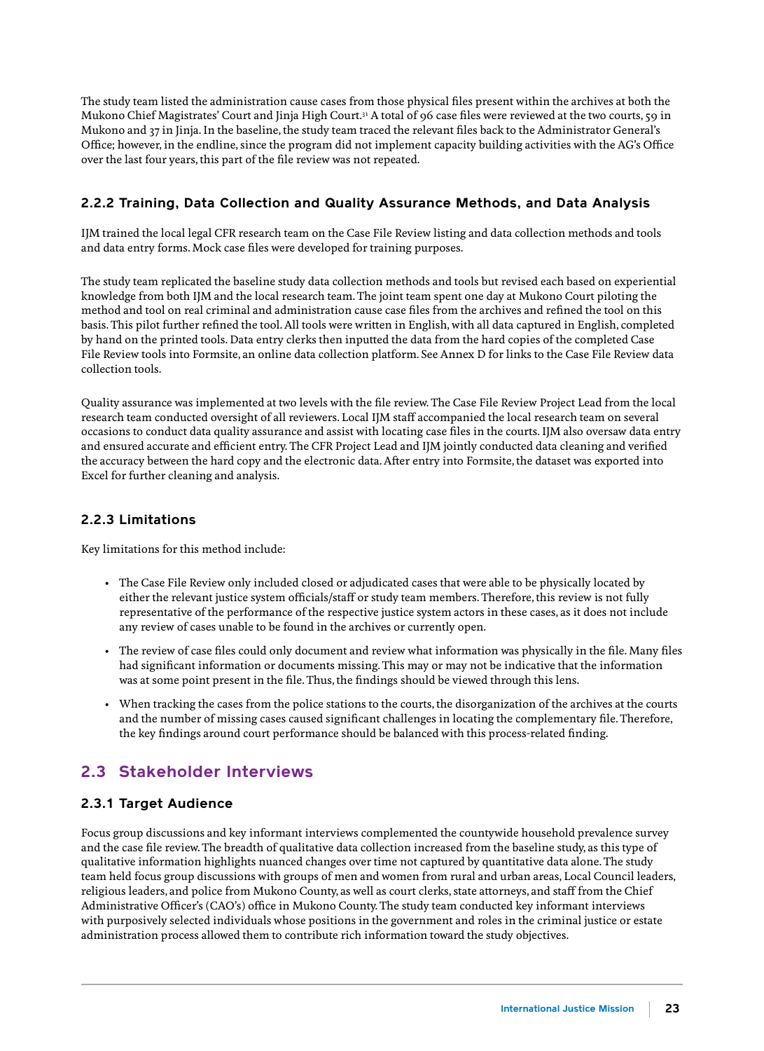The study team listed the administration cause cases from those physical files present within the archives at both the Mukono Chief Magistrates' Court and Jinja High Court.[31] A total of 96 case files were reviewed at the two courts, 59 in Mukono and 37 in Jinja. In the baseline, the study team traced the relevant files back to the Administrator General's Office; however, in the endline, since the program did not implement capacity building activities with the AG's Office over the last four years, this part of the file review was not repeated.

### 2.2.2 Training, Data Collection and Quality Assurance Methods, and Data Analysis

IJM trained the local legal CFR research team on the Case File Review listing and data collection methods and tools and data entry forms. Mock case files were developed for training purposes.

The study team replicated the baseline study data collection methods and tools but revised each based on experiential knowledge from both IJM and the local research team. The joint team spent one day at Mukono Court piloting the method and tool on real criminal and administration cause case files from the archives and refined the tool on this basis. This pilot further refined the tool. All tools were written in English, with all data captured in English, completed by hand on the printed tools. Data entry clerks then inputted the data from the hard copies of the completed Case File Review tools into Formsite, an online data collection platform. See Annex D for links to the Case File Review data collection tools.

Quality assurance was implemented at two levels with the file review. The Case File Review Project Lead from the local research team conducted oversight of all reviewers. Local IJM staff accompanied the local research team on several occasions to conduct data quality assurance and assist with locating case files in the courts. IJM also oversaw data entry and ensured accurate and efficient entry. The CFR Project Lead and IJM jointly conducted data cleaning and verified the accuracy between the hard copy and the electronic data. After entry into Formsite, the dataset was exported into Excel for further cleaning and analysis.

### 2.2.3 Limitations

Key limitations for this method include:

- The Case File Review only included closed or adjudicated cases that were able to be physically located by either the relevant justice system officials/staff or study team members. Therefore, this review is not fully representative of the performance of the respective justice system actors in these cases, as it does not include any review of cases unable to be found in the archives or currently open.
- The review of case files could only document and review what information was physically in the file. Many files had significant information or documents missing. This may or may not be indicative that the information was at some point present in the file. Thus, the findings should be viewed through this lens.
- When tracking the cases from the police stations to the courts, the disorganization of the archives at the courts and the number of missing cases caused significant challenges in locating the complementary file. Therefore, the key findings around court performance should be balanced with this process-related finding.

## 2.3 Stakeholder Interviews

### 2.3.1 Target Audience

Focus group discussions and key informant interviews complemented the countywide household prevalence survey and the case file review. The breadth of qualitative data collection increased from the baseline study, as this type of qualitative information highlights nuanced changes over time not captured by quantitative data alone. The study team held focus group discussions with groups of men and women from rural and urban areas, Local Council leaders, religious leaders, and police from Mukono County, as well as court clerks, state attorneys, and staff from the Chief Administrative Officer's (CAO's) office in Mukono County. The study team conducted key informant interviews with purposively selected individuals whose positions in the government and roles in the criminal justice or estate administration process allowed them to contribute rich information toward the study objectives.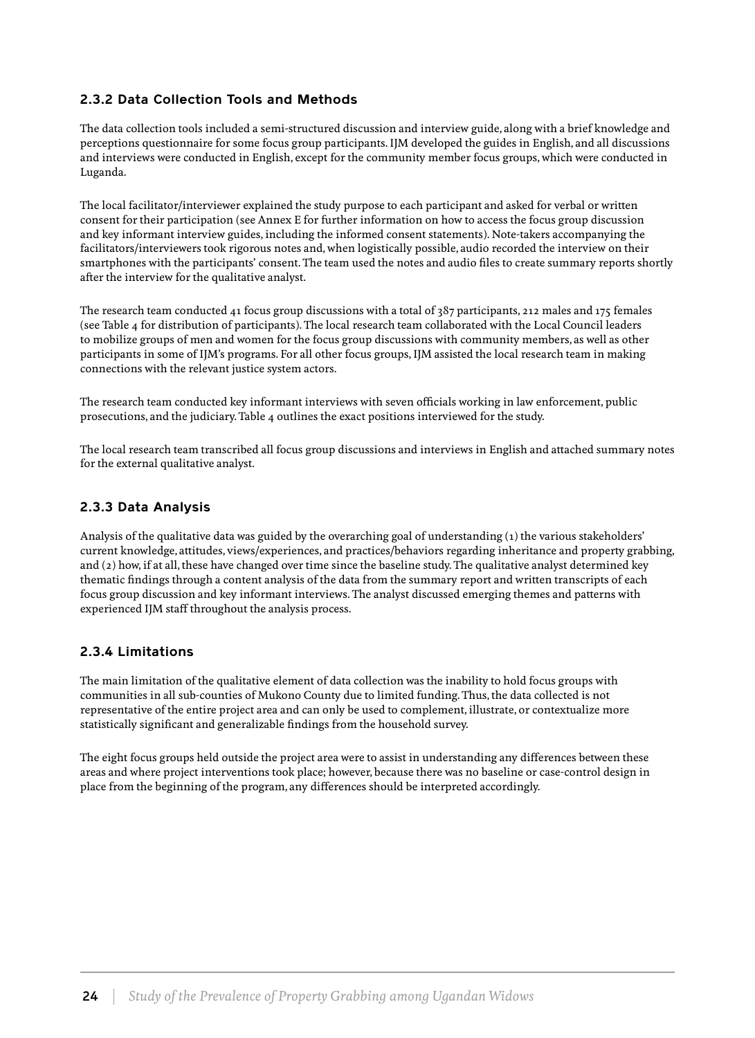### 2.3.2 Data Collection Tools and Methods

The data collection tools included a semi-structured discussion and interview guide, along with a brief knowledge and perceptions questionnaire for some focus group participants. IJM developed the guides in English, and all discussions and interviews were conducted in English, except for the community member focus groups, which were conducted in Luganda.

The local facilitator/interviewer explained the study purpose to each participant and asked for verbal or written consent for their participation (see Annex E for further information on how to access the focus group discussion and key informant interview guides, including the informed consent statements). Note-takers accompanying the facilitators/interviewers took rigorous notes and, when logistically possible, audio recorded the interview on their smartphones with the participants' consent. The team used the notes and audio files to create summary reports shortly after the interview for the qualitative analyst.

The research team conducted 41 focus group discussions with a total of 387 participants, 212 males and 175 females (see Table 4 for distribution of participants). The local research team collaborated with the Local Council leaders to mobilize groups of men and women for the focus group discussions with community members, as well as other participants in some of IJM's programs. For all other focus groups, IJM assisted the local research team in making connections with the relevant justice system actors.

The research team conducted key informant interviews with seven officials working in law enforcement, public prosecutions, and the judiciary. Table 4 outlines the exact positions interviewed for the study.

The local research team transcribed all focus group discussions and interviews in English and attached summary notes for the external qualitative analyst.

### 2.3.3 Data Analysis

Analysis of the qualitative data was guided by the overarching goal of understanding (1) the various stakeholders' current knowledge, attitudes, views/experiences, and practices/behaviors regarding inheritance and property grabbing, and (2) how, if at all, these have changed over time since the baseline study. The qualitative analyst determined key thematic findings through a content analysis of the data from the summary report and written transcripts of each focus group discussion and key informant interviews. The analyst discussed emerging themes and patterns with experienced IJM staff throughout the analysis process.

### 2.3.4 Limitations

The main limitation of the qualitative element of data collection was the inability to hold focus groups with communities in all sub-counties of Mukono County due to limited funding. Thus, the data collected is not representative of the entire project area and can only be used to complement, illustrate, or contextualize more statistically significant and generalizable findings from the household survey.

The eight focus groups held outside the project area were to assist in understanding any differences between these areas and where project interventions took place; however, because there was no baseline or case-control design in place from the beginning of the program, any differences should be interpreted accordingly.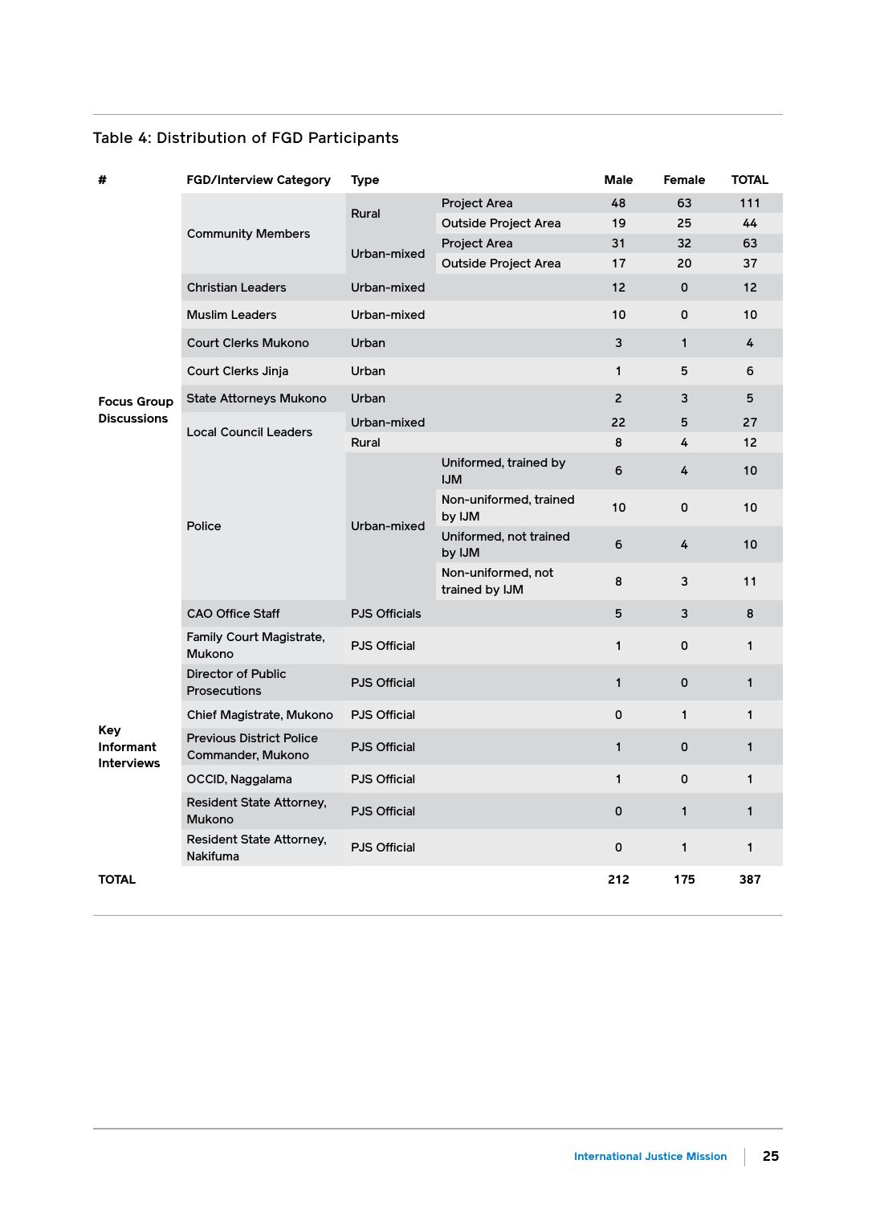Table 4: Distribution of FGD Participants

| # | FGD/Interview Category | Type | | Male | Female | TOTAL |
|---|---|---|---|---|---|---|
| Focus Group Discussions | Community Members | Rural | Project Area | 48 | 63 | 111 |
| | | | Outside Project Area | 19 | 25 | 44 |
| | | Urban-mixed | Project Area | 31 | 32 | 63 |
| | | | Outside Project Area | 17 | 20 | 37 |
| | Christian Leaders | Urban-mixed | | 12 | 0 | 12 |
| | Muslim Leaders | Urban-mixed | | 10 | 0 | 10 |
| | Court Clerks Mukono | Urban | | 3 | 1 | 4 |
| | Court Clerks Jinja | Urban | | 1 | 5 | 6 |
| | State Attorneys Mukono | Urban | | 2 | 3 | 5 |
| | Local Council Leaders | Urban-mixed | | 22 | 5 | 27 |
| | | Rural | | 8 | 4 | 12 |
| | Police | Urban-mixed | Uniformed, trained by IJM | 6 | 4 | 10 |
| | | | Non-uniformed, trained by IJM | 10 | 0 | 10 |
| | | | Uniformed, not trained by IJM | 6 | 4 | 10 |
| | | | Non-uniformed, not trained by IJM | 8 | 3 | 11 |
| | CAO Office Staff | PJS Officials | | 5 | 3 | 8 |
| Key Informant Interviews | Family Court Magistrate, Mukono | PJS Official | | 1 | 0 | 1 |
| | Director of Public Prosecutions | PJS Official | | 1 | 0 | 1 |
| | Chief Magistrate, Mukono | PJS Official | | 0 | 1 | 1 |
| | Previous District Police Commander, Mukono | PJS Official | | 1 | 0 | 1 |
| | OCCID, Naggalama | PJS Official | | 1 | 0 | 1 |
| | Resident State Attorney, Mukono | PJS Official | | 0 | 1 | 1 |
| | Resident State Attorney, Nakifuma | PJS Official | | 0 | 1 | 1 |
| **TOTAL** | | | | **212** | **175** | **387** |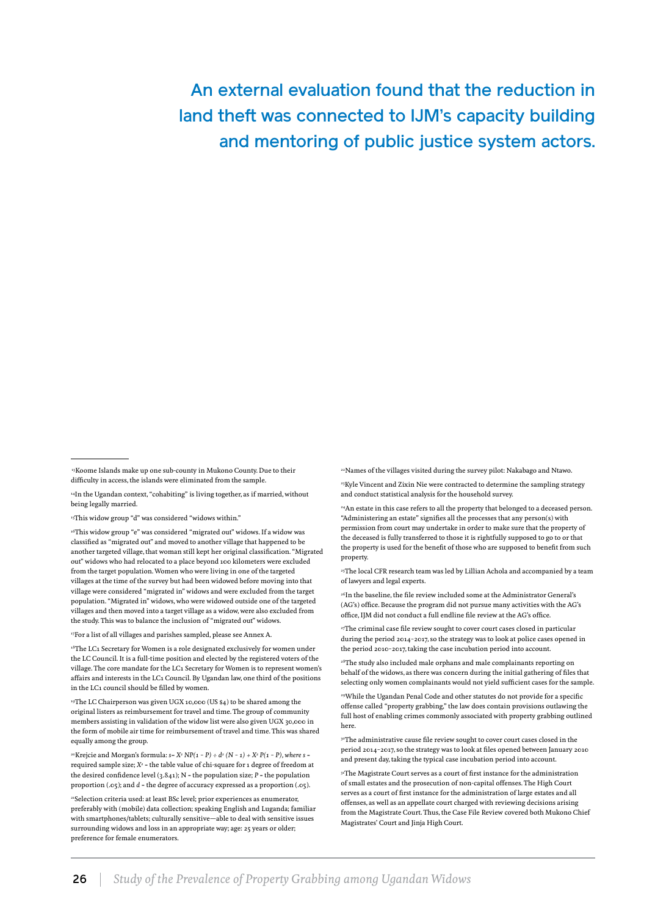An external evaluation found that the reduction in land theft was connected to IJM's capacity building and mentoring of public justice system actors.

---

[13]Koome Islands make up one sub-county in Mukono County. Due to their difficulty in access, the islands were eliminated from the sample.

[14]In the Ugandan context, "cohabiting" is living together, as if married, without being legally married.

[15]This widow group "d" was considered "widows within."

[16]This widow group "e" was considered "migrated out" widows. If a widow was classified as "migrated out" and moved to another village that happened to be another targeted village, that woman still kept her original classification. "Migrated out" widows who had relocated to a place beyond 100 kilometers were excluded from the target population. Women who were living in one of the targeted villages at the time of the survey but had been widowed before moving into that village were considered "migrated in" widows and were excluded from the target population. "Migrated in" widows, who were widowed outside one of the targeted villages and then moved into a target village as a widow, were also excluded from the study. This was to balance the inclusion of "migrated out" widows.

[17]For a list of all villages and parishes sampled, please see Annex A.

[18]The LC1 Secretary for Women is a role designated exclusively for women under the LC Council. It is a full-time position and elected by the registered voters of the village. The core mandate for the LC1 Secretary for Women is to represent women's affairs and interests in the LC1 Council. By Ugandan law, one third of the positions in the LC1 council should be filled by women.

[19]The LC Chairperson was given UGX 10,000 (US $4) to be shared among the original listers as reimbursement for travel and time. The group of community members assisting in validation of the widow list were also given UGX 30,000 in the form of mobile air time for reimbursement of travel and time. This was shared equally among the group.

[20]Krejcie and Morgan's formula: $s = X^2 NP(1 - P) \div d^2 (N - 1) + X^2 P(1 - P)$, where $s$ = required sample size; $X^2$ = the table value of chi-square for 1 degree of freedom at the desired confidence level (3.841); N = the population size; $P$ = the population proportion (.05); and $d$ = the degree of accuracy expressed as a proportion (.05).

[21]Selection criteria used: at least BSc level; prior experiences as enumerator, preferably with (mobile) data collection; speaking English and Luganda; familiar with smartphones/tablets; culturally sensitive—able to deal with sensitive issues surrounding widows and loss in an appropriate way; age: 25 years or older; preference for female enumerators.

[22]Names of the villages visited during the survey pilot: Nakabago and Ntawo.

[23]Kyle Vincent and Zixin Nie were contracted to determine the sampling strategy and conduct statistical analysis for the household survey.

[24]An estate in this case refers to all the property that belonged to a deceased person. "Administering an estate" signifies all the processes that any person(s) with permission from court may undertake in order to make sure that the property of the deceased is fully transferred to those it is rightfully supposed to go to or that the property is used for the benefit of those who are supposed to benefit from such property.

[25]The local CFR research team was led by Lillian Achola and accompanied by a team of lawyers and legal experts.

[26]In the baseline, the file review included some at the Administrator General's (AG's) office. Because the program did not pursue many activities with the AG's office, IJM did not conduct a full endline file review at the AG's office.

[27]The criminal case file review sought to cover court cases closed in particular during the period 2014–2017, so the strategy was to look at police cases opened in the period 2010–2017, taking the case incubation period into account.

[28]The study also included male orphans and male complainants reporting on behalf of the widows, as there was concern during the initial gathering of files that selecting only women complainants would not yield sufficient cases for the sample.

[29]While the Ugandan Penal Code and other statutes do not provide for a specific offense called "property grabbing," the law does contain provisions outlawing the full host of enabling crimes commonly associated with property grabbing outlined here.

[30]The administrative cause file review sought to cover court cases closed in the period 2014–2017, so the strategy was to look at files opened between January 2010 and present day, taking the typical case incubation period into account.

[31]The Magistrate Court serves as a court of first instance for the administration of small estates and the prosecution of non-capital offenses. The High Court serves as a court of first instance for the administration of large estates and all offenses, as well as an appellate court charged with reviewing decisions arising from the Magistrate Court. Thus, the Case File Review covered both Mukono Chief Magistrates' Court and Jinja High Court.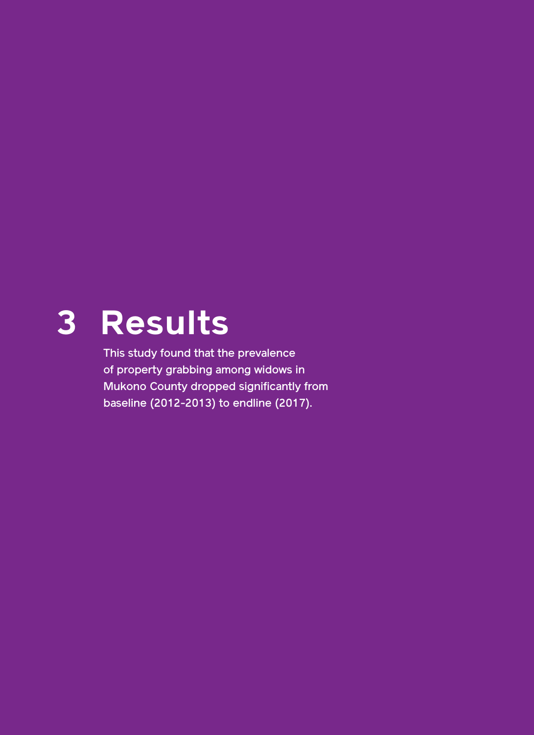# 3 Results

This study found that the prevalence of property grabbing among widows in Mukono County dropped significantly from baseline (2012-2013) to endline (2017).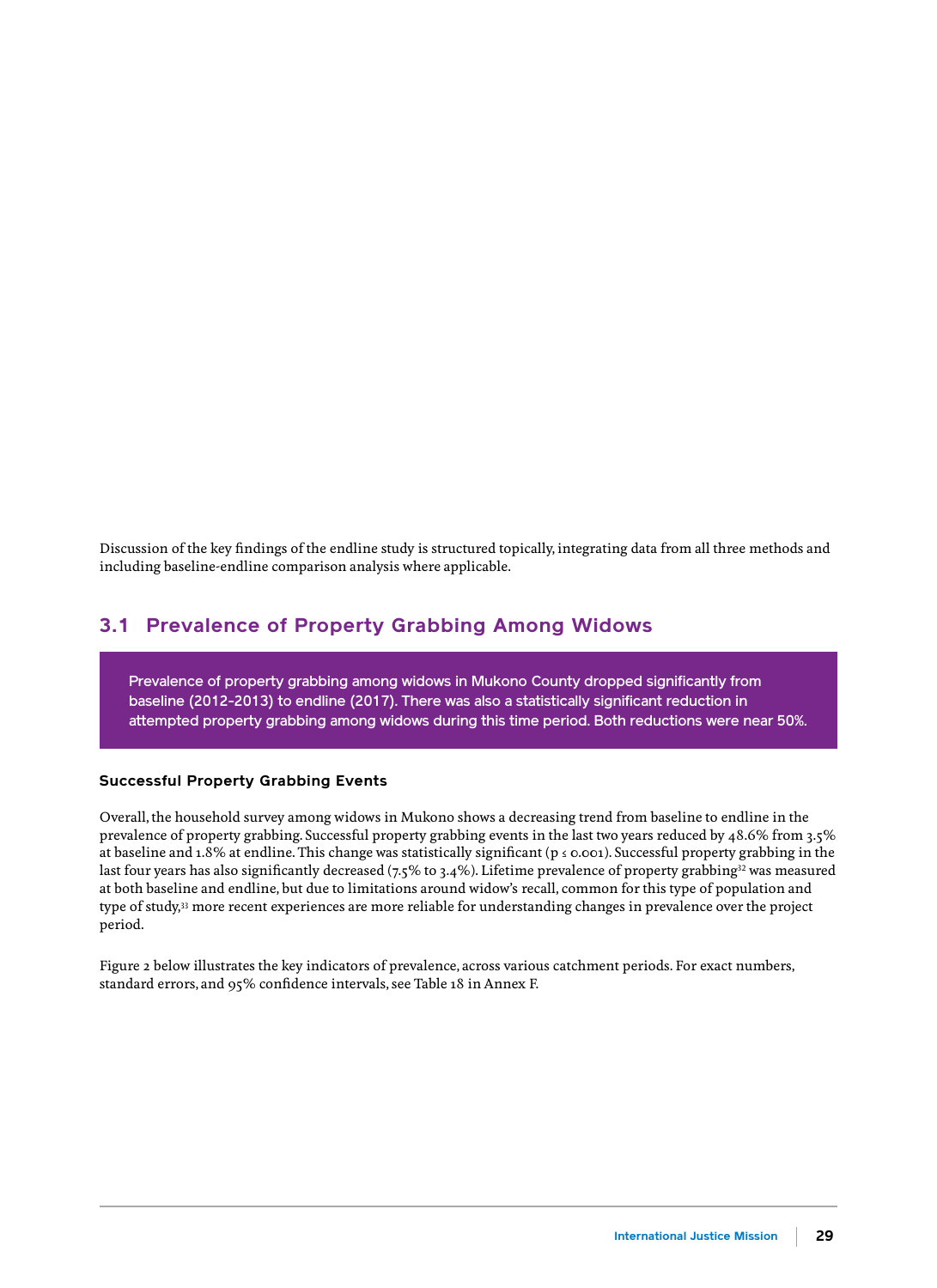Discussion of the key findings of the endline study is structured topically, integrating data from all three methods and including baseline-endline comparison analysis where applicable.

## 3.1 Prevalence of Property Grabbing Among Widows

**Prevalence of property grabbing among widows in Mukono County dropped significantly from baseline (2012-2013) to endline (2017). There was also a statistically significant reduction in attempted property grabbing among widows during this time period. Both reductions were near 50%.**

### Successful Property Grabbing Events

Overall, the household survey among widows in Mukono shows a decreasing trend from baseline to endline in the prevalence of property grabbing. Successful property grabbing events in the last two years reduced by 48.6% from 3.5% at baseline and 1.8% at endline. This change was statistically significant ($p \leq 0.001$). Successful property grabbing in the last four years has also significantly decreased (7.5% to 3.4%). Lifetime prevalence of property grabbing[32] was measured at both baseline and endline, but due to limitations around widow's recall, common for this type of population and type of study,[33] more recent experiences are more reliable for understanding changes in prevalence over the project period.

Figure 2 below illustrates the key indicators of prevalence, across various catchment periods. For exact numbers, standard errors, and 95% confidence intervals, see Table 18 in Annex F.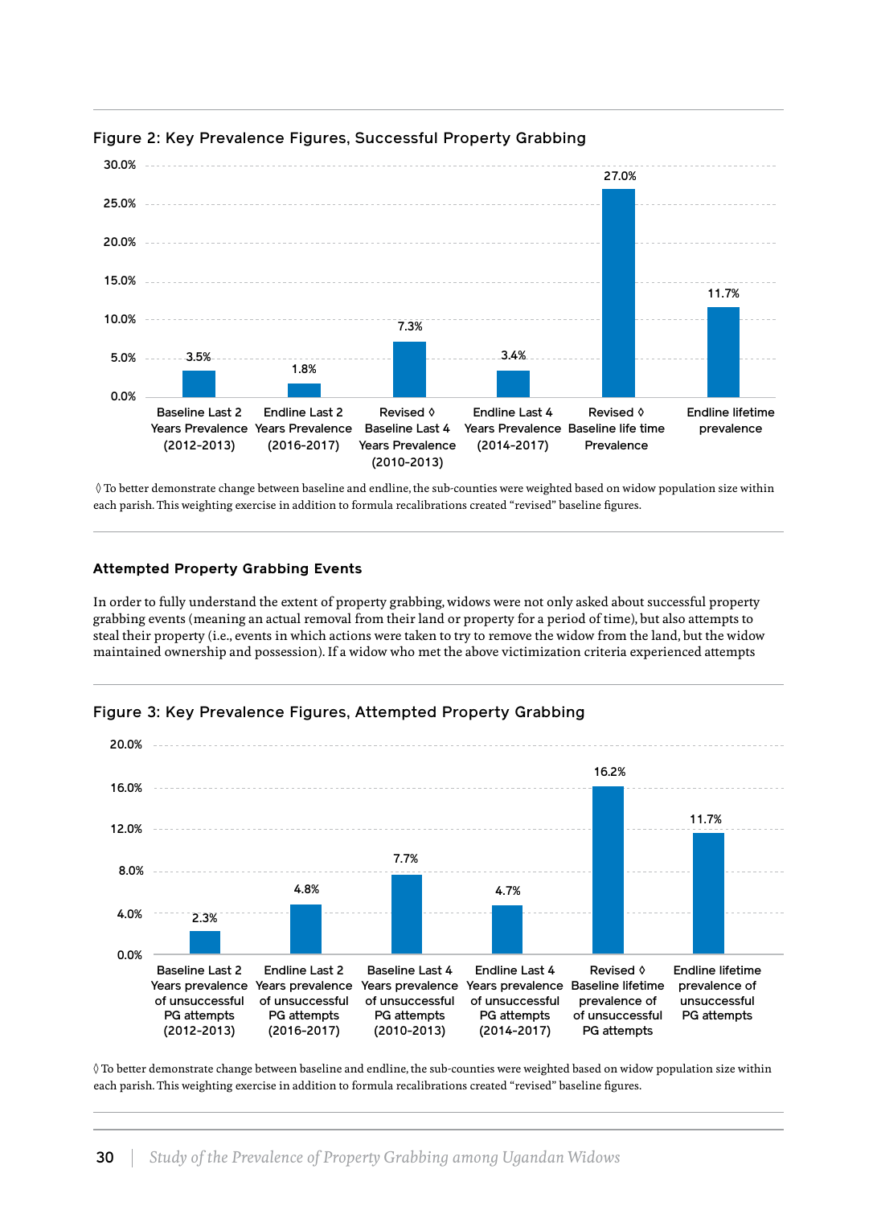**Figure 2: Key Prevalence Figures, Successful Property Grabbing**

| Measure | Prevalence |
|---|---|
| Baseline Last 2 Years Prevalence (2012-2013) | 3.5% |
| Endline Last 2 Years Prevalence (2016-2017) | 1.8% |
| Revised ◊ Baseline Last 4 Years Prevalence (2010-2013) | 7.3% |
| Endline Last 4 Years Prevalence (2014-2017) | 3.4% |
| Revised ◊ Baseline life time Prevalence | 27.0% |
| Endline lifetime prevalence | 11.7% |

◊ To better demonstrate change between baseline and endline, the sub-counties were weighted based on widow population size within each parish. This weighting exercise in addition to formula recalibrations created "revised" baseline figures.

### Attempted Property Grabbing Events

In order to fully understand the extent of property grabbing, widows were not only asked about successful property grabbing events (meaning an actual removal from their land or property for a period of time), but also attempts to steal their property (i.e., events in which actions were taken to try to remove the widow from the land, but the widow maintained ownership and possession). If a widow who met the above victimization criteria experienced attempts

**Figure 3: Key Prevalence Figures, Attempted Property Grabbing**

| Measure | Prevalence |
|---|---|
| Baseline Last 2 Years prevalence of unsuccessful PG attempts (2012-2013) | 2.3% |
| Endline Last 2 Years prevalence of unsuccessful PG attempts (2016-2017) | 4.8% |
| Baseline Last 4 Years prevalence of unsuccessful PG attempts (2010-2013) | 7.7% |
| Endline Last 4 Years prevalence of unsuccessful PG attempts (2014-2017) | 4.7% |
| Revised ◊ Baseline lifetime prevalence of unsuccessful PG attempts | 16.2% |
| Endline lifetime prevalence of unsuccessful PG attempts | 11.7% |

◊ To better demonstrate change between baseline and endline, the sub-counties were weighted based on widow population size within each parish. This weighting exercise in addition to formula recalibrations created "revised" baseline figures.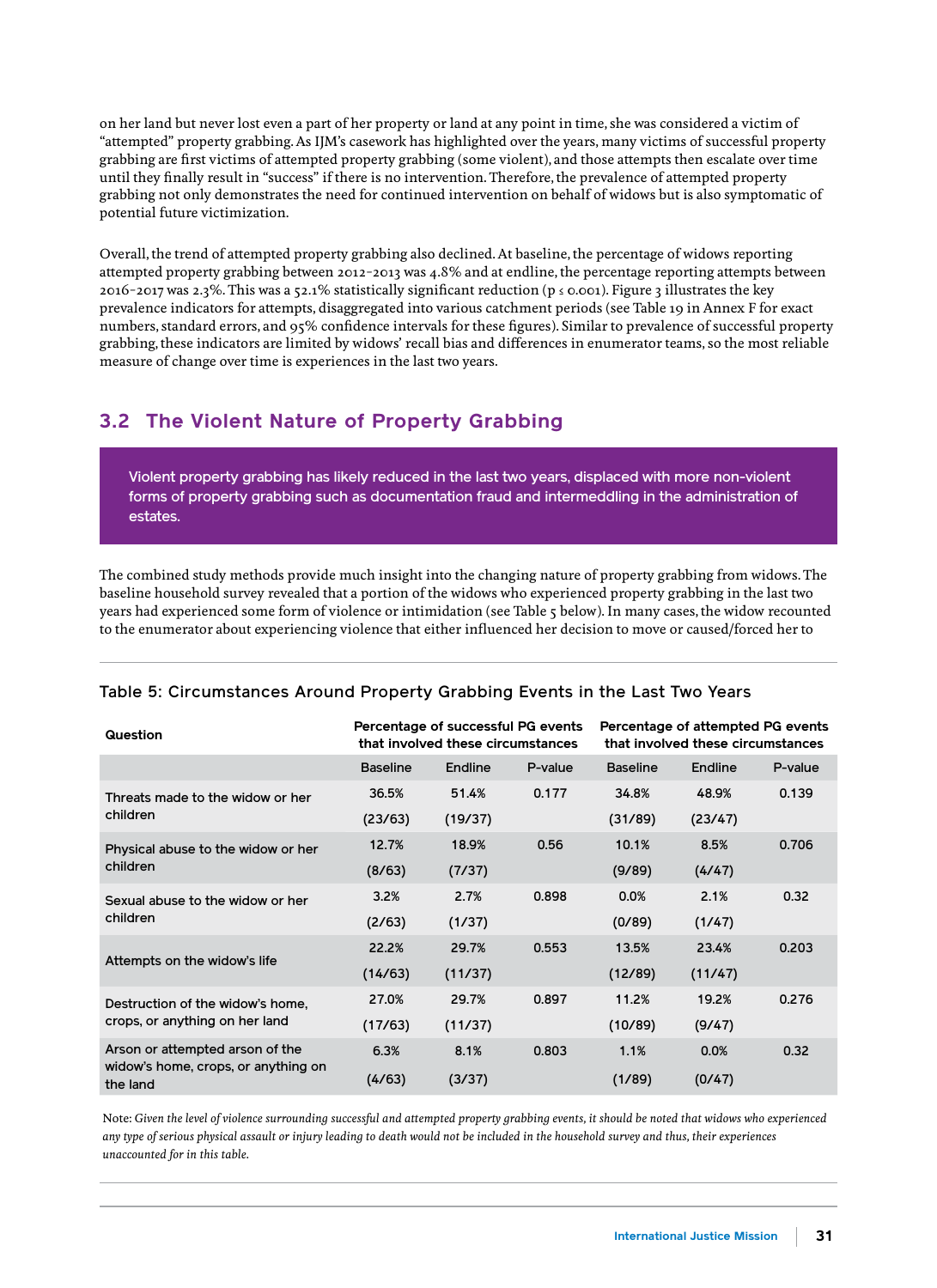on her land but never lost even a part of her property or land at any point in time, she was considered a victim of "attempted" property grabbing. As IJM's casework has highlighted over the years, many victims of successful property grabbing are first victims of attempted property grabbing (some violent), and those attempts then escalate over time until they finally result in "success" if there is no intervention. Therefore, the prevalence of attempted property grabbing not only demonstrates the need for continued intervention on behalf of widows but is also symptomatic of potential future victimization.

Overall, the trend of attempted property grabbing also declined. At baseline, the percentage of widows reporting attempted property grabbing between 2012-2013 was 4.8% and at endline, the percentage reporting attempts between 2016-2017 was 2.3%. This was a 52.1% statistically significant reduction ($p \leq 0.001$). Figure 3 illustrates the key prevalence indicators for attempts, disaggregated into various catchment periods (see Table 19 in Annex F for exact numbers, standard errors, and 95% confidence intervals for these figures). Similar to prevalence of successful property grabbing, these indicators are limited by widows' recall bias and differences in enumerator teams, so the most reliable measure of change over time is experiences in the last two years.

## 3.2 The Violent Nature of Property Grabbing

**Violent property grabbing has likely reduced in the last two years, displaced with more non-violent forms of property grabbing such as documentation fraud and intermeddling in the administration of estates.**

The combined study methods provide much insight into the changing nature of property grabbing from widows. The baseline household survey revealed that a portion of the widows who experienced property grabbing in the last two years had experienced some form of violence or intimidation (see Table 5 below). In many cases, the widow recounted to the enumerator about experiencing violence that either influenced her decision to move or caused/forced her to

Table 5: Circumstances Around Property Grabbing Events in the Last Two Years

| Question | Percentage of successful PG events that involved these circumstances | | | Percentage of attempted PG events that involved these circumstances | | |
|---|---|---|---|---|---|---|
| | Baseline | Endline | P-value | Baseline | Endline | P-value |
| Threats made to the widow or her children | 36.5% (23/63) | 51.4% (19/37) | 0.177 | 34.8% (31/89) | 48.9% (23/47) | 0.139 |
| Physical abuse to the widow or her children | 12.7% (8/63) | 18.9% (7/37) | 0.56 | 10.1% (9/89) | 8.5% (4/47) | 0.706 |
| Sexual abuse to the widow or her children | 3.2% (2/63) | 2.7% (1/37) | 0.898 | 0.0% (0/89) | 2.1% (1/47) | 0.32 |
| Attempts on the widow's life | 22.2% (14/63) | 29.7% (11/37) | 0.553 | 13.5% (12/89) | 23.4% (11/47) | 0.203 |
| Destruction of the widow's home, crops, or anything on her land | 27.0% (17/63) | 29.7% (11/37) | 0.897 | 11.2% (10/89) | 19.2% (9/47) | 0.276 |
| Arson or attempted arson of the widow's home, crops, or anything on the land | 6.3% (4/63) | 8.1% (3/37) | 0.803 | 1.1% (1/89) | 0.0% (0/47) | 0.32 |

Note: *Given the level of violence surrounding successful and attempted property grabbing events, it should be noted that widows who experienced any type of serious physical assault or injury leading to death would not be included in the household survey and thus, their experiences unaccounted for in this table.*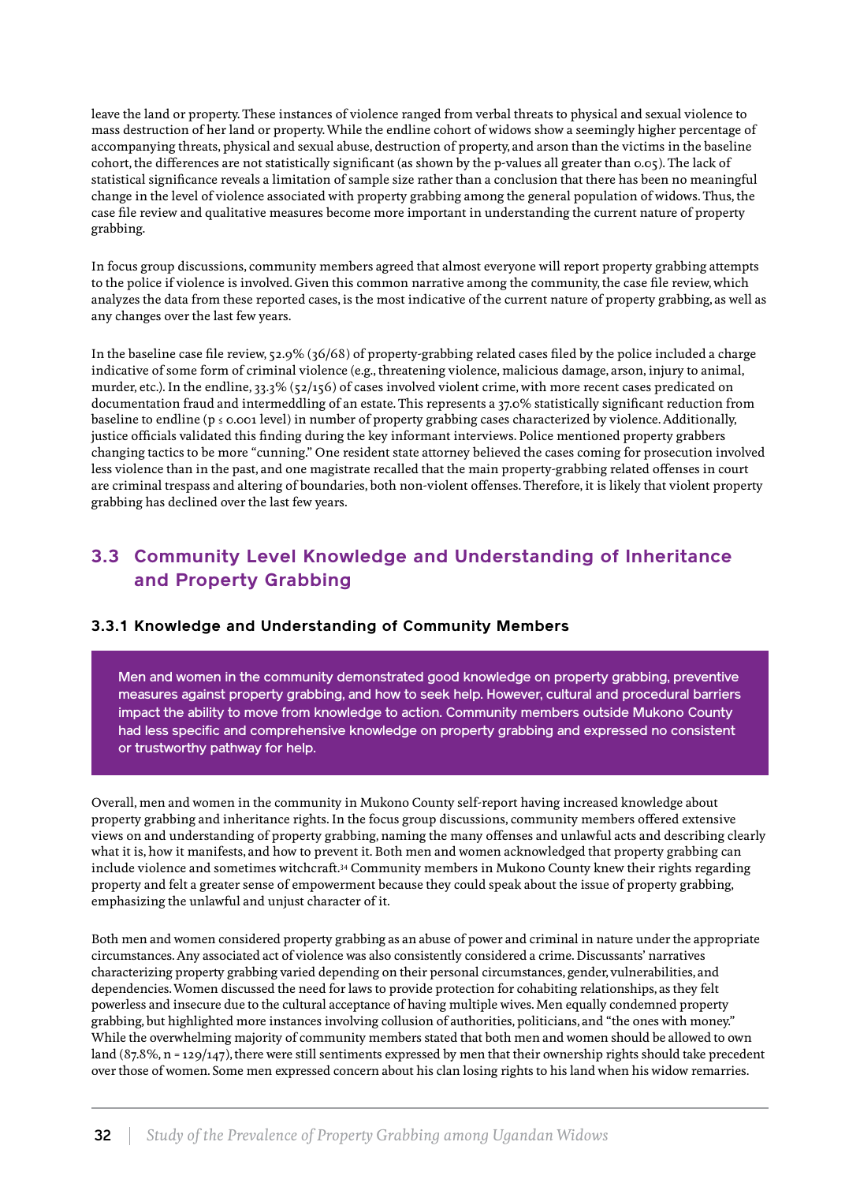leave the land or property. These instances of violence ranged from verbal threats to physical and sexual violence to mass destruction of her land or property. While the endline cohort of widows show a seemingly higher percentage of accompanying threats, physical and sexual abuse, destruction of property, and arson than the victims in the baseline cohort, the differences are not statistically significant (as shown by the p-values all greater than 0.05). The lack of statistical significance reveals a limitation of sample size rather than a conclusion that there has been no meaningful change in the level of violence associated with property grabbing among the general population of widows. Thus, the case file review and qualitative measures become more important in understanding the current nature of property grabbing.

In focus group discussions, community members agreed that almost everyone will report property grabbing attempts to the police if violence is involved. Given this common narrative among the community, the case file review, which analyzes the data from these reported cases, is the most indicative of the current nature of property grabbing, as well as any changes over the last few years.

In the baseline case file review, 52.9% (36/68) of property-grabbing related cases filed by the police included a charge indicative of some form of criminal violence (e.g., threatening violence, malicious damage, arson, injury to animal, murder, etc.). In the endline, 33.3% (52/156) of cases involved violent crime, with more recent cases predicated on documentation fraud and intermeddling of an estate. This represents a 37.0% statistically significant reduction from baseline to endline ($p \leq 0.001$ level) in number of property grabbing cases characterized by violence. Additionally, justice officials validated this finding during the key informant interviews. Police mentioned property grabbers changing tactics to be more "cunning." One resident state attorney believed the cases coming for prosecution involved less violence than in the past, and one magistrate recalled that the main property-grabbing related offenses in court are criminal trespass and altering of boundaries, both non-violent offenses. Therefore, it is likely that violent property grabbing has declined over the last few years.

## 3.3 Community Level Knowledge and Understanding of Inheritance and Property Grabbing

### 3.3.1 Knowledge and Understanding of Community Members

> Men and women in the community demonstrated good knowledge on property grabbing, preventive measures against property grabbing, and how to seek help. However, cultural and procedural barriers impact the ability to move from knowledge to action. Community members outside Mukono County had less specific and comprehensive knowledge on property grabbing and expressed no consistent or trustworthy pathway for help.

Overall, men and women in the community in Mukono County self-report having increased knowledge about property grabbing and inheritance rights. In the focus group discussions, community members offered extensive views on and understanding of property grabbing, naming the many offenses and unlawful acts and describing clearly what it is, how it manifests, and how to prevent it. Both men and women acknowledged that property grabbing can include violence and sometimes witchcraft.[34] Community members in Mukono County knew their rights regarding property and felt a greater sense of empowerment because they could speak about the issue of property grabbing, emphasizing the unlawful and unjust character of it.

Both men and women considered property grabbing as an abuse of power and criminal in nature under the appropriate circumstances. Any associated act of violence was also consistently considered a crime. Discussants' narratives characterizing property grabbing varied depending on their personal circumstances, gender, vulnerabilities, and dependencies. Women discussed the need for laws to provide protection for cohabiting relationships, as they felt powerless and insecure due to the cultural acceptance of having multiple wives. Men equally condemned property grabbing, but highlighted more instances involving collusion of authorities, politicians, and "the ones with money." While the overwhelming majority of community members stated that both men and women should be allowed to own land (87.8%, n = 129/147), there were still sentiments expressed by men that their ownership rights should take precedent over those of women. Some men expressed concern about his clan losing rights to his land when his widow remarries.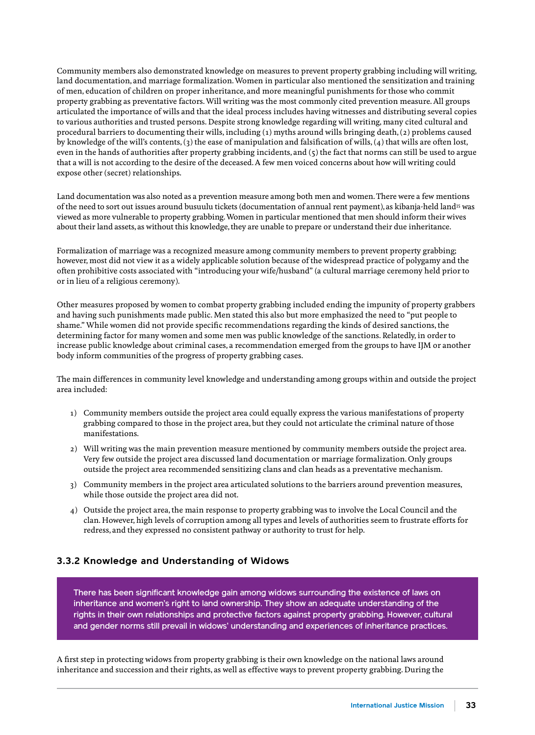Community members also demonstrated knowledge on measures to prevent property grabbing including will writing, land documentation, and marriage formalization. Women in particular also mentioned the sensitization and training of men, education of children on proper inheritance, and more meaningful punishments for those who commit property grabbing as preventative factors. Will writing was the most commonly cited prevention measure. All groups articulated the importance of wills and that the ideal process includes having witnesses and distributing several copies to various authorities and trusted persons. Despite strong knowledge regarding will writing, many cited cultural and procedural barriers to documenting their wills, including (1) myths around wills bringing death, (2) problems caused by knowledge of the will's contents, (3) the ease of manipulation and falsification of wills, (4) that wills are often lost, even in the hands of authorities after property grabbing incidents, and (5) the fact that norms can still be used to argue that a will is not according to the desire of the deceased. A few men voiced concerns about how will writing could expose other (secret) relationships.

Land documentation was also noted as a prevention measure among both men and women. There were a few mentions of the need to sort out issues around busuulu tickets (documentation of annual rent payment), as kibanja-held land[35] was viewed as more vulnerable to property grabbing. Women in particular mentioned that men should inform their wives about their land assets, as without this knowledge, they are unable to prepare or understand their due inheritance.

Formalization of marriage was a recognized measure among community members to prevent property grabbing; however, most did not view it as a widely applicable solution because of the widespread practice of polygamy and the often prohibitive costs associated with "introducing your wife/husband" (a cultural marriage ceremony held prior to or in lieu of a religious ceremony).

Other measures proposed by women to combat property grabbing included ending the impunity of property grabbers and having such punishments made public. Men stated this also but more emphasized the need to "put people to shame." While women did not provide specific recommendations regarding the kinds of desired sanctions, the determining factor for many women and some men was public knowledge of the sanctions. Relatedly, in order to increase public knowledge about criminal cases, a recommendation emerged from the groups to have IJM or another body inform communities of the progress of property grabbing cases.

The main differences in community level knowledge and understanding among groups within and outside the project area included:

1) Community members outside the project area could equally express the various manifestations of property grabbing compared to those in the project area, but they could not articulate the criminal nature of those manifestations.
2) Will writing was the main prevention measure mentioned by community members outside the project area. Very few outside the project area discussed land documentation or marriage formalization. Only groups outside the project area recommended sensitizing clans and clan heads as a preventative mechanism.
3) Community members in the project area articulated solutions to the barriers around prevention measures, while those outside the project area did not.
4) Outside the project area, the main response to property grabbing was to involve the Local Council and the clan. However, high levels of corruption among all types and levels of authorities seem to frustrate efforts for redress, and they expressed no consistent pathway or authority to trust for help.

### 3.3.2 Knowledge and Understanding of Widows

**There has been significant knowledge gain among widows surrounding the existence of laws on inheritance and women's right to land ownership. They show an adequate understanding of the rights in their own relationships and protective factors against property grabbing. However, cultural and gender norms still prevail in widows' understanding and experiences of inheritance practices.**

A first step in protecting widows from property grabbing is their own knowledge on the national laws around inheritance and succession and their rights, as well as effective ways to prevent property grabbing. During the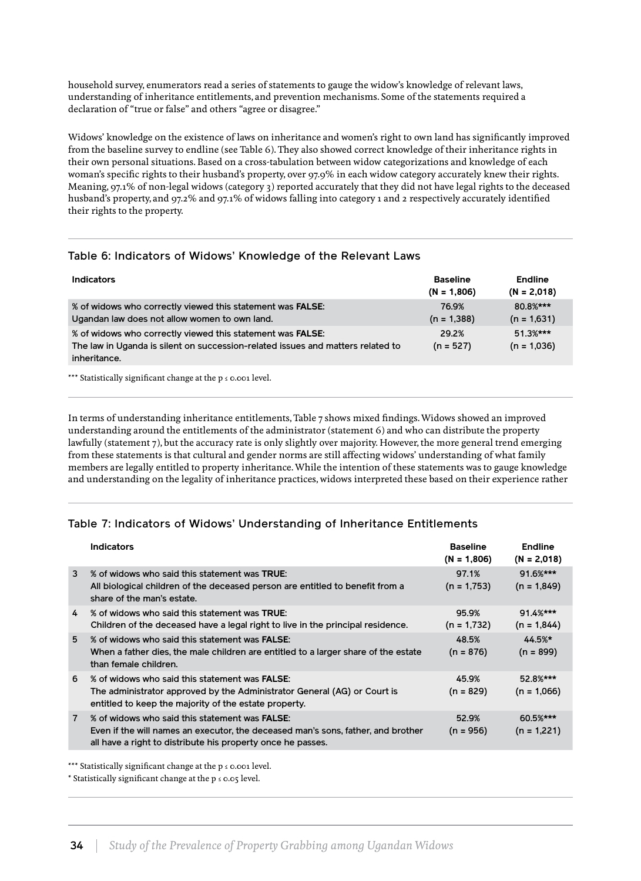household survey, enumerators read a series of statements to gauge the widow's knowledge of relevant laws, understanding of inheritance entitlements, and prevention mechanisms. Some of the statements required a declaration of "true or false" and others "agree or disagree."

Widows' knowledge on the existence of laws on inheritance and women's right to own land has significantly improved from the baseline survey to endline (see Table 6). They also showed correct knowledge of their inheritance rights in their own personal situations. Based on a cross-tabulation between widow categorizations and knowledge of each woman's specific rights to their husband's property, over 97.9% in each widow category accurately knew their rights. Meaning, 97.1% of non-legal widows (category 3) reported accurately that they did not have legal rights to the deceased husband's property, and 97.2% and 97.1% of widows falling into category 1 and 2 respectively accurately identified their rights to the property.

### Table 6: Indicators of Widows' Knowledge of the Relevant Laws

| Indicators | Baseline (N = 1,806) | Endline (N = 2,018) |
|---|---|---|
| % of widows who correctly viewed this statement was **FALSE**: Ugandan law does not allow women to own land. | 76.9% (n = 1,388) | 80.8%*** (n = 1,631) |
| % of widows who correctly viewed this statement was **FALSE**: The law in Uganda is silent on succession-related issues and matters related to inheritance. | 29.2% (n = 527) | 51.3%*** (n = 1,036) |

*** Statistically significant change at the $p \leq 0.001$ level.

In terms of understanding inheritance entitlements, Table 7 shows mixed findings. Widows showed an improved understanding around the entitlements of the administrator (statement 6) and who can distribute the property lawfully (statement 7), but the accuracy rate is only slightly over majority. However, the more general trend emerging from these statements is that cultural and gender norms are still affecting widows' understanding of what family members are legally entitled to property inheritance. While the intention of these statements was to gauge knowledge and understanding on the legality of inheritance practices, widows interpreted these based on their experience rather

### Table 7: Indicators of Widows' Understanding of Inheritance Entitlements

| | Indicators | Baseline (N = 1,806) | Endline (N = 2,018) |
|---|---|---|---|
| 3 | % of widows who said this statement was **TRUE**: All biological children of the deceased person are entitled to benefit from a share of the man's estate. | 97.1% (n = 1,753) | 91.6%*** (n = 1,849) |
| 4 | % of widows who said this statement was **TRUE**: Children of the deceased have a legal right to live in the principal residence. | 95.9% (n = 1,732) | 91.4%*** (n = 1,844) |
| 5 | % of widows who said this statement was **FALSE**: When a father dies, the male children are entitled to a larger share of the estate than female children. | 48.5% (n = 876) | 44.5%* (n = 899) |
| 6 | % of widows who said this statement was **FALSE**: The administrator approved by the Administrator General (AG) or Court is entitled to keep the majority of the estate property. | 45.9% (n = 829) | 52.8%*** (n = 1,066) |
| 7 | % of widows who said this statement was **FALSE**: Even if the will names an executor, the deceased man's sons, father, and brother all have a right to distribute his property once he passes. | 52.9% (n = 956) | 60.5%*** (n = 1,221) |

*** Statistically significant change at the $p \leq 0.001$ level.

* Statistically significant change at the $p \leq 0.05$ level.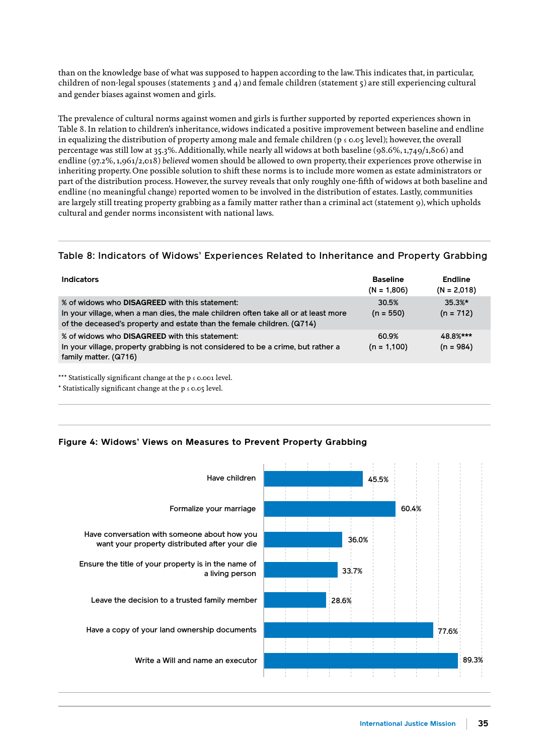than on the knowledge base of what was supposed to happen according to the law. This indicates that, in particular, children of non-legal spouses (statements 3 and 4) and female children (statement 5) are still experiencing cultural and gender biases against women and girls.

The prevalence of cultural norms against women and girls is further supported by reported experiences shown in Table 8. In relation to children's inheritance, widows indicated a positive improvement between baseline and endline in equalizing the distribution of property among male and female children ($p \leq 0.05$ level); however, the overall percentage was still low at 35.3%. Additionally, while nearly all widows at both baseline (98.6%, 1,749/1,806) and endline (97.2%, 1,961/2,018) *believed* women should be allowed to own property, their experiences prove otherwise in inheriting property. One possible solution to shift these norms is to include more women as estate administrators or part of the distribution process. However, the survey reveals that only roughly one-fifth of widows at both baseline and endline (no meaningful change) reported women to be involved in the distribution of estates. Lastly, communities are largely still treating property grabbing as a family matter rather than a criminal act (statement 9), which upholds cultural and gender norms inconsistent with national laws.

## Table 8: Indicators of Widows' Experiences Related to Inheritance and Property Grabbing

| Indicators | Baseline (N = 1,806) | Endline (N = 2,018) |
|---|---|---|
| % of widows who **DISAGREED** with this statement: In your village, when a man dies, the male children often take all or at least more of the deceased's property and estate than the female children. (Q714) | 30.5% (n = 550) | 35.3%* (n = 712) |
| % of widows who **DISAGREED** with this statement: In your village, property grabbing is not considered to be a crime, but rather a family matter. (Q716) | 60.9% (n = 1,100) | 48.8%*** (n = 984) |

*** Statistically significant change at the $p \leq 0.001$ level.
* Statistically significant change at the $p \leq 0.05$ level.

## Figure 4: Widows' Views on Measures to Prevent Property Grabbing

| Measure | % |
|---|---|
| Have children | 45.5% |
| Formalize your marriage | 60.4% |
| Have conversation with someone about how you want your property distributed after your die | 36.0% |
| Ensure the title of your property is in the name of a living person | 33.7% |
| Leave the decision to a trusted family member | 28.6% |
| Have a copy of your land ownership documents | 77.6% |
| Write a Will and name an executor | 89.3% |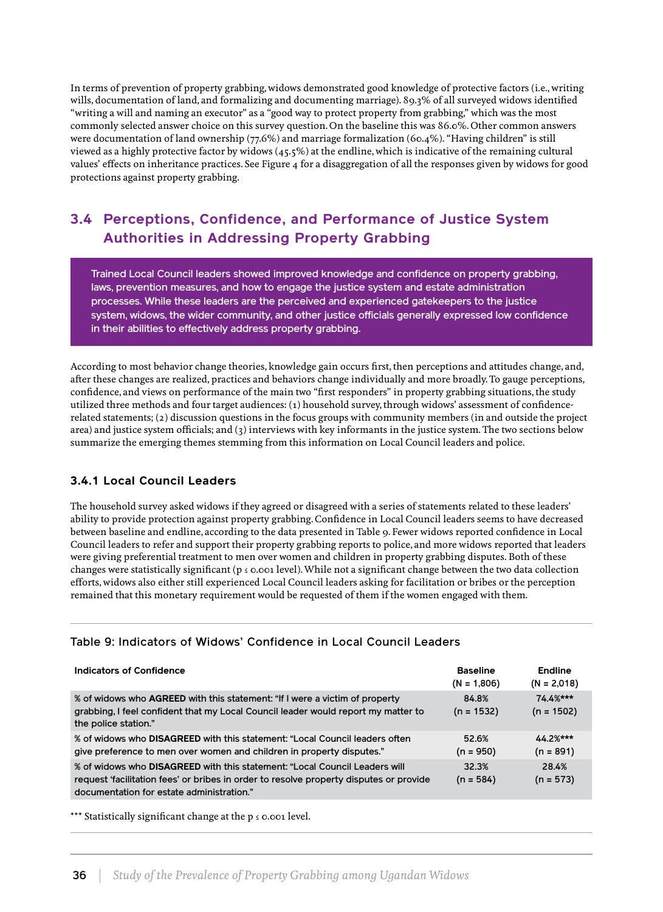In terms of prevention of property grabbing, widows demonstrated good knowledge of protective factors (i.e., writing wills, documentation of land, and formalizing and documenting marriage). 89.3% of all surveyed widows identified "writing a will and naming an executor" as a "good way to protect property from grabbing," which was the most commonly selected answer choice on this survey question. On the baseline this was 86.0%. Other common answers were documentation of land ownership (77.6%) and marriage formalization (60.4%). "Having children" is still viewed as a highly protective factor by widows (45.5%) at the endline, which is indicative of the remaining cultural values' effects on inheritance practices. See Figure 4 for a disaggregation of all the responses given by widows for good protections against property grabbing.

## 3.4 Perceptions, Confidence, and Performance of Justice System Authorities in Addressing Property Grabbing

Trained Local Council leaders showed improved knowledge and confidence on property grabbing, laws, prevention measures, and how to engage the justice system and estate administration processes. While these leaders are the perceived and experienced gatekeepers to the justice system, widows, the wider community, and other justice officials generally expressed low confidence in their abilities to effectively address property grabbing.

According to most behavior change theories, knowledge gain occurs first, then perceptions and attitudes change, and, after these changes are realized, practices and behaviors change individually and more broadly. To gauge perceptions, confidence, and views on performance of the main two "first responders" in property grabbing situations, the study utilized three methods and four target audiences: (1) household survey, through widows' assessment of confidence-related statements; (2) discussion questions in the focus groups with community members (in and outside the project area) and justice system officials; and (3) interviews with key informants in the justice system. The two sections below summarize the emerging themes stemming from this information on Local Council leaders and police.

### 3.4.1 Local Council Leaders

The household survey asked widows if they agreed or disagreed with a series of statements related to these leaders' ability to provide protection against property grabbing. Confidence in Local Council leaders seems to have decreased between baseline and endline, according to the data presented in Table 9. Fewer widows reported confidence in Local Council leaders to refer and support their property grabbing reports to police, and more widows reported that leaders were giving preferential treatment to men over women and children in property grabbing disputes. Both of these changes were statistically significant ($p \leq 0.001$ level). While not a significant change between the two data collection efforts, widows also either still experienced Local Council leaders asking for facilitation or bribes or the perception remained that this monetary requirement would be requested of them if the women engaged with them.

#### Table 9: Indicators of Widows' Confidence in Local Council Leaders

| Indicators of Confidence | Baseline (N = 1,806) | Endline (N = 2,018) |
|---|---|---|
| % of widows who **AGREED** with this statement: "If I were a victim of property grabbing, I feel confident that my Local Council leader would report my matter to the police station." | 84.8% (n = 1532) | 74.4%*** (n = 1502) |
| % of widows who **DISAGREED** with this statement: "Local Council leaders often give preference to men over women and children in property disputes." | 52.6% (n = 950) | 44.2%*** (n = 891) |
| % of widows who **DISAGREED** with this statement: "Local Council Leaders will request 'facilitation fees' or bribes in order to resolve property disputes or provide documentation for estate administration." | 32.3% (n = 584) | 28.4% (n = 573) |

*** Statistically significant change at the $p \leq 0.001$ level.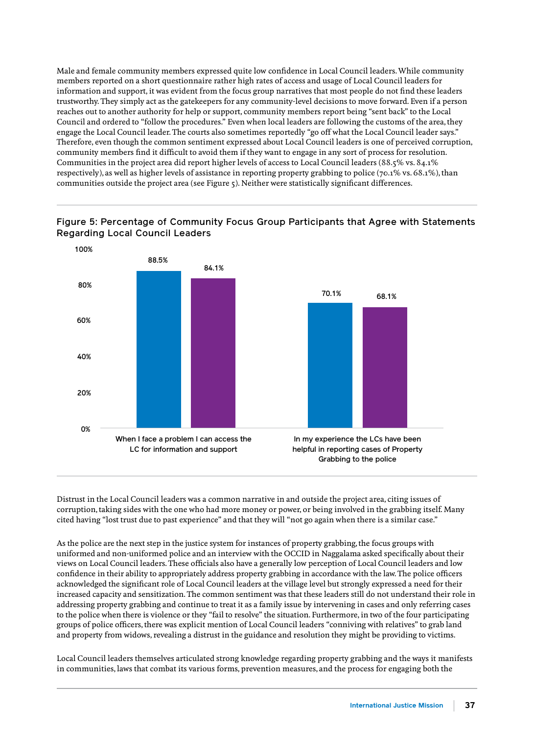Male and female community members expressed quite low confidence in Local Council leaders. While community members reported on a short questionnaire rather high rates of access and usage of Local Council leaders for information and support, it was evident from the focus group narratives that most people do not find these leaders trustworthy. They simply act as the gatekeepers for any community-level decisions to move forward. Even if a person reaches out to another authority for help or support, community members report being "sent back" to the Local Council and ordered to "follow the procedures." Even when local leaders are following the customs of the area, they engage the Local Council leader. The courts also sometimes reportedly "go off what the Local Council leader says." Therefore, even though the common sentiment expressed about Local Council leaders is one of perceived corruption, community members find it difficult to avoid them if they want to engage in any sort of process for resolution. Communities in the project area did report higher levels of access to Local Council leaders (88.5% vs. 84.1% respectively), as well as higher levels of assistance in reporting property grabbing to police (70.1% vs. 68.1%), than communities outside the project area (see Figure 5). Neither were statistically significant differences.

## Figure 5: Percentage of Community Focus Group Participants that Agree with Statements Regarding Local Council Leaders

| Statement | Project area | Outside project area |
|---|---|---|
| When I face a problem I can access the LC for information and support | 88.5% | 84.1% |
| In my experience the LCs have been helpful in reporting cases of Property Grabbing to the police | 70.1% | 68.1% |

Distrust in the Local Council leaders was a common narrative in and outside the project area, citing issues of corruption, taking sides with the one who had more money or power, or being involved in the grabbing itself. Many cited having "lost trust due to past experience" and that they will "not go again when there is a similar case."

As the police are the next step in the justice system for instances of property grabbing, the focus groups with uniformed and non-uniformed police and an interview with the OCCID in Naggalama asked specifically about their views on Local Council leaders. These officials also have a generally low perception of Local Council leaders and low confidence in their ability to appropriately address property grabbing in accordance with the law. The police officers acknowledged the significant role of Local Council leaders at the village level but strongly expressed a need for their increased capacity and sensitization. The common sentiment was that these leaders still do not understand their role in addressing property grabbing and continue to treat it as a family issue by intervening in cases and only referring cases to the police when there is violence or they "fail to resolve" the situation. Furthermore, in two of the four participating groups of police officers, there was explicit mention of Local Council leaders "conniving with relatives" to grab land and property from widows, revealing a distrust in the guidance and resolution they might be providing to victims.

Local Council leaders themselves articulated strong knowledge regarding property grabbing and the ways it manifests in communities, laws that combat its various forms, prevention measures, and the process for engaging both the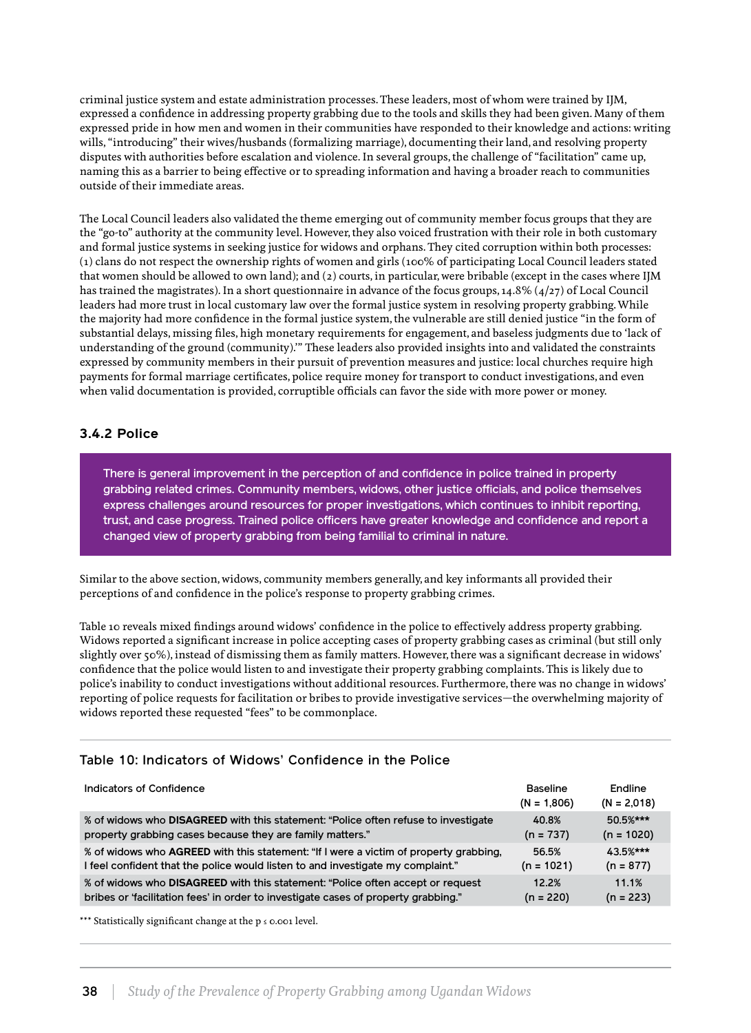criminal justice system and estate administration processes. These leaders, most of whom were trained by IJM, expressed a confidence in addressing property grabbing due to the tools and skills they had been given. Many of them expressed pride in how men and women in their communities have responded to their knowledge and actions: writing wills, "introducing" their wives/husbands (formalizing marriage), documenting their land, and resolving property disputes with authorities before escalation and violence. In several groups, the challenge of "facilitation" came up, naming this as a barrier to being effective or to spreading information and having a broader reach to communities outside of their immediate areas.

The Local Council leaders also validated the theme emerging out of community member focus groups that they are the "go-to" authority at the community level. However, they also voiced frustration with their role in both customary and formal justice systems in seeking justice for widows and orphans. They cited corruption within both processes: (1) clans do not respect the ownership rights of women and girls (100% of participating Local Council leaders stated that women should be allowed to own land); and (2) courts, in particular, were bribable (except in the cases where IJM has trained the magistrates). In a short questionnaire in advance of the focus groups, 14.8% (4/27) of Local Council leaders had more trust in local customary law over the formal justice system in resolving property grabbing. While the majority had more confidence in the formal justice system, the vulnerable are still denied justice "in the form of substantial delays, missing files, high monetary requirements for engagement, and baseless judgments due to 'lack of understanding of the ground (community).'" These leaders also provided insights into and validated the constraints expressed by community members in their pursuit of prevention measures and justice: local churches require high payments for formal marriage certificates, police require money for transport to conduct investigations, and even when valid documentation is provided, corruptible officials can favor the side with more power or money.

### 3.4.2 Police

> There is general improvement in the perception of and confidence in police trained in property grabbing related crimes. Community members, widows, other justice officials, and police themselves express challenges around resources for proper investigations, which continues to inhibit reporting, trust, and case progress. Trained police officers have greater knowledge and confidence and report a changed view of property grabbing from being familial to criminal in nature.

Similar to the above section, widows, community members generally, and key informants all provided their perceptions of and confidence in the police's response to property grabbing crimes.

Table 10 reveals mixed findings around widows' confidence in the police to effectively address property grabbing. Widows reported a significant increase in police accepting cases of property grabbing cases as criminal (but still only slightly over 50%), instead of dismissing them as family matters. However, there was a significant decrease in widows' confidence that the police would listen to and investigate their property grabbing complaints. This is likely due to police's inability to conduct investigations without additional resources. Furthermore, there was no change in widows' reporting of police requests for facilitation or bribes to provide investigative services—the overwhelming majority of widows reported these requested "fees" to be commonplace.

#### Table 10: Indicators of Widows' Confidence in the Police

| Indicators of Confidence | Baseline (N = 1,806) | Endline (N = 2,018) |
|---|---|---|
| % of widows who **DISAGREED** with this statement: "Police often refuse to investigate property grabbing cases because they are family matters." | 40.8% (n = 737) | 50.5%*** (n = 1020) |
| % of widows who **AGREED** with this statement: "If I were a victim of property grabbing, I feel confident that the police would listen to and investigate my complaint." | 56.5% (n = 1021) | 43.5%*** (n = 877) |
| % of widows who **DISAGREED** with this statement: "Police often accept or request bribes or 'facilitation fees' in order to investigate cases of property grabbing." | 12.2% (n = 220) | 11.1% (n = 223) |

*** Statistically significant change at the $p \leq 0.001$ level.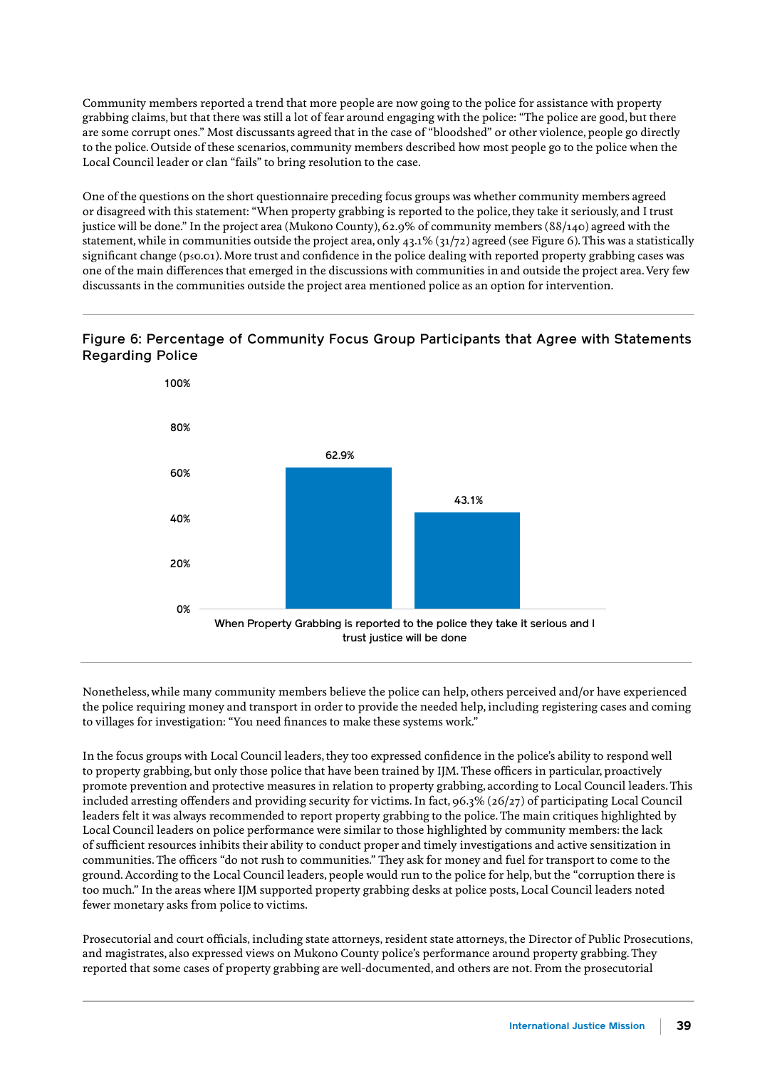Community members reported a trend that more people are now going to the police for assistance with property grabbing claims, but that there was still a lot of fear around engaging with the police: "The police are good, but there are some corrupt ones." Most discussants agreed that in the case of "bloodshed" or other violence, people go directly to the police. Outside of these scenarios, community members described how most people go to the police when the Local Council leader or clan "fails" to bring resolution to the case.

One of the questions on the short questionnaire preceding focus groups was whether community members agreed or disagreed with this statement: "When property grabbing is reported to the police, they take it seriously, and I trust justice will be done." In the project area (Mukono County), 62.9% of community members (88/140) agreed with the statement, while in communities outside the project area, only 43.1% (31/72) agreed (see Figure 6). This was a statistically significant change ($p \leq 0.01$). More trust and confidence in the police dealing with reported property grabbing cases was one of the main differences that emerged in the discussions with communities in and outside the project area. Very few discussants in the communities outside the project area mentioned police as an option for intervention.

## Figure 6: Percentage of Community Focus Group Participants that Agree with Statements Regarding Police

| Statement | Value |
|---|---|
| When Property Grabbing is reported to the police they take it serious and I trust justice will be done | 62.9% |
| | 43.1% |

Nonetheless, while many community members believe the police can help, others perceived and/or have experienced the police requiring money and transport in order to provide the needed help, including registering cases and coming to villages for investigation: "You need finances to make these systems work."

In the focus groups with Local Council leaders, they too expressed confidence in the police's ability to respond well to property grabbing, but only those police that have been trained by IJM. These officers in particular, proactively promote prevention and protective measures in relation to property grabbing, according to Local Council leaders. This included arresting offenders and providing security for victims. In fact, 96.3% (26/27) of participating Local Council leaders felt it was always recommended to report property grabbing to the police. The main critiques highlighted by Local Council leaders on police performance were similar to those highlighted by community members: the lack of sufficient resources inhibits their ability to conduct proper and timely investigations and active sensitization in communities. The officers "do not rush to communities." They ask for money and fuel for transport to come to the ground. According to the Local Council leaders, people would run to the police for help, but the "corruption there is too much." In the areas where IJM supported property grabbing desks at police posts, Local Council leaders noted fewer monetary asks from police to victims.

Prosecutorial and court officials, including state attorneys, resident state attorneys, the Director of Public Prosecutions, and magistrates, also expressed views on Mukono County police's performance around property grabbing. They reported that some cases of property grabbing are well-documented, and others are not. From the prosecutorial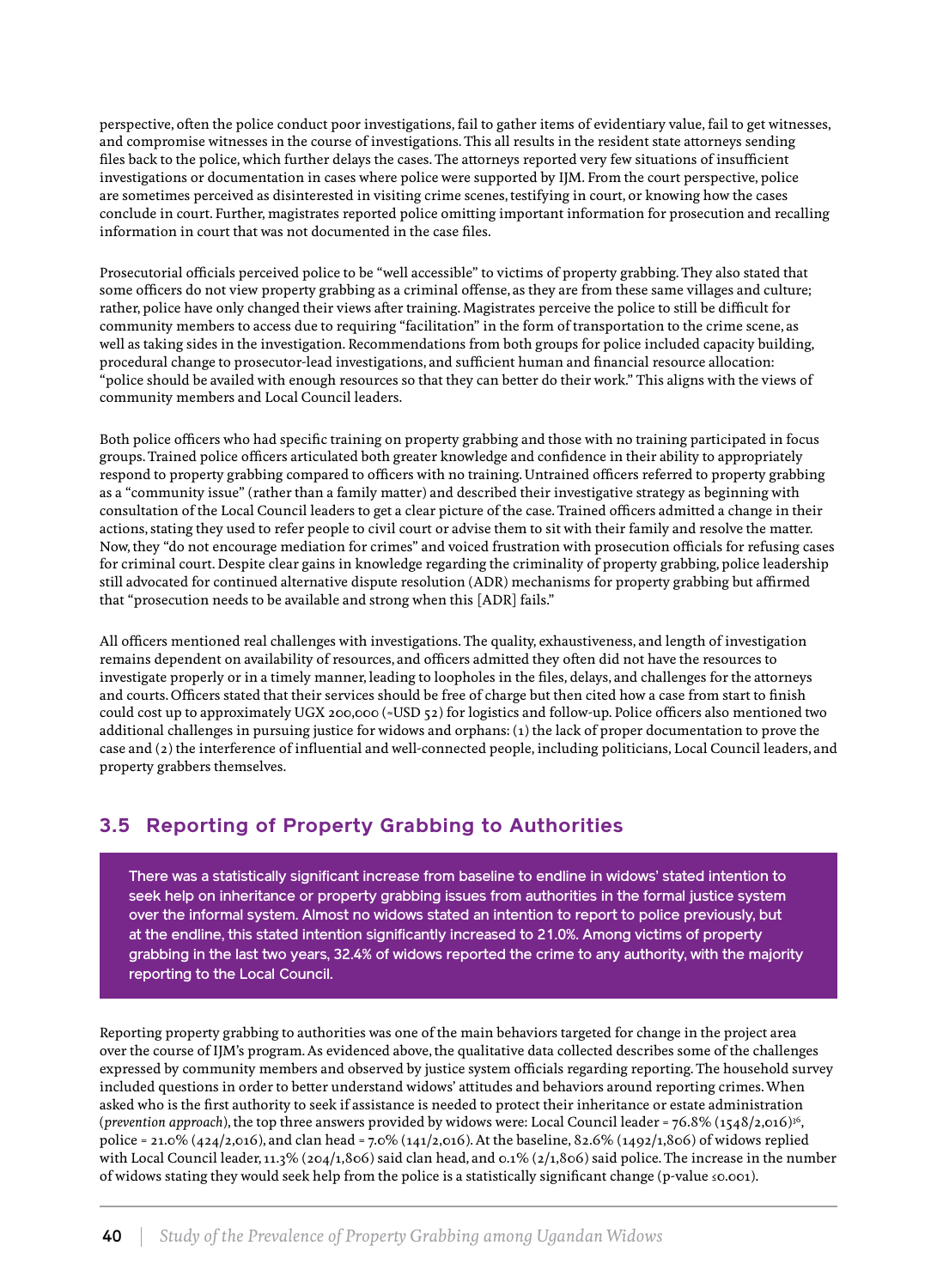perspective, often the police conduct poor investigations, fail to gather items of evidentiary value, fail to get witnesses, and compromise witnesses in the course of investigations. This all results in the resident state attorneys sending files back to the police, which further delays the cases. The attorneys reported very few situations of insufficient investigations or documentation in cases where police were supported by IJM. From the court perspective, police are sometimes perceived as disinterested in visiting crime scenes, testifying in court, or knowing how the cases conclude in court. Further, magistrates reported police omitting important information for prosecution and recalling information in court that was not documented in the case files.

Prosecutorial officials perceived police to be "well accessible" to victims of property grabbing. They also stated that some officers do not view property grabbing as a criminal offense, as they are from these same villages and culture; rather, police have only changed their views after training. Magistrates perceive the police to still be difficult for community members to access due to requiring "facilitation" in the form of transportation to the crime scene, as well as taking sides in the investigation. Recommendations from both groups for police included capacity building, procedural change to prosecutor-lead investigations, and sufficient human and financial resource allocation: "police should be availed with enough resources so that they can better do their work." This aligns with the views of community members and Local Council leaders.

Both police officers who had specific training on property grabbing and those with no training participated in focus groups. Trained police officers articulated both greater knowledge and confidence in their ability to appropriately respond to property grabbing compared to officers with no training. Untrained officers referred to property grabbing as a "community issue" (rather than a family matter) and described their investigative strategy as beginning with consultation of the Local Council leaders to get a clear picture of the case. Trained officers admitted a change in their actions, stating they used to refer people to civil court or advise them to sit with their family and resolve the matter. Now, they "do not encourage mediation for crimes" and voiced frustration with prosecution officials for refusing cases for criminal court. Despite clear gains in knowledge regarding the criminality of property grabbing, police leadership still advocated for continued alternative dispute resolution (ADR) mechanisms for property grabbing but affirmed that "prosecution needs to be available and strong when this [ADR] fails."

All officers mentioned real challenges with investigations. The quality, exhaustiveness, and length of investigation remains dependent on availability of resources, and officers admitted they often did not have the resources to investigate properly or in a timely manner, leading to loopholes in the files, delays, and challenges for the attorneys and courts. Officers stated that their services should be free of charge but then cited how a case from start to finish could cost up to approximately UGX 200,000 (≈USD 52) for logistics and follow-up. Police officers also mentioned two additional challenges in pursuing justice for widows and orphans: (1) the lack of proper documentation to prove the case and (2) the interference of influential and well-connected people, including politicians, Local Council leaders, and property grabbers themselves.

## 3.5 Reporting of Property Grabbing to Authorities

**There was a statistically significant increase from baseline to endline in widows' stated intention to seek help on inheritance or property grabbing issues from authorities in the formal justice system over the informal system. Almost no widows stated an intention to report to police previously, but at the endline, this stated intention significantly increased to 21.0%. Among victims of property grabbing in the last two years, 32.4% of widows reported the crime to any authority, with the majority reporting to the Local Council.**

Reporting property grabbing to authorities was one of the main behaviors targeted for change in the project area over the course of IJM's program. As evidenced above, the qualitative data collected describes some of the challenges expressed by community members and observed by justice system officials regarding reporting. The household survey included questions in order to better understand widows' attitudes and behaviors around reporting crimes. When asked who is the first authority to seek if assistance is needed to protect their inheritance or estate administration (*prevention approach*), the top three answers provided by widows were: Local Council leader = 76.8% (1548/2,016)[36], police = 21.0% (424/2,016), and clan head = 7.0% (141/2,016). At the baseline, 82.6% (1492/1,806) of widows replied with Local Council leader, 11.3% (204/1,806) said clan head, and 0.1% (2/1,806) said police. The increase in the number of widows stating they would seek help from the police is a statistically significant change (p-value ≤0.001).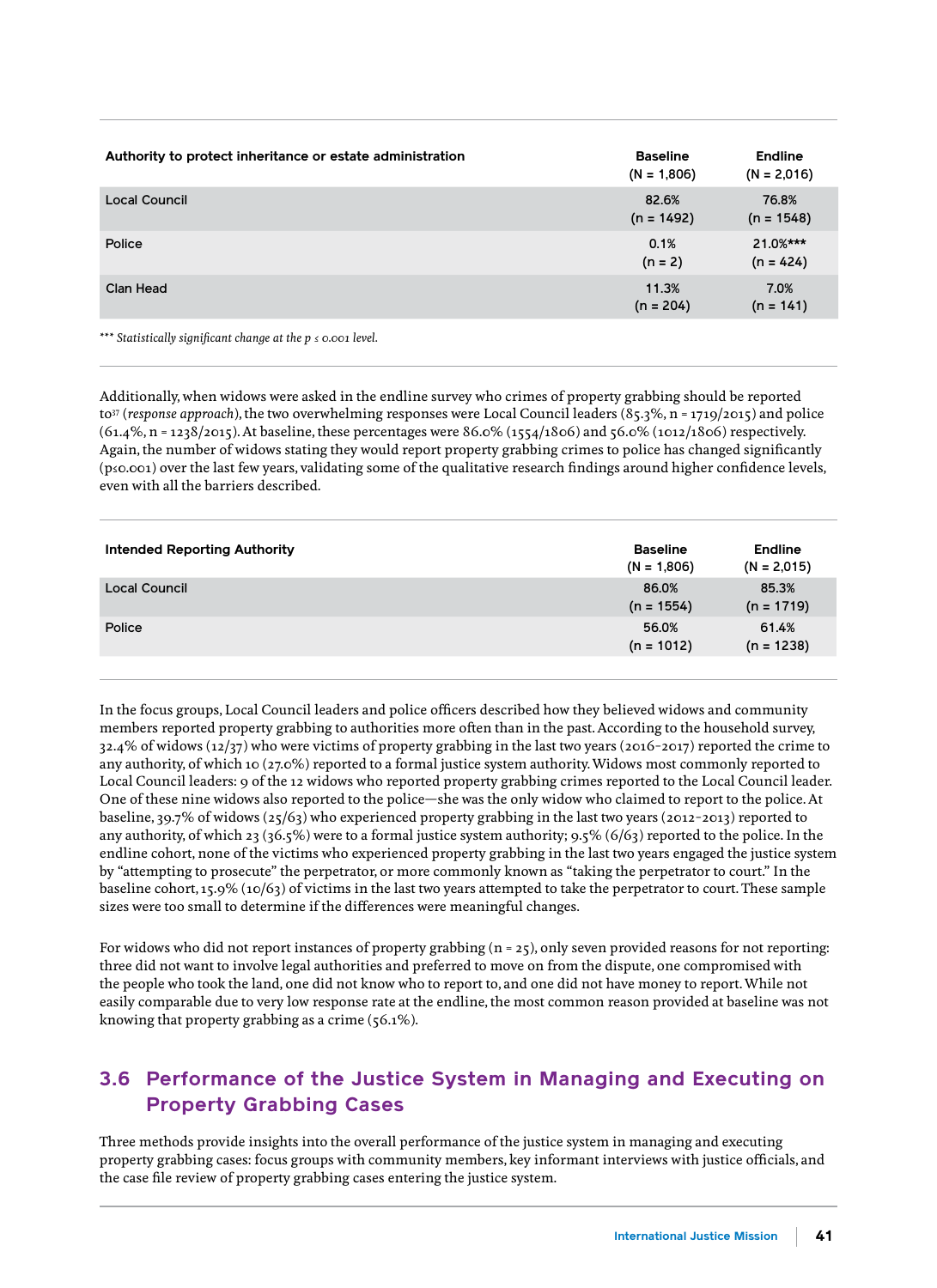| Authority to protect inheritance or estate administration | Baseline (N = 1,806) | Endline (N = 2,016) |
|---|---|---|
| Local Council | 82.6% (n = 1492) | 76.8% (n = 1548) |
| Police | 0.1% (n = 2) | 21.0%*** (n = 424) |
| Clan Head | 11.3% (n = 204) | 7.0% (n = 141) |

*\*\*\* Statistically significant change at the p ≤ 0.001 level.*

Additionally, when widows were asked in the endline survey who crimes of property grabbing should be reported to[37] (*response approach*), the two overwhelming responses were Local Council leaders (85.3%, n = 1719/2015) and police (61.4%, n = 1238/2015). At baseline, these percentages were 86.0% (1554/1806) and 56.0% (1012/1806) respectively. Again, the number of widows stating they would report property grabbing crimes to police has changed significantly (p≤0.001) over the last few years, validating some of the qualitative research findings around higher confidence levels, even with all the barriers described.

| Intended Reporting Authority | Baseline (N = 1,806) | Endline (N = 2,015) |
|---|---|---|
| Local Council | 86.0% (n = 1554) | 85.3% (n = 1719) |
| Police | 56.0% (n = 1012) | 61.4% (n = 1238) |

In the focus groups, Local Council leaders and police officers described how they believed widows and community members reported property grabbing to authorities more often than in the past. According to the household survey, 32.4% of widows (12/37) who were victims of property grabbing in the last two years (2016-2017) reported the crime to any authority, of which 10 (27.0%) reported to a formal justice system authority. Widows most commonly reported to Local Council leaders: 9 of the 12 widows who reported property grabbing crimes reported to the Local Council leader. One of these nine widows also reported to the police—she was the only widow who claimed to report to the police. At baseline, 39.7% of widows (25/63) who experienced property grabbing in the last two years (2012-2013) reported to any authority, of which 23 (36.5%) were to a formal justice system authority; 9.5% (6/63) reported to the police. In the endline cohort, none of the victims who experienced property grabbing in the last two years engaged the justice system by "attempting to prosecute" the perpetrator, or more commonly known as "taking the perpetrator to court." In the baseline cohort, 15.9% (10/63) of victims in the last two years attempted to take the perpetrator to court. These sample sizes were too small to determine if the differences were meaningful changes.

For widows who did not report instances of property grabbing (n = 25), only seven provided reasons for not reporting: three did not want to involve legal authorities and preferred to move on from the dispute, one compromised with the people who took the land, one did not know who to report to, and one did not have money to report. While not easily comparable due to very low response rate at the endline, the most common reason provided at baseline was not knowing that property grabbing as a crime (56.1%).

## 3.6 Performance of the Justice System in Managing and Executing on Property Grabbing Cases

Three methods provide insights into the overall performance of the justice system in managing and executing property grabbing cases: focus groups with community members, key informant interviews with justice officials, and the case file review of property grabbing cases entering the justice system.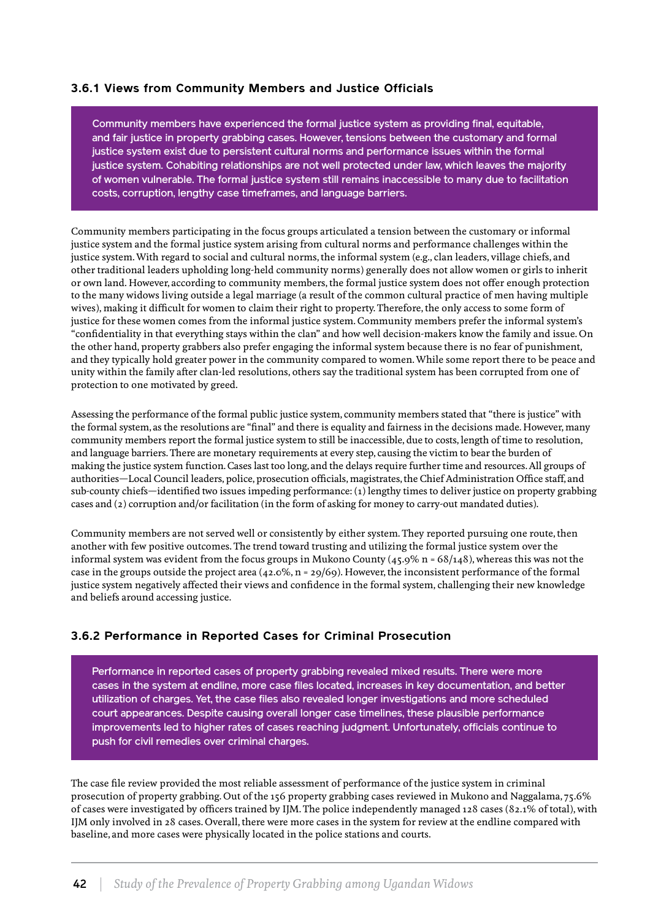### 3.6.1 Views from Community Members and Justice Officials

**Community members have experienced the formal justice system as providing final, equitable, and fair justice in property grabbing cases. However, tensions between the customary and formal justice system exist due to persistent cultural norms and performance issues within the formal justice system. Cohabiting relationships are not well protected under law, which leaves the majority of women vulnerable. The formal justice system still remains inaccessible to many due to facilitation costs, corruption, lengthy case timeframes, and language barriers.**

Community members participating in the focus groups articulated a tension between the customary or informal justice system and the formal justice system arising from cultural norms and performance challenges within the justice system. With regard to social and cultural norms, the informal system (e.g., clan leaders, village chiefs, and other traditional leaders upholding long-held community norms) generally does not allow women or girls to inherit or own land. However, according to community members, the formal justice system does not offer enough protection to the many widows living outside a legal marriage (a result of the common cultural practice of men having multiple wives), making it difficult for women to claim their right to property. Therefore, the only access to some form of justice for these women comes from the informal justice system. Community members prefer the informal system's "confidentiality in that everything stays within the clan" and how well decision-makers know the family and issue. On the other hand, property grabbers also prefer engaging the informal system because there is no fear of punishment, and they typically hold greater power in the community compared to women. While some report there to be peace and unity within the family after clan-led resolutions, others say the traditional system has been corrupted from one of protection to one motivated by greed.

Assessing the performance of the formal public justice system, community members stated that "there is justice" with the formal system, as the resolutions are "final" and there is equality and fairness in the decisions made. However, many community members report the formal justice system to still be inaccessible, due to costs, length of time to resolution, and language barriers. There are monetary requirements at every step, causing the victim to bear the burden of making the justice system function. Cases last too long, and the delays require further time and resources. All groups of authorities—Local Council leaders, police, prosecution officials, magistrates, the Chief Administration Office staff, and sub-county chiefs—identified two issues impeding performance: (1) lengthy times to deliver justice on property grabbing cases and (2) corruption and/or facilitation (in the form of asking for money to carry-out mandated duties).

Community members are not served well or consistently by either system. They reported pursuing one route, then another with few positive outcomes. The trend toward trusting and utilizing the formal justice system over the informal system was evident from the focus groups in Mukono County (45.9% n = 68/148), whereas this was not the case in the groups outside the project area (42.0%, n = 29/69). However, the inconsistent performance of the formal justice system negatively affected their views and confidence in the formal system, challenging their new knowledge and beliefs around accessing justice.

### 3.6.2 Performance in Reported Cases for Criminal Prosecution

**Performance in reported cases of property grabbing revealed mixed results. There were more cases in the system at endline, more case files located, increases in key documentation, and better utilization of charges. Yet, the case files also revealed longer investigations and more scheduled court appearances. Despite causing overall longer case timelines, these plausible performance improvements led to higher rates of cases reaching judgment. Unfortunately, officials continue to push for civil remedies over criminal charges.**

The case file review provided the most reliable assessment of performance of the justice system in criminal prosecution of property grabbing. Out of the 156 property grabbing cases reviewed in Mukono and Naggalama, 75.6% of cases were investigated by officers trained by IJM. The police independently managed 128 cases (82.1% of total), with IJM only involved in 28 cases. Overall, there were more cases in the system for review at the endline compared with baseline, and more cases were physically located in the police stations and courts.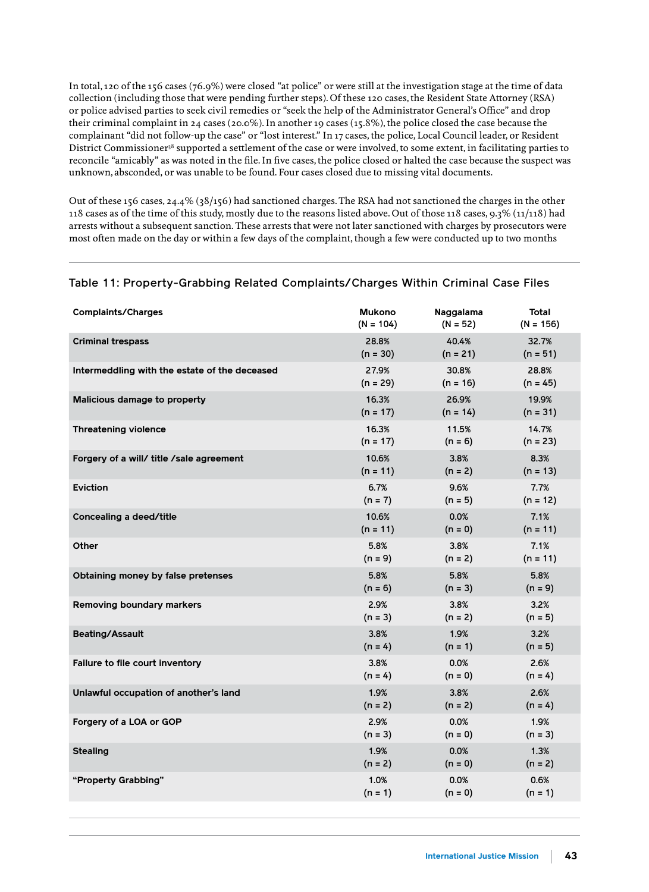In total, 120 of the 156 cases (76.9%) were closed "at police" or were still at the investigation stage at the time of data collection (including those that were pending further steps). Of these 120 cases, the Resident State Attorney (RSA) or police advised parties to seek civil remedies or "seek the help of the Administrator General's Office" and drop their criminal complaint in 24 cases (20.0%). In another 19 cases (15.8%), the police closed the case because the complainant "did not follow-up the case" or "lost interest." In 17 cases, the police, Local Council leader, or Resident District Commissioner[38] supported a settlement of the case or were involved, to some extent, in facilitating parties to reconcile "amicably" as was noted in the file. In five cases, the police closed or halted the case because the suspect was unknown, absconded, or was unable to be found. Four cases closed due to missing vital documents.

Out of these 156 cases, 24.4% (38/156) had sanctioned charges. The RSA had not sanctioned the charges in the other 118 cases as of the time of this study, mostly due to the reasons listed above. Out of those 118 cases, 9.3% (11/118) had arrests without a subsequent sanction. These arrests that were not later sanctioned with charges by prosecutors were most often made on the day or within a few days of the complaint, though a few were conducted up to two months

## Table 11: Property-Grabbing Related Complaints/Charges Within Criminal Case Files

| Complaints/Charges | Mukono (N = 104) | Naggalama (N = 52) | Total (N = 156) |
|---|---|---|---|
| **Criminal trespass** | 28.8% (n = 30) | 40.4% (n = 21) | 32.7% (n = 51) |
| **Intermeddling with the estate of the deceased** | 27.9% (n = 29) | 30.8% (n = 16) | 28.8% (n = 45) |
| **Malicious damage to property** | 16.3% (n = 17) | 26.9% (n = 14) | 19.9% (n = 31) |
| **Threatening violence** | 16.3% (n = 17) | 11.5% (n = 6) | 14.7% (n = 23) |
| **Forgery of a will/ title /sale agreement** | 10.6% (n = 11) | 3.8% (n = 2) | 8.3% (n = 13) |
| **Eviction** | 6.7% (n = 7) | 9.6% (n = 5) | 7.7% (n = 12) |
| **Concealing a deed/title** | 10.6% (n = 11) | 0.0% (n = 0) | 7.1% (n = 11) |
| **Other** | 5.8% (n = 9) | 3.8% (n = 2) | 7.1% (n = 11) |
| **Obtaining money by false pretenses** | 5.8% (n = 6) | 5.8% (n = 3) | 5.8% (n = 9) |
| **Removing boundary markers** | 2.9% (n = 3) | 3.8% (n = 2) | 3.2% (n = 5) |
| **Beating/Assault** | 3.8% (n = 4) | 1.9% (n = 1) | 3.2% (n = 5) |
| **Failure to file court inventory** | 3.8% (n = 4) | 0.0% (n = 0) | 2.6% (n = 4) |
| **Unlawful occupation of another's land** | 1.9% (n = 2) | 3.8% (n = 2) | 2.6% (n = 4) |
| **Forgery of a LOA or GOP** | 2.9% (n = 3) | 0.0% (n = 0) | 1.9% (n = 3) |
| **Stealing** | 1.9% (n = 2) | 0.0% (n = 0) | 1.3% (n = 2) |
| **"Property Grabbing"** | 1.0% (n = 1) | 0.0% (n = 0) | 0.6% (n = 1) |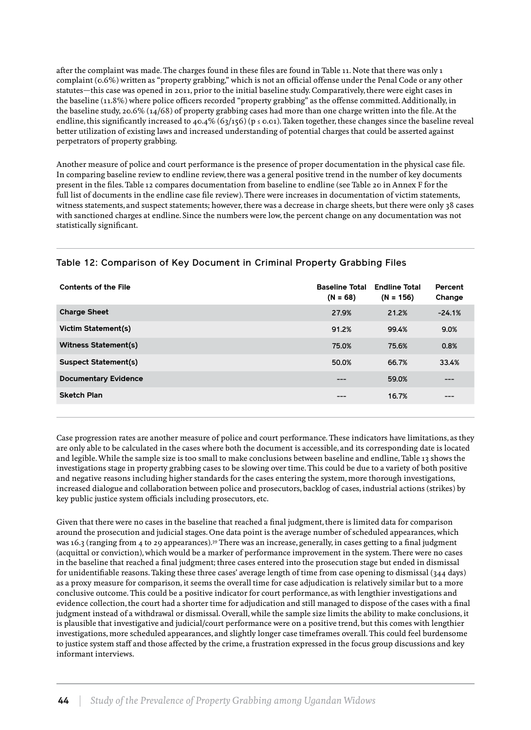after the complaint was made. The charges found in these files are found in Table 11. Note that there was only 1 complaint (0.6%) written as "property grabbing," which is not an official offense under the Penal Code or any other statutes—this case was opened in 2011, prior to the initial baseline study. Comparatively, there were eight cases in the baseline (11.8%) where police officers recorded "property grabbing" as the offense committed. Additionally, in the baseline study, 20.6% (14/68) of property grabbing cases had more than one charge written into the file. At the endline, this significantly increased to 40.4% (63/156) ($p \leq 0.01$). Taken together, these changes since the baseline reveal better utilization of existing laws and increased understanding of potential charges that could be asserted against perpetrators of property grabbing.

Another measure of police and court performance is the presence of proper documentation in the physical case file. In comparing baseline review to endline review, there was a general positive trend in the number of key documents present in the files. Table 12 compares documentation from baseline to endline (see Table 20 in Annex F for the full list of documents in the endline case file review). There were increases in documentation of victim statements, witness statements, and suspect statements; however, there was a decrease in charge sheets, but there were only 38 cases with sanctioned charges at endline. Since the numbers were low, the percent change on any documentation was not statistically significant.

## Table 12: Comparison of Key Document in Criminal Property Grabbing Files

| Contents of the File | Baseline Total (N = 68) | Endline Total (N = 156) | Percent Change |
|---|---|---|---|
| **Charge Sheet** | 27.9% | 21.2% | -24.1% |
| **Victim Statement(s)** | 91.2% | 99.4% | 9.0% |
| **Witness Statement(s)** | 75.0% | 75.6% | 0.8% |
| **Suspect Statement(s)** | 50.0% | 66.7% | 33.4% |
| **Documentary Evidence** | --- | 59.0% | --- |
| **Sketch Plan** | --- | 16.7% | --- |

Case progression rates are another measure of police and court performance. These indicators have limitations, as they are only able to be calculated in the cases where both the document is accessible, and its corresponding date is located and legible. While the sample size is too small to make conclusions between baseline and endline, Table 13 shows the investigations stage in property grabbing cases to be slowing over time. This could be due to a variety of both positive and negative reasons including higher standards for the cases entering the system, more thorough investigations, increased dialogue and collaboration between police and prosecutors, backlog of cases, industrial actions (strikes) by key public justice system officials including prosecutors, etc.

Given that there were no cases in the baseline that reached a final judgment, there is limited data for comparison around the prosecution and judicial stages. One data point is the average number of scheduled appearances, which was 16.3 (ranging from 4 to 29 appearances).[39] There was an increase, generally, in cases getting to a final judgment (acquittal or conviction), which would be a marker of performance improvement in the system. There were no cases in the baseline that reached a final judgment; three cases entered into the prosecution stage but ended in dismissal for unidentifiable reasons. Taking these three cases' average length of time from case opening to dismissal (344 days) as a proxy measure for comparison, it seems the overall time for case adjudication is relatively similar but to a more conclusive outcome. This could be a positive indicator for court performance, as with lengthier investigations and evidence collection, the court had a shorter time for adjudication and still managed to dispose of the cases with a final judgment instead of a withdrawal or dismissal. Overall, while the sample size limits the ability to make conclusions, it is plausible that investigative and judicial/court performance were on a positive trend, but this comes with lengthier investigations, more scheduled appearances, and slightly longer case timeframes overall. This could feel burdensome to justice system staff and those affected by the crime, a frustration expressed in the focus group discussions and key informant interviews.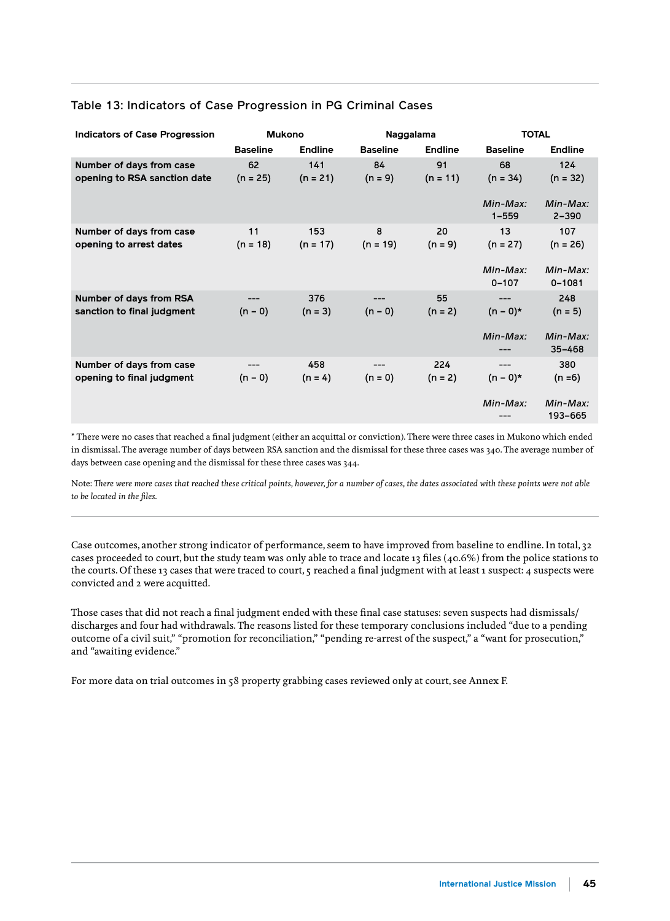Table 13: Indicators of Case Progression in PG Criminal Cases

| Indicators of Case Progression | Mukono | | Naggalama | | TOTAL | |
|---|---|---|---|---|---|---|
| | Baseline | Endline | Baseline | Endline | Baseline | Endline |
| **Number of days from case opening to RSA sanction date** | 62 (n = 25) | 141 (n = 21) | 84 (n = 9) | 91 (n = 11) | 68 (n = 34) *Min-Max:* 1–559 | 124 (n = 32) *Min-Max:* 2–390 |
| **Number of days from case opening to arrest dates** | 11 (n = 18) | 153 (n = 17) | 8 (n = 19) | 20 (n = 9) | 13 (n = 27) *Min-Max:* 0–107 | 107 (n = 26) *Min-Max:* 0–1081 |
| **Number of days from RSA sanction to final judgment** | --- (n – 0) | 376 (n = 3) | --- (n – 0) | 55 (n = 2) | --- (n – 0)* *Min-Max:* --- | 248 (n = 5) *Min-Max:* 35–468 |
| **Number of days from case opening to final judgment** | --- (n – 0) | 458 (n = 4) | --- (n = 0) | 224 (n = 2) | --- (n – 0)* *Min-Max:* --- | 380 (n =6) *Min-Max:* 193–665 |

\* There were no cases that reached a final judgment (either an acquittal or conviction). There were three cases in Mukono which ended in dismissal. The average number of days between RSA sanction and the dismissal for these three cases was 340. The average number of days between case opening and the dismissal for these three cases was 344.

Note: *There were more cases that reached these critical points, however, for a number of cases, the dates associated with these points were not able to be located in the files.*

Case outcomes, another strong indicator of performance, seem to have improved from baseline to endline. In total, 32 cases proceeded to court, but the study team was only able to trace and locate 13 files (40.6%) from the police stations to the courts. Of these 13 cases that were traced to court, 5 reached a final judgment with at least 1 suspect: 4 suspects were convicted and 2 were acquitted.

Those cases that did not reach a final judgment ended with these final case statuses: seven suspects had dismissals/ discharges and four had withdrawals. The reasons listed for these temporary conclusions included "due to a pending outcome of a civil suit," "promotion for reconciliation," "pending re-arrest of the suspect," a "want for prosecution," and "awaiting evidence."

For more data on trial outcomes in 58 property grabbing cases reviewed only at court, see Annex F.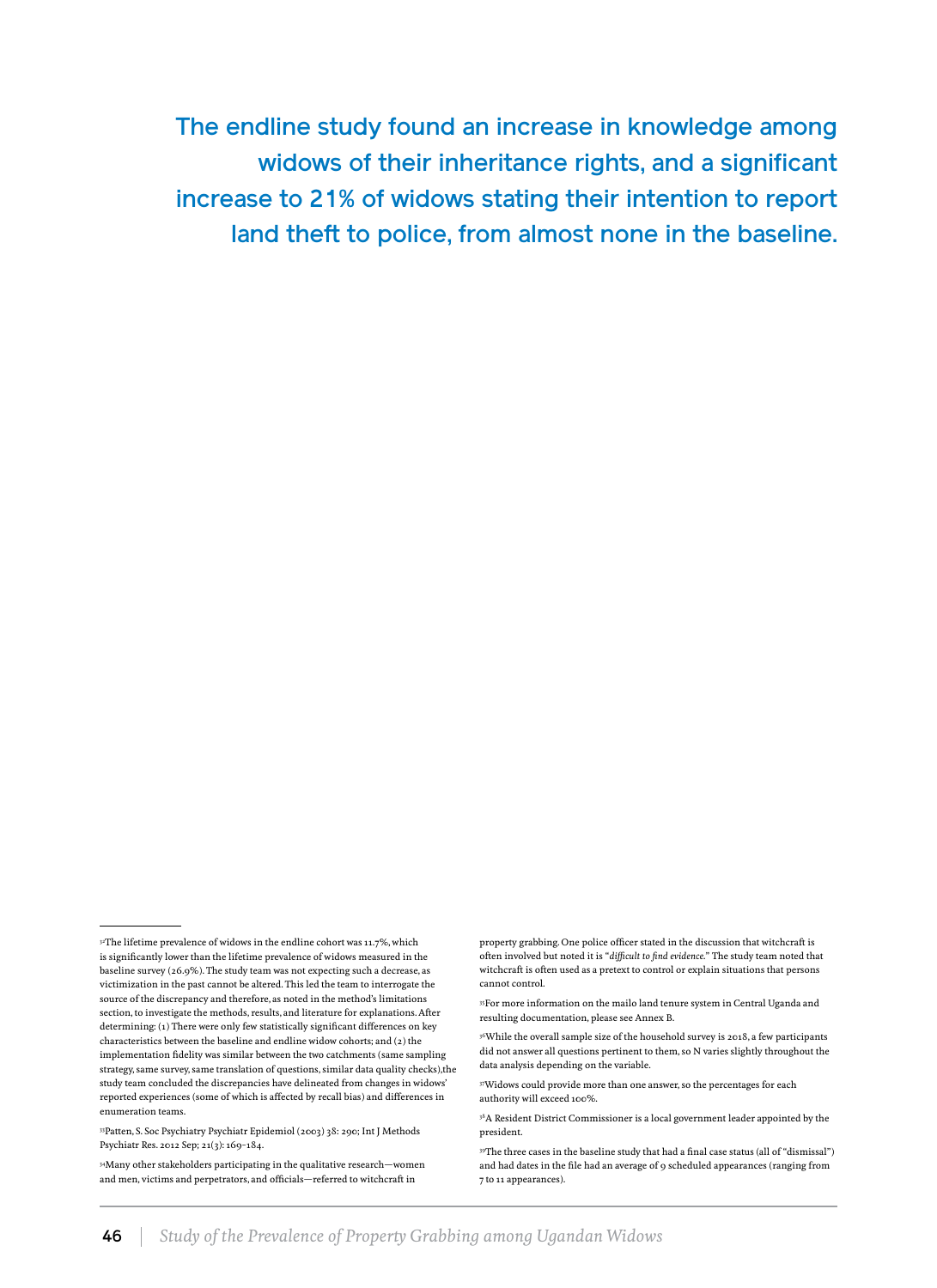The endline study found an increase in knowledge among widows of their inheritance rights, and a significant increase to 21% of widows stating their intention to report land theft to police, from almost none in the baseline.

---

[32]The lifetime prevalence of widows in the endline cohort was 11.7%, which is significantly lower than the lifetime prevalence of widows measured in the baseline survey (26.9%). The study team was not expecting such a decrease, as victimization in the past cannot be altered. This led the team to interrogate the source of the discrepancy and therefore, as noted in the method's limitations section, to investigate the methods, results, and literature for explanations. After determining: (1) There were only few statistically significant differences on key characteristics between the baseline and endline widow cohorts; and (2) the implementation fidelity was similar between the two catchments (same sampling strategy, same survey, same translation of questions, similar data quality checks),the study team concluded the discrepancies have delineated from changes in widows' reported experiences (some of which is affected by recall bias) and differences in enumeration teams.

[33]Patten, S. Soc Psychiatry Psychiatr Epidemiol (2003) 38: 290; Int J Methods Psychiatr Res. 2012 Sep; 21(3): 169–184.

[34]Many other stakeholders participating in the qualitative research—women and men, victims and perpetrators, and officials—referred to witchcraft in property grabbing. One police officer stated in the discussion that witchcraft is often involved but noted it is "*difficult to find evidence*." The study team noted that witchcraft is often used as a pretext to control or explain situations that persons cannot control.

[35]For more information on the mailo land tenure system in Central Uganda and resulting documentation, please see Annex B.

[36]While the overall sample size of the household survey is 2018, a few participants did not answer all questions pertinent to them, so N varies slightly throughout the data analysis depending on the variable.

[37]Widows could provide more than one answer, so the percentages for each authority will exceed 100%.

[38]A Resident District Commissioner is a local government leader appointed by the president.

[39]The three cases in the baseline study that had a final case status (all of "dismissal") and had dates in the file had an average of 9 scheduled appearances (ranging from 7 to 11 appearances).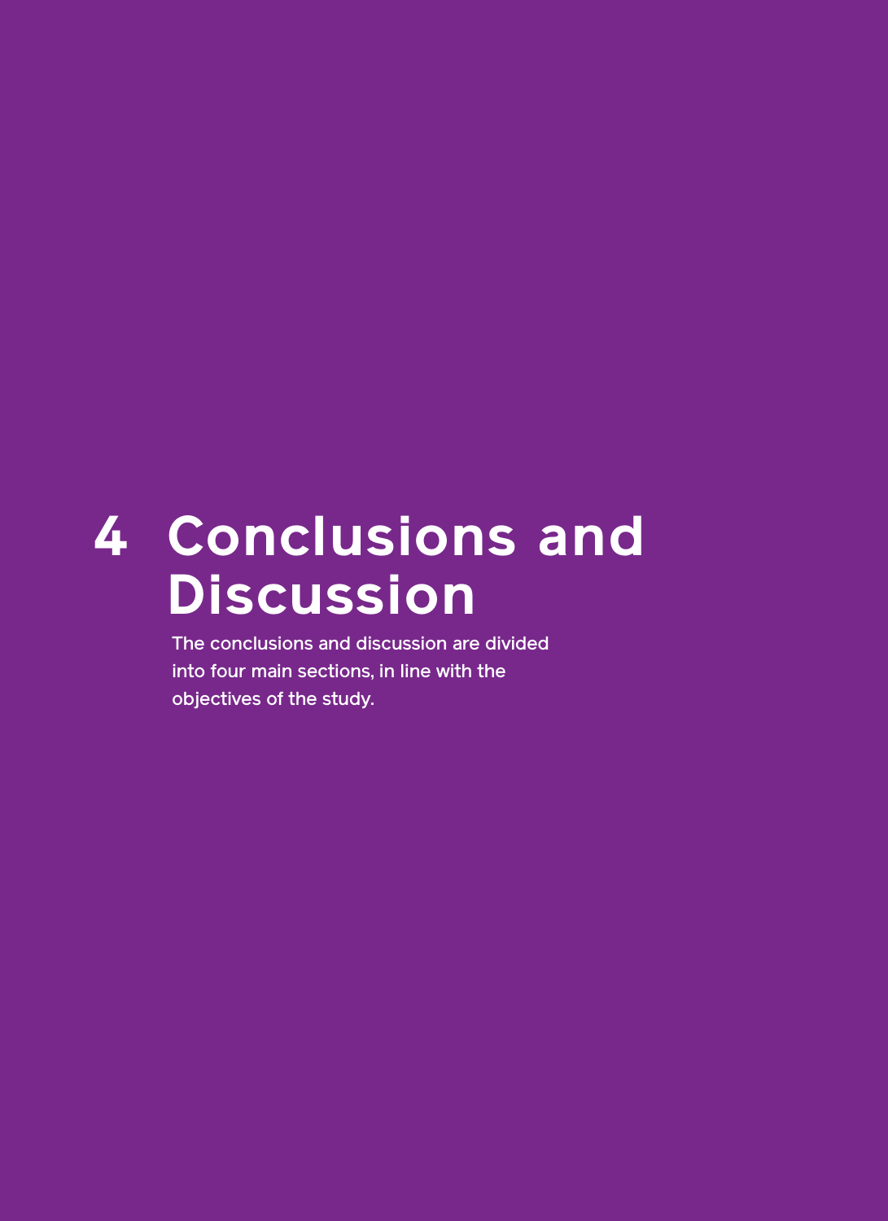# 4 Conclusions and Discussion

The conclusions and discussion are divided into four main sections, in line with the objectives of the study.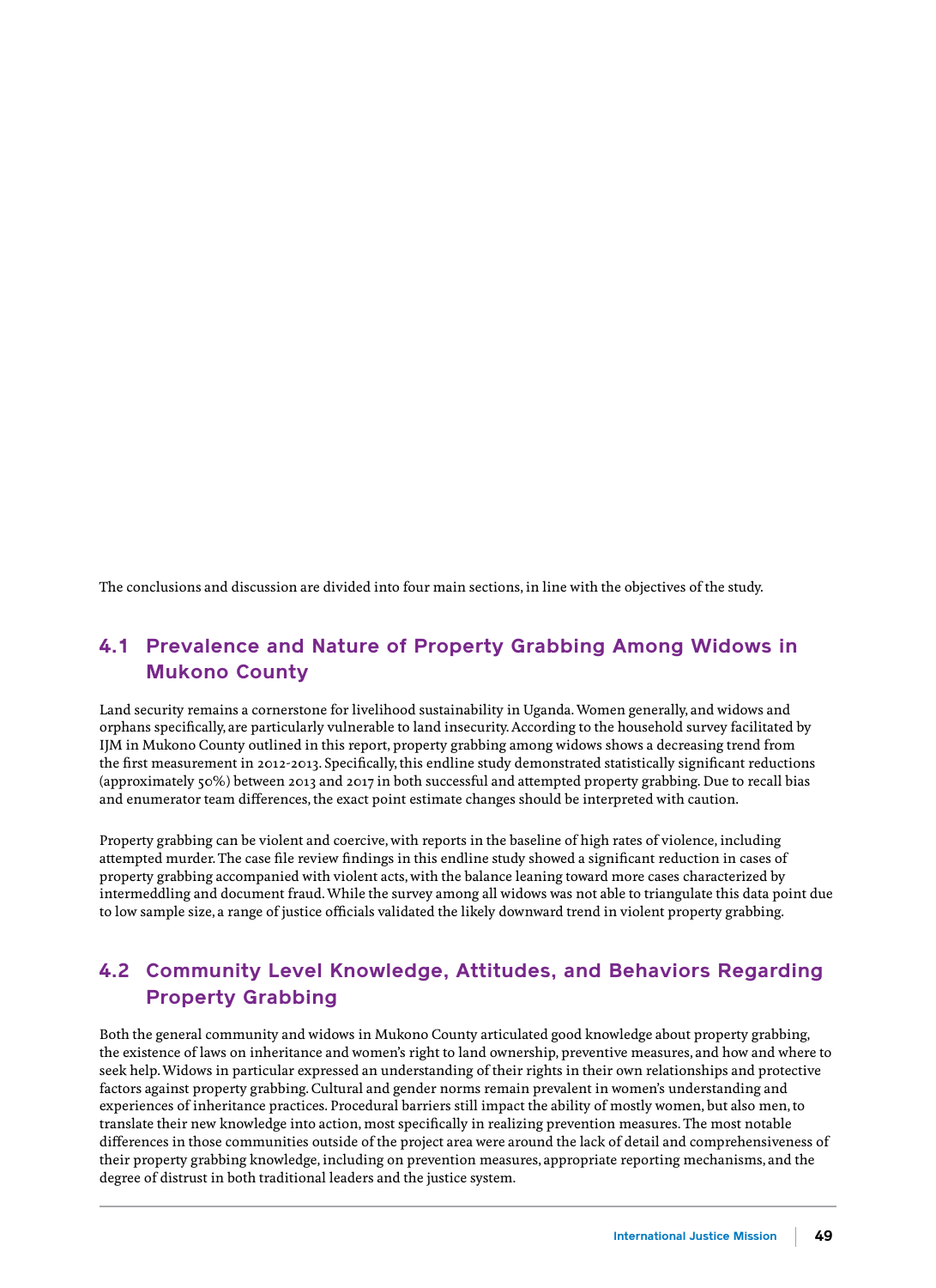The conclusions and discussion are divided into four main sections, in line with the objectives of the study.

## 4.1 Prevalence and Nature of Property Grabbing Among Widows in Mukono County

Land security remains a cornerstone for livelihood sustainability in Uganda. Women generally, and widows and orphans specifically, are particularly vulnerable to land insecurity. According to the household survey facilitated by IJM in Mukono County outlined in this report, property grabbing among widows shows a decreasing trend from the first measurement in 2012-2013. Specifically, this endline study demonstrated statistically significant reductions (approximately 50%) between 2013 and 2017 in both successful and attempted property grabbing. Due to recall bias and enumerator team differences, the exact point estimate changes should be interpreted with caution.

Property grabbing can be violent and coercive, with reports in the baseline of high rates of violence, including attempted murder. The case file review findings in this endline study showed a significant reduction in cases of property grabbing accompanied with violent acts, with the balance leaning toward more cases characterized by intermeddling and document fraud. While the survey among all widows was not able to triangulate this data point due to low sample size, a range of justice officials validated the likely downward trend in violent property grabbing.

## 4.2 Community Level Knowledge, Attitudes, and Behaviors Regarding Property Grabbing

Both the general community and widows in Mukono County articulated good knowledge about property grabbing, the existence of laws on inheritance and women's right to land ownership, preventive measures, and how and where to seek help. Widows in particular expressed an understanding of their rights in their own relationships and protective factors against property grabbing. Cultural and gender norms remain prevalent in women's understanding and experiences of inheritance practices. Procedural barriers still impact the ability of mostly women, but also men, to translate their new knowledge into action, most specifically in realizing prevention measures. The most notable differences in those communities outside of the project area were around the lack of detail and comprehensiveness of their property grabbing knowledge, including on prevention measures, appropriate reporting mechanisms, and the degree of distrust in both traditional leaders and the justice system.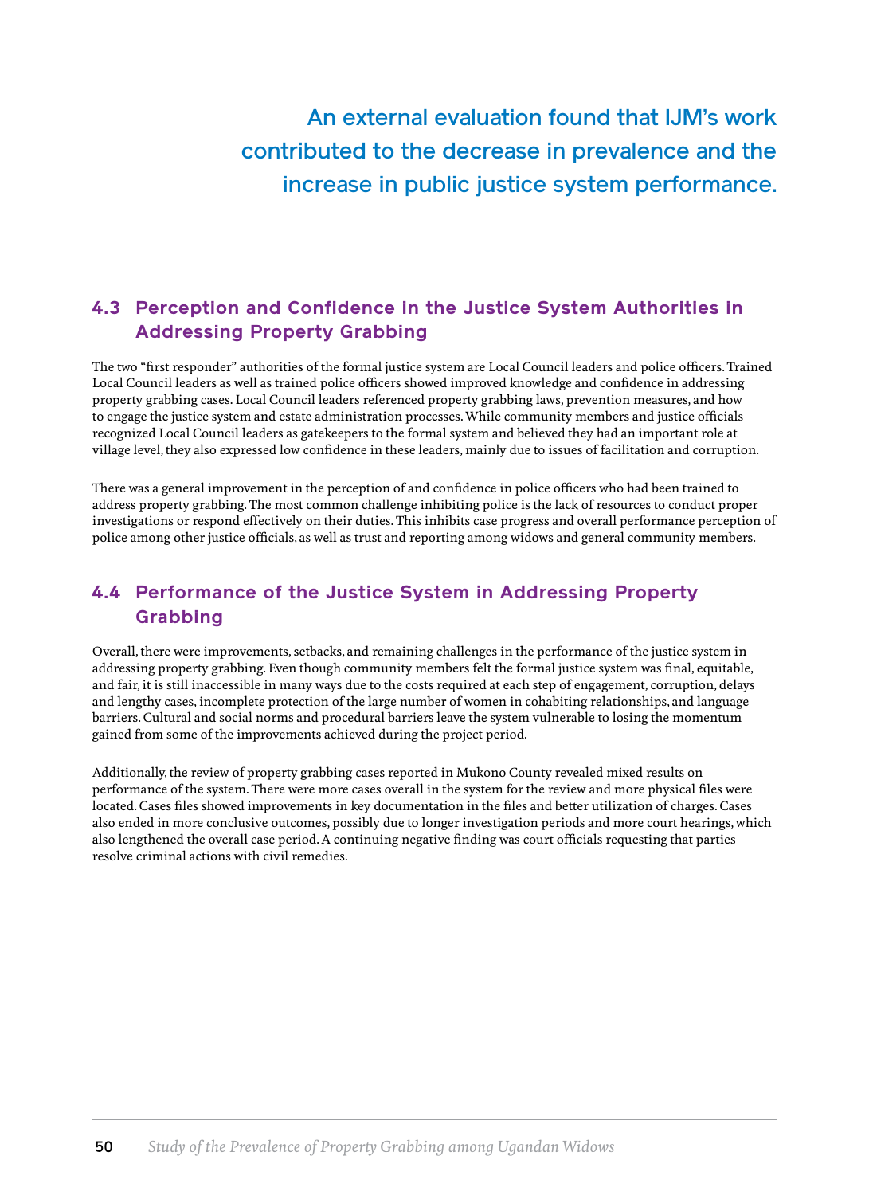An external evaluation found that IJM's work contributed to the decrease in prevalence and the increase in public justice system performance.

## 4.3 Perception and Confidence in the Justice System Authorities in Addressing Property Grabbing

The two "first responder" authorities of the formal justice system are Local Council leaders and police officers. Trained Local Council leaders as well as trained police officers showed improved knowledge and confidence in addressing property grabbing cases. Local Council leaders referenced property grabbing laws, prevention measures, and how to engage the justice system and estate administration processes. While community members and justice officials recognized Local Council leaders as gatekeepers to the formal system and believed they had an important role at village level, they also expressed low confidence in these leaders, mainly due to issues of facilitation and corruption.

There was a general improvement in the perception of and confidence in police officers who had been trained to address property grabbing. The most common challenge inhibiting police is the lack of resources to conduct proper investigations or respond effectively on their duties. This inhibits case progress and overall performance perception of police among other justice officials, as well as trust and reporting among widows and general community members.

## 4.4 Performance of the Justice System in Addressing Property Grabbing

Overall, there were improvements, setbacks, and remaining challenges in the performance of the justice system in addressing property grabbing. Even though community members felt the formal justice system was final, equitable, and fair, it is still inaccessible in many ways due to the costs required at each step of engagement, corruption, delays and lengthy cases, incomplete protection of the large number of women in cohabiting relationships, and language barriers. Cultural and social norms and procedural barriers leave the system vulnerable to losing the momentum gained from some of the improvements achieved during the project period.

Additionally, the review of property grabbing cases reported in Mukono County revealed mixed results on performance of the system. There were more cases overall in the system for the review and more physical files were located. Cases files showed improvements in key documentation in the files and better utilization of charges. Cases also ended in more conclusive outcomes, possibly due to longer investigation periods and more court hearings, which also lengthened the overall case period. A continuing negative finding was court officials requesting that parties resolve criminal actions with civil remedies.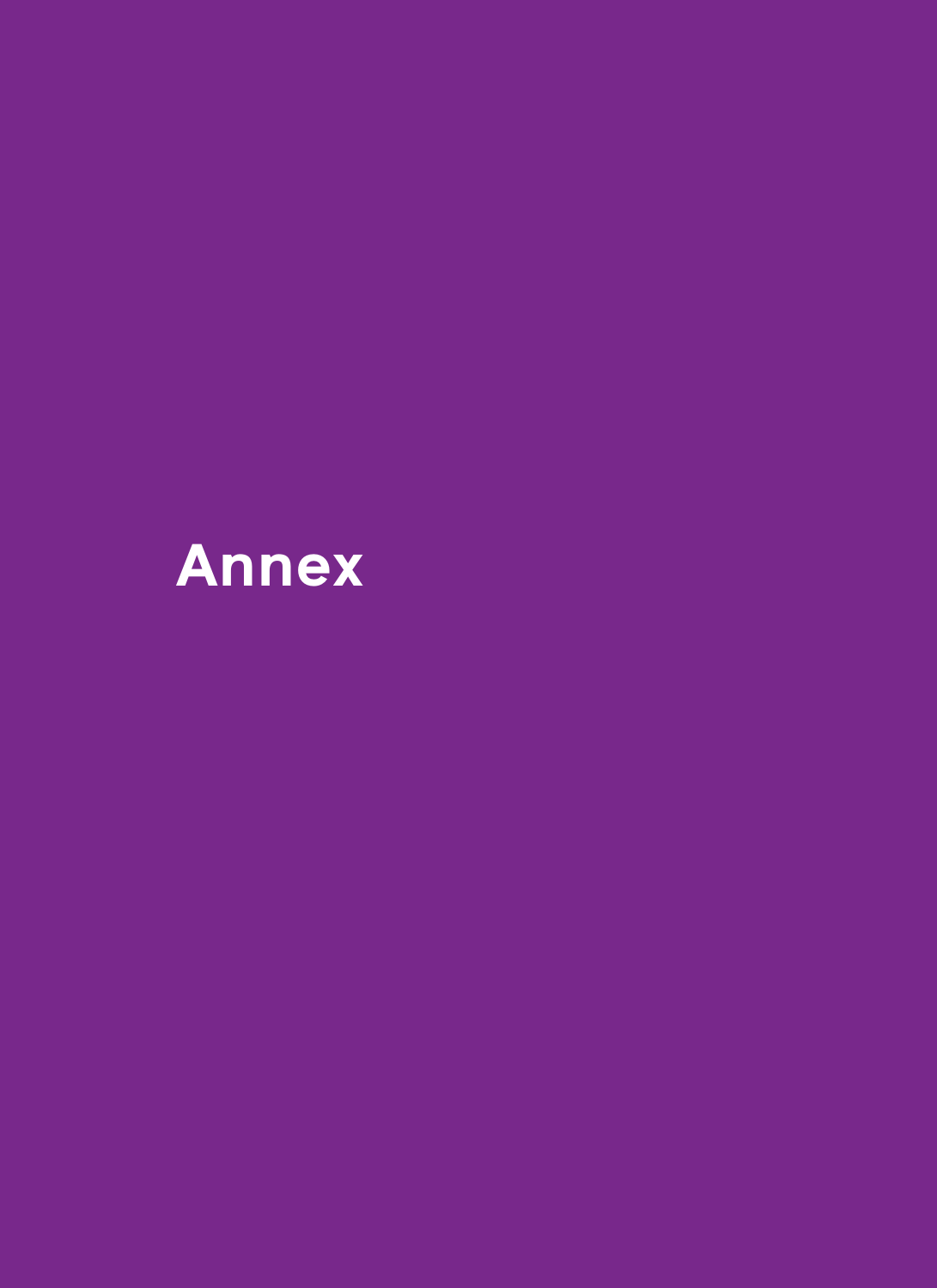# Annex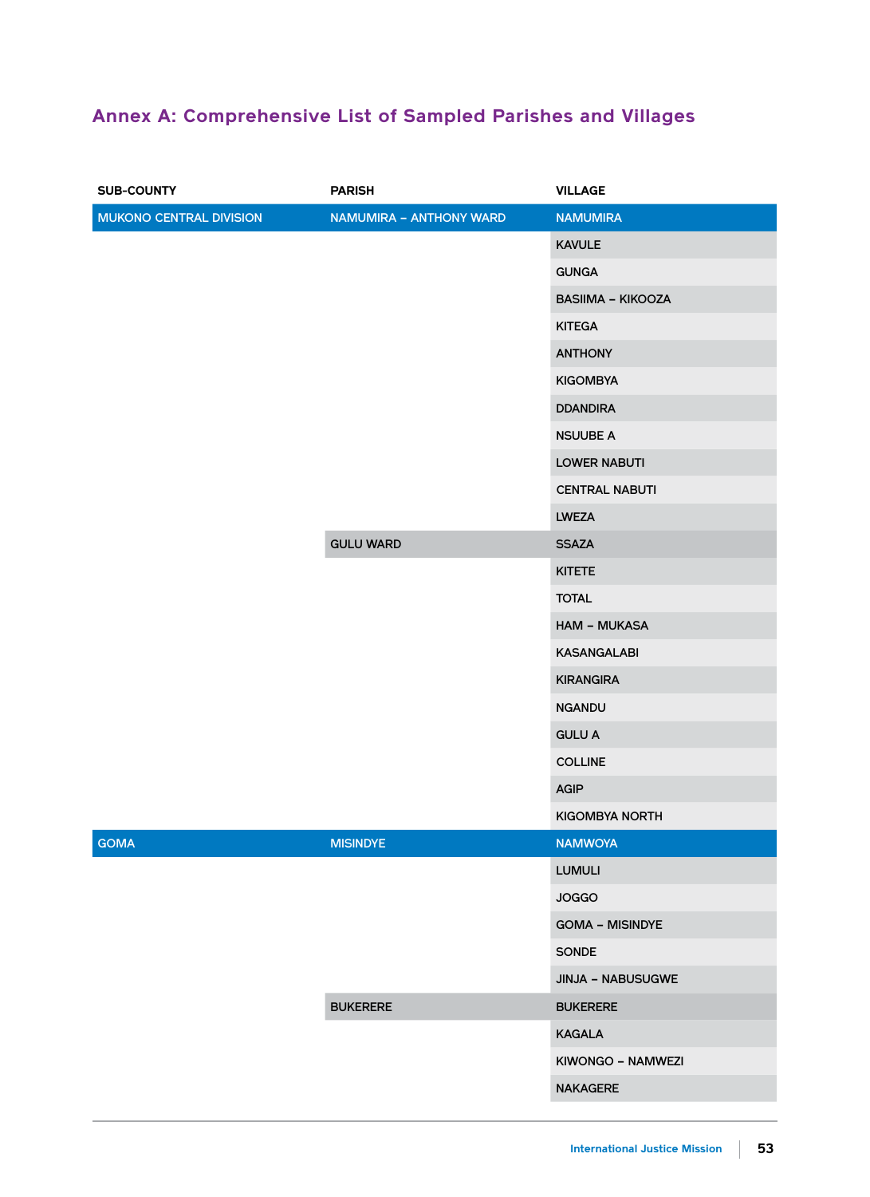## Annex A: Comprehensive List of Sampled Parishes and Villages

| SUB-COUNTY | PARISH | VILLAGE |
|---|---|---|
| MUKONO CENTRAL DIVISION | NAMUMIRA – ANTHONY WARD | NAMUMIRA |
| | | KAVULE |
| | | GUNGA |
| | | BASIIMA – KIKOOZA |
| | | KITEGA |
| | | ANTHONY |
| | | KIGOMBYA |
| | | DDANDIRA |
| | | NSUUBE A |
| | | LOWER NABUTI |
| | | CENTRAL NABUTI |
| | | LWEZA |
| | GULU WARD | SSAZA |
| | | KITETE |
| | | TOTAL |
| | | HAM – MUKASA |
| | | KASANGALABI |
| | | KIRANGIRA |
| | | NGANDU |
| | | GULU A |
| | | COLLINE |
| | | AGIP |
| | | KIGOMBYA NORTH |
| GOMA | MISINDYE | NAMWOYA |
| | | LUMULI |
| | | JOGGO |
| | | GOMA – MISINDYE |
| | | SONDE |
| | | JINJA – NABUSUGWE |
| | BUKERERE | BUKERERE |
| | | KAGALA |
| | | KIWONGO – NAMWEZI |
| | | NAKAGERE |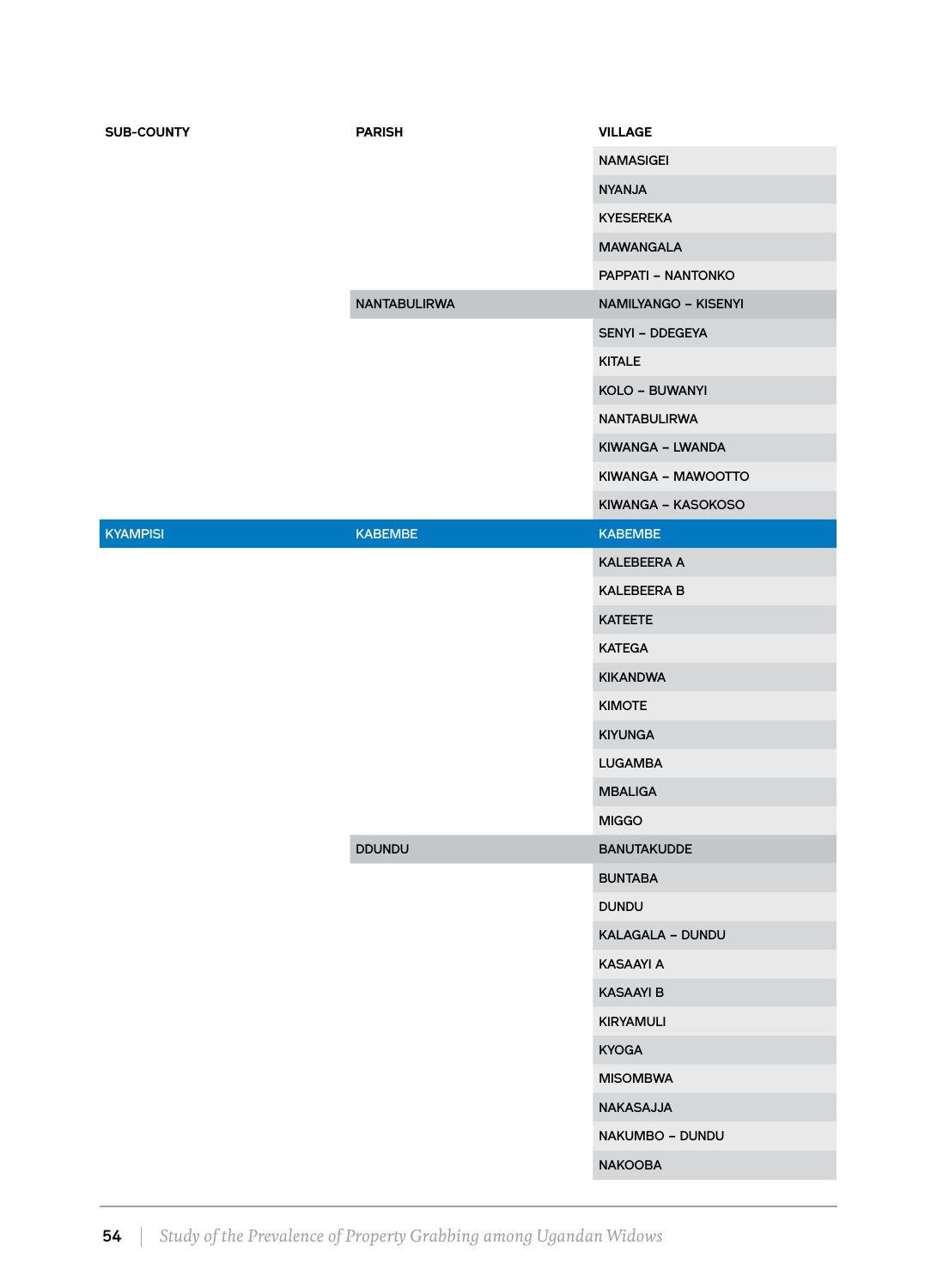| SUB-COUNTY | PARISH | VILLAGE |
|---|---|---|
| | | NAMASIGEI |
| | | NYANJA |
| | | KYESEREKA |
| | | MAWANGALA |
| | | PAPPATI – NANTONKO |
| | NANTABULIRWA | NAMILYANGO – KISENYI |
| | | SENYI – DDEGEYA |
| | | KITALE |
| | | KOLO – BUWANYI |
| | | NANTABULIRWA |
| | | KIWANGA – LWANDA |
| | | KIWANGA – MAWOOTTO |
| | | KIWANGA – KASOKOSO |
| KYAMPISI | KABEMBE | KABEMBE |
| | | KALEBEERA A |
| | | KALEBEERA B |
| | | KATEETE |
| | | KATEGA |
| | | KIKANDWA |
| | | KIMOTE |
| | | KIYUNGA |
| | | LUGAMBA |
| | | MBALIGA |
| | | MIGGO |
| | DDUNDU | BANUTAKUDDE |
| | | BUNTABA |
| | | DUNDU |
| | | KALAGALA – DUNDU |
| | | KASAAYI A |
| | | KASAAYI B |
| | | KIRYAMULI |
| | | KYOGA |
| | | MISOMBWA |
| | | NAKASAJJA |
| | | NAKUMBO – DUNDU |
| | | NAKOOBA |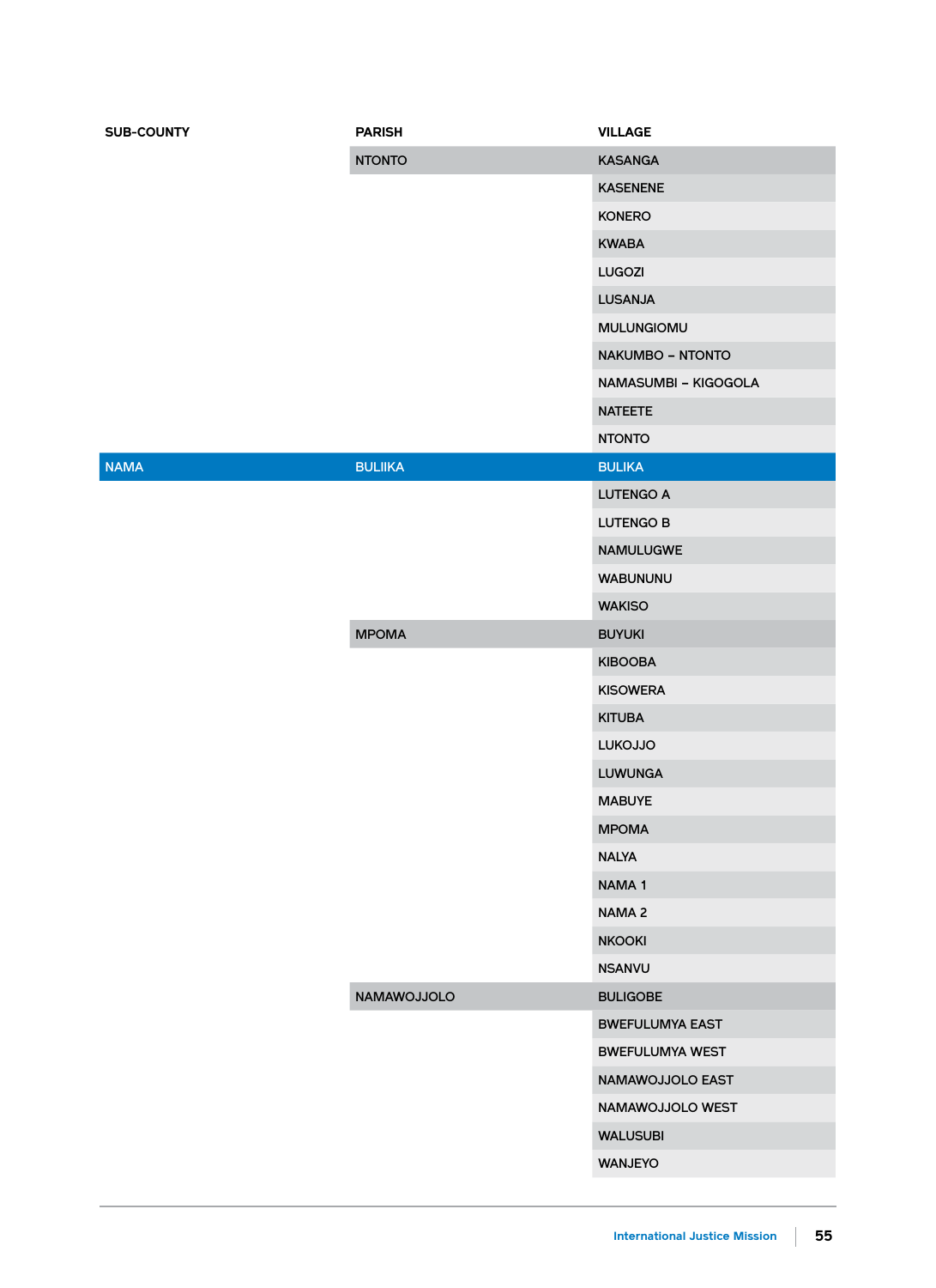| SUB-COUNTY | PARISH | VILLAGE |
|---|---|---|
| | NTONTO | KASANGA |
| | | KASENENE |
| | | KONERO |
| | | KWABA |
| | | LUGOZI |
| | | LUSANJA |
| | | MULUNGIOMU |
| | | NAKUMBO – NTONTO |
| | | NAMASUMBI – KIGOGOLA |
| | | NATEETE |
| | | NTONTO |
| NAMA | BULIIKA | BULIKA |
| | | LUTENGO A |
| | | LUTENGO B |
| | | NAMULUGWE |
| | | WABUNUNU |
| | | WAKISO |
| | MPOMA | BUYUKI |
| | | KIBOOBA |
| | | KISOWERA |
| | | KITUBA |
| | | LUKOJJO |
| | | LUWUNGA |
| | | MABUYE |
| | | MPOMA |
| | | NALYA |
| | | NAMA 1 |
| | | NAMA 2 |
| | | NKOOKI |
| | | NSANVU |
| | NAMAWOJJOLO | BULIGOBE |
| | | BWEFULUMYA EAST |
| | | BWEFULUMYA WEST |
| | | NAMAWOJJOLO EAST |
| | | NAMAWOJJOLO WEST |
| | | WALUSUBI |
| | | WANJEYO |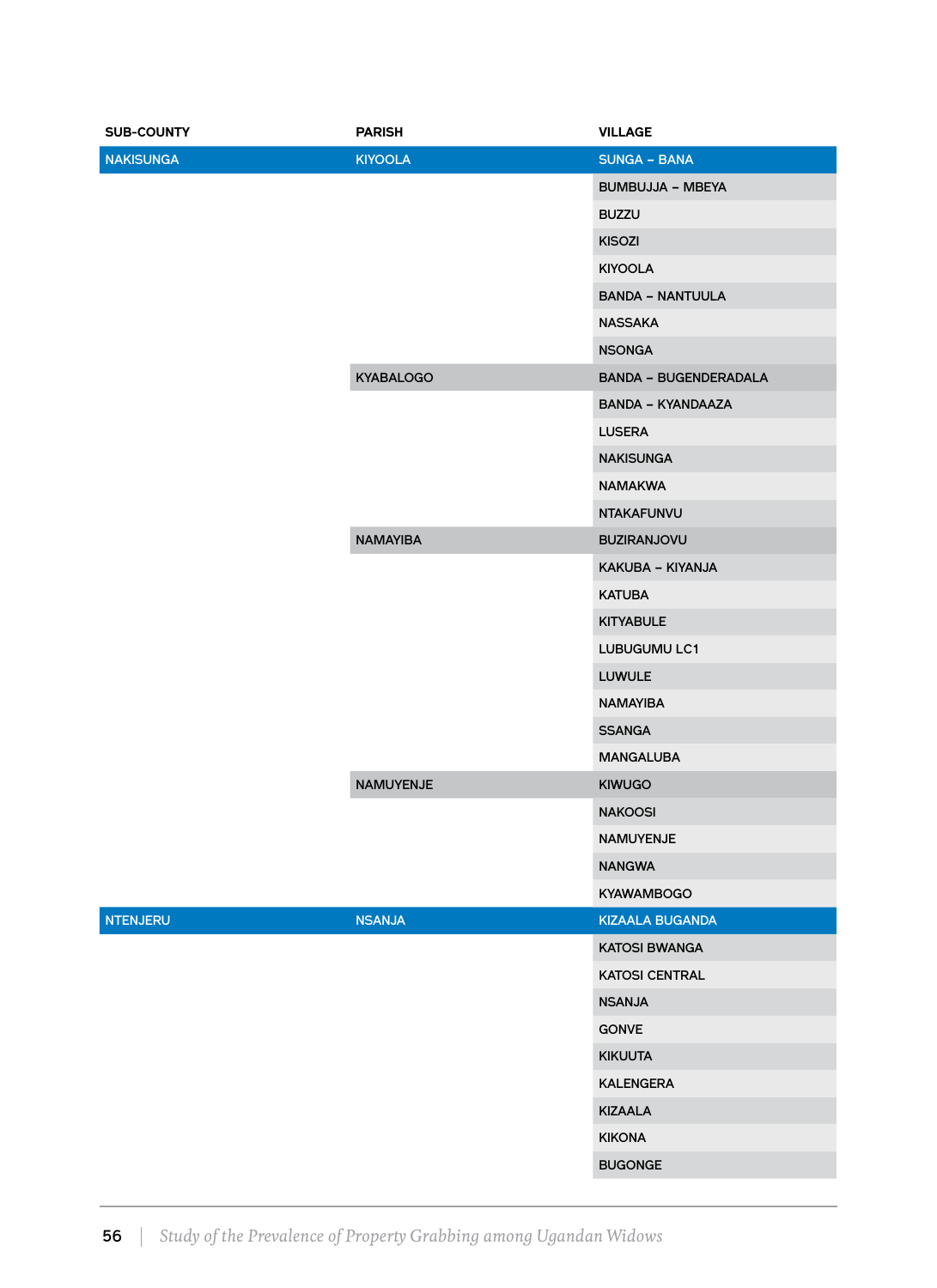| SUB-COUNTY | PARISH | VILLAGE |
|---|---|---|
| NAKISUNGA | KIYOOLA | SUNGA – BANA |
| | | BUMBUJJA – MBEYA |
| | | BUZZU |
| | | KISOZI |
| | | KIYOOLA |
| | | BANDA – NANTUULA |
| | | NASSAKA |
| | | NSONGA |
| | KYABALOGO | BANDA – BUGENDERADALA |
| | | BANDA – KYANDAAZA |
| | | LUSERA |
| | | NAKISUNGA |
| | | NAMAKWA |
| | | NTAKAFUNVU |
| | NAMAYIBA | BUZIRANJOVU |
| | | KAKUBA – KIYANJA |
| | | KATUBA |
| | | KITYABULE |
| | | LUBUGUMU LC1 |
| | | LUWULE |
| | | NAMAYIBA |
| | | SSANGA |
| | | MANGALUBA |
| | NAMUYENJE | KIWUGO |
| | | NAKOOSI |
| | | NAMUYENJE |
| | | NANGWA |
| | | KYAWAMBOGO |
| NTENJERU | NSANJA | KIZAALA BUGANDA |
| | | KATOSI BWANGA |
| | | KATOSI CENTRAL |
| | | NSANJA |
| | | GONVE |
| | | KIKUUTA |
| | | KALENGERA |
| | | KIZAALA |
| | | KIKONA |
| | | BUGONGE |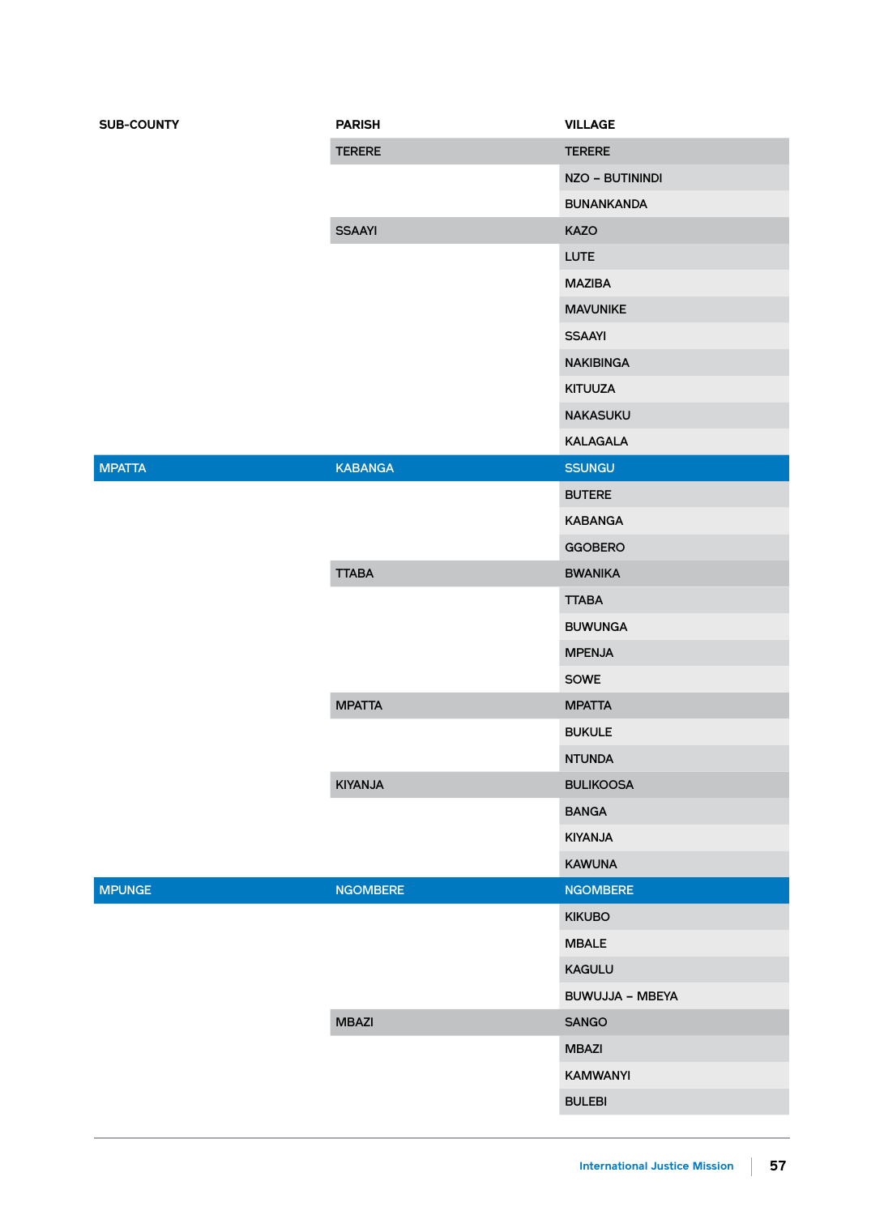| SUB-COUNTY | PARISH | VILLAGE |
|---|---|---|
| | TERERE | TERERE |
| | | NZO – BUTININDI |
| | | BUNANKANDA |
| | SSAAYI | KAZO |
| | | LUTE |
| | | MAZIBA |
| | | MAVUNIKE |
| | | SSAAYI |
| | | NAKIBINGA |
| | | KITUUZA |
| | | NAKASUKU |
| | | KALAGALA |
| MPATTA | KABANGA | SSUNGU |
| | | BUTERE |
| | | KABANGA |
| | | GGOBERO |
| | TTABA | BWANIKA |
| | | TTABA |
| | | BUWUNGA |
| | | MPENJA |
| | | SOWE |
| | MPATTA | MPATTA |
| | | BUKULE |
| | | NTUNDA |
| | KIYANJA | BULIKOOSA |
| | | BANGA |
| | | KIYANJA |
| | | KAWUNA |
| MPUNGE | NGOMBERE | NGOMBERE |
| | | KIKUBO |
| | | MBALE |
| | | KAGULU |
| | | BUWUJJA – MBEYA |
| | MBAZI | SANGO |
| | | MBAZI |
| | | KAMWANYI |
| | | BULEBI |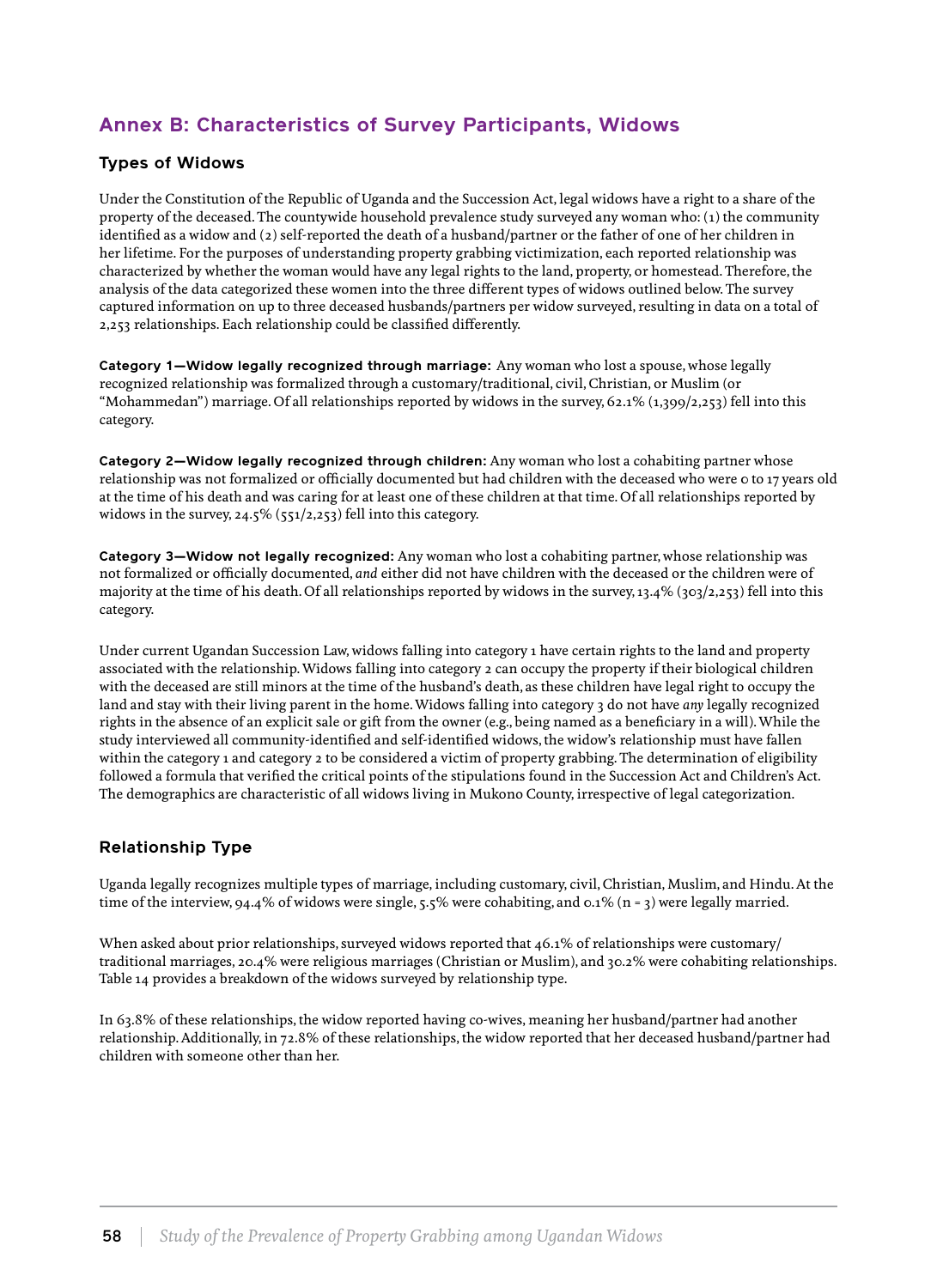## Annex B: Characteristics of Survey Participants, Widows

### Types of Widows

Under the Constitution of the Republic of Uganda and the Succession Act, legal widows have a right to a share of the property of the deceased. The countywide household prevalence study surveyed any woman who: (1) the community identified as a widow and (2) self-reported the death of a husband/partner or the father of one of her children in her lifetime. For the purposes of understanding property grabbing victimization, each reported relationship was characterized by whether the woman would have any legal rights to the land, property, or homestead. Therefore, the analysis of the data categorized these women into the three different types of widows outlined below. The survey captured information on up to three deceased husbands/partners per widow surveyed, resulting in data on a total of 2,253 relationships. Each relationship could be classified differently.

**Category 1—Widow legally recognized through marriage:** Any woman who lost a spouse, whose legally recognized relationship was formalized through a customary/traditional, civil, Christian, or Muslim (or "Mohammedan") marriage. Of all relationships reported by widows in the survey, 62.1% (1,399/2,253) fell into this category.

**Category 2—Widow legally recognized through children:** Any woman who lost a cohabiting partner whose relationship was not formalized or officially documented but had children with the deceased who were 0 to 17 years old at the time of his death and was caring for at least one of these children at that time. Of all relationships reported by widows in the survey, 24.5% (551/2,253) fell into this category.

**Category 3—Widow not legally recognized:** Any woman who lost a cohabiting partner, whose relationship was not formalized or officially documented, *and* either did not have children with the deceased or the children were of majority at the time of his death. Of all relationships reported by widows in the survey, 13.4% (303/2,253) fell into this category.

Under current Ugandan Succession Law, widows falling into category 1 have certain rights to the land and property associated with the relationship. Widows falling into category 2 can occupy the property if their biological children with the deceased are still minors at the time of the husband's death, as these children have legal right to occupy the land and stay with their living parent in the home. Widows falling into category 3 do not have *any* legally recognized rights in the absence of an explicit sale or gift from the owner (e.g., being named as a beneficiary in a will). While the study interviewed all community-identified and self-identified widows, the widow's relationship must have fallen within the category 1 and category 2 to be considered a victim of property grabbing. The determination of eligibility followed a formula that verified the critical points of the stipulations found in the Succession Act and Children's Act. The demographics are characteristic of all widows living in Mukono County, irrespective of legal categorization.

### Relationship Type

Uganda legally recognizes multiple types of marriage, including customary, civil, Christian, Muslim, and Hindu. At the time of the interview, 94.4% of widows were single, 5.5% were cohabiting, and 0.1% (n = 3) were legally married.

When asked about prior relationships, surveyed widows reported that 46.1% of relationships were customary/traditional marriages, 20.4% were religious marriages (Christian or Muslim), and 30.2% were cohabiting relationships. Table 14 provides a breakdown of the widows surveyed by relationship type.

In 63.8% of these relationships, the widow reported having co-wives, meaning her husband/partner had another relationship. Additionally, in 72.8% of these relationships, the widow reported that her deceased husband/partner had children with someone other than her.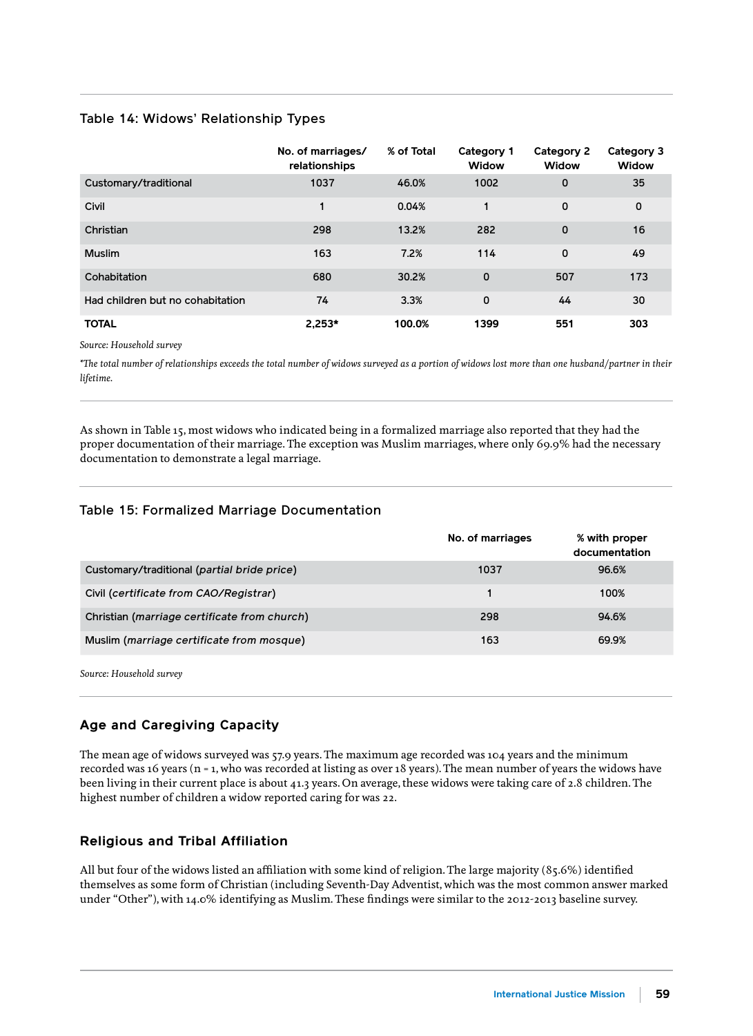Table 14: Widows' Relationship Types

| | No. of marriages/ relationships | % of Total | Category 1 Widow | Category 2 Widow | Category 3 Widow |
|---|---|---|---|---|---|
| Customary/traditional | 1037 | 46.0% | 1002 | 0 | 35 |
| Civil | 1 | 0.04% | 1 | 0 | 0 |
| Christian | 298 | 13.2% | 282 | 0 | 16 |
| Muslim | 163 | 7.2% | 114 | 0 | 49 |
| Cohabitation | 680 | 30.2% | 0 | 507 | 173 |
| Had children but no cohabitation | 74 | 3.3% | 0 | 44 | 30 |
| **TOTAL** | **2,253*** | **100.0%** | **1399** | **551** | **303** |

*Source: Household survey*

*\*The total number of relationships exceeds the total number of widows surveyed as a portion of widows lost more than one husband/partner in their lifetime.*

As shown in Table 15, most widows who indicated being in a formalized marriage also reported that they had the proper documentation of their marriage. The exception was Muslim marriages, where only 69.9% had the necessary documentation to demonstrate a legal marriage.

Table 15: Formalized Marriage Documentation

| | No. of marriages | % with proper documentation |
|---|---|---|
| Customary/traditional (*partial bride price*) | 1037 | 96.6% |
| Civil (*certificate from CAO/Registrar*) | 1 | 100% |
| Christian (*marriage certificate from church*) | 298 | 94.6% |
| Muslim (*marriage certificate from mosque*) | 163 | 69.9% |

*Source: Household survey*

### Age and Caregiving Capacity

The mean age of widows surveyed was 57.9 years. The maximum age recorded was 104 years and the minimum recorded was 16 years (n = 1, who was recorded at listing as over 18 years). The mean number of years the widows have been living in their current place is about 41.3 years. On average, these widows were taking care of 2.8 children. The highest number of children a widow reported caring for was 22.

### Religious and Tribal Affiliation

All but four of the widows listed an affiliation with some kind of religion. The large majority (85.6%) identified themselves as some form of Christian (including Seventh-Day Adventist, which was the most common answer marked under "Other"), with 14.0% identifying as Muslim. These findings were similar to the 2012-2013 baseline survey.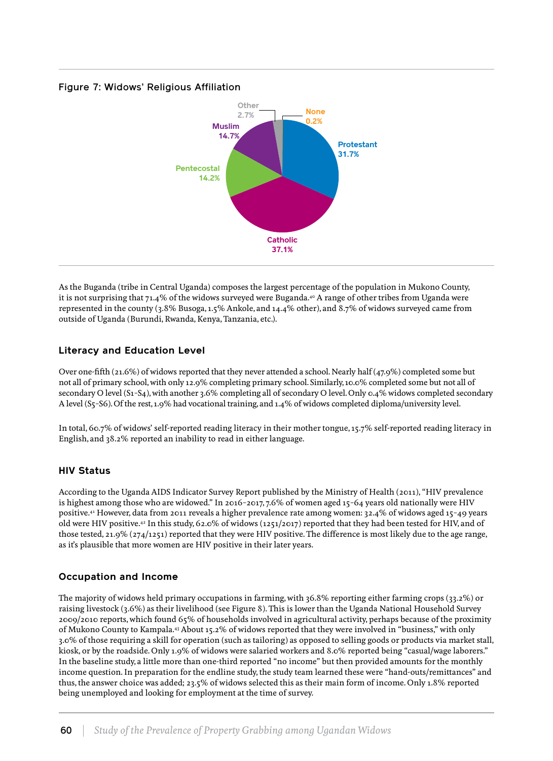Figure 7: Widows' Religious Affiliation

| Religious Affiliation | Percentage |
| --- | --- |
| Catholic | 37.1% |
| Protestant | 31.7% |
| Muslim | 14.7% |
| Pentecostal | 14.2% |
| Other | 2.7% |
| None | 0.2% |

As the Buganda (tribe in Central Uganda) composes the largest percentage of the population in Mukono County, it is not surprising that 71.4% of the widows surveyed were Buganda.[40] A range of other tribes from Uganda were represented in the county (3.8% Busoga, 1.5% Ankole, and 14.4% other), and 8.7% of widows surveyed came from outside of Uganda (Burundi, Rwanda, Kenya, Tanzania, etc.).

### Literacy and Education Level

Over one-fifth (21.6%) of widows reported that they never attended a school. Nearly half (47.9%) completed some but not all of primary school, with only 12.9% completing primary school. Similarly, 10.0% completed some but not all of secondary O level (S1-S4), with another 3.6% completing all of secondary O level. Only 0.4% widows completed secondary A level (S5-S6). Of the rest, 1.9% had vocational training, and 1.4% of widows completed diploma/university level.

In total, 60.7% of widows' self-reported reading literacy in their mother tongue, 15.7% self-reported reading literacy in English, and 38.2% reported an inability to read in either language.

### HIV Status

According to the Uganda AIDS Indicator Survey Report published by the Ministry of Health (2011), "HIV prevalence is highest among those who are widowed." In 2016-2017, 7.6% of women aged 15-64 years old nationally were HIV positive.[41] However, data from 2011 reveals a higher prevalence rate among women: 32.4% of widows aged 15-49 years old were HIV positive.[42] In this study, 62.0% of widows (1251/2017) reported that they had been tested for HIV, and of those tested, 21.9% (274/1251) reported that they were HIV positive. The difference is most likely due to the age range, as it's plausible that more women are HIV positive in their later years.

### Occupation and Income

The majority of widows held primary occupations in farming, with 36.8% reporting either farming crops (33.2%) or raising livestock (3.6%) as their livelihood (see Figure 8). This is lower than the Uganda National Household Survey 2009/2010 reports, which found 65% of households involved in agricultural activity, perhaps because of the proximity of Mukono County to Kampala.[43] About 15.2% of widows reported that they were involved in "business," with only 3.0% of those requiring a skill for operation (such as tailoring) as opposed to selling goods or products via market stall, kiosk, or by the roadside. Only 1.9% of widows were salaried workers and 8.0% reported being "casual/wage laborers." In the baseline study, a little more than one-third reported "no income" but then provided amounts for the monthly income question. In preparation for the endline study, the study team learned these were "hand-outs/remittances" and thus, the answer choice was added; 23.5% of widows selected this as their main form of income. Only 1.8% reported being unemployed and looking for employment at the time of survey.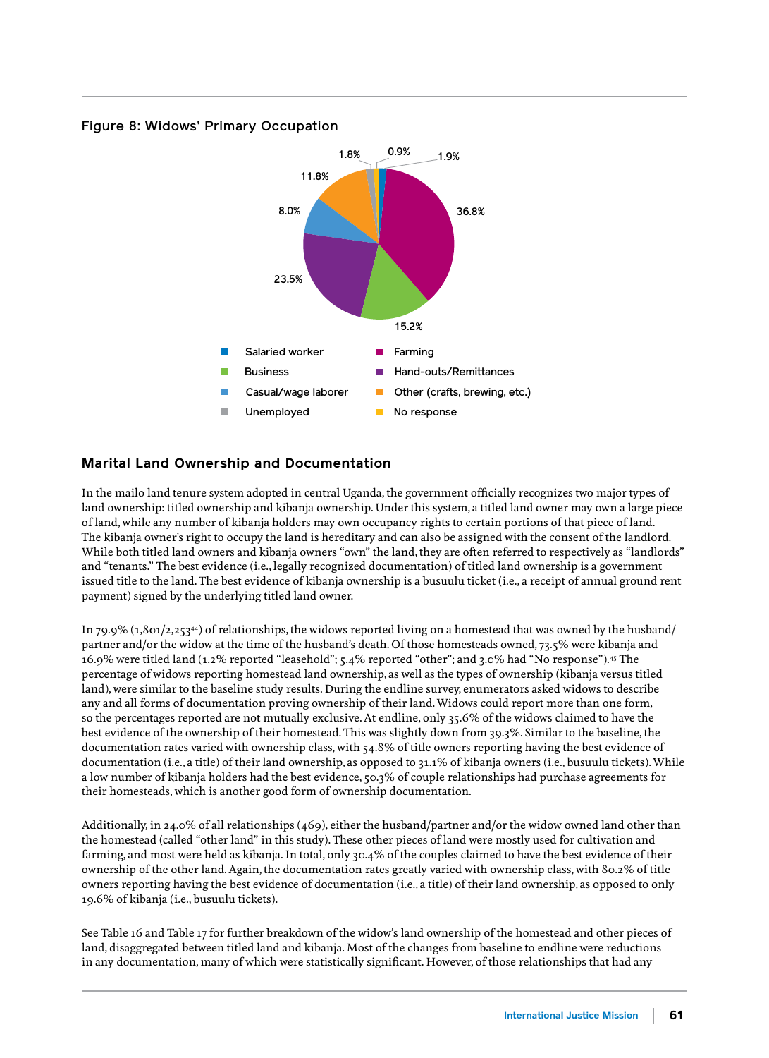Figure 8: Widows' Primary Occupation

| Occupation | Percentage |
| --- | --- |
| Salaried worker | 1.9% |
| Farming | 36.8% |
| Business | 15.2% |
| Hand-outs/Remittances | 23.5% |
| Casual/wage laborer | 8.0% |
| Other (crafts, brewing, etc.) | 11.8% |
| Unemployed | 1.8% |
| No response | 0.9% |

## Marital Land Ownership and Documentation

In the mailo land tenure system adopted in central Uganda, the government officially recognizes two major types of land ownership: titled ownership and kibanja ownership. Under this system, a titled land owner may own a large piece of land, while any number of kibanja holders may own occupancy rights to certain portions of that piece of land. The kibanja owner's right to occupy the land is hereditary and can also be assigned with the consent of the landlord. While both titled land owners and kibanja owners "own" the land, they are often referred to respectively as "landlords" and "tenants." The best evidence (i.e., legally recognized documentation) of titled land ownership is a government issued title to the land. The best evidence of kibanja ownership is a busuulu ticket (i.e., a receipt of annual ground rent payment) signed by the underlying titled land owner.

In 79.9% (1,801/2,253[44]) of relationships, the widows reported living on a homestead that was owned by the husband/partner and/or the widow at the time of the husband's death. Of those homesteads owned, 73.5% were kibanja and 16.9% were titled land (1.2% reported "leasehold"; 5.4% reported "other"; and 3.0% had "No response").[45] The percentage of widows reporting homestead land ownership, as well as the types of ownership (kibanja versus titled land), were similar to the baseline study results. During the endline survey, enumerators asked widows to describe any and all forms of documentation proving ownership of their land. Widows could report more than one form, so the percentages reported are not mutually exclusive. At endline, only 35.6% of the widows claimed to have the best evidence of the ownership of their homestead. This was slightly down from 39.3%. Similar to the baseline, the documentation rates varied with ownership class, with 54.8% of title owners reporting having the best evidence of documentation (i.e., a title) of their land ownership, as opposed to 31.1% of kibanja owners (i.e., busuulu tickets). While a low number of kibanja holders had the best evidence, 50.3% of couple relationships had purchase agreements for their homesteads, which is another good form of ownership documentation.

Additionally, in 24.0% of all relationships (469), either the husband/partner and/or the widow owned land other than the homestead (called "other land" in this study). These other pieces of land were mostly used for cultivation and farming, and most were held as kibanja. In total, only 30.4% of the couples claimed to have the best evidence of their ownership of the other land. Again, the documentation rates greatly varied with ownership class, with 80.2% of title owners reporting having the best evidence of documentation (i.e., a title) of their land ownership, as opposed to only 19.6% of kibanja (i.e., busuulu tickets).

See Table 16 and Table 17 for further breakdown of the widow's land ownership of the homestead and other pieces of land, disaggregated between titled land and kibanja. Most of the changes from baseline to endline were reductions in any documentation, many of which were statistically significant. However, of those relationships that had any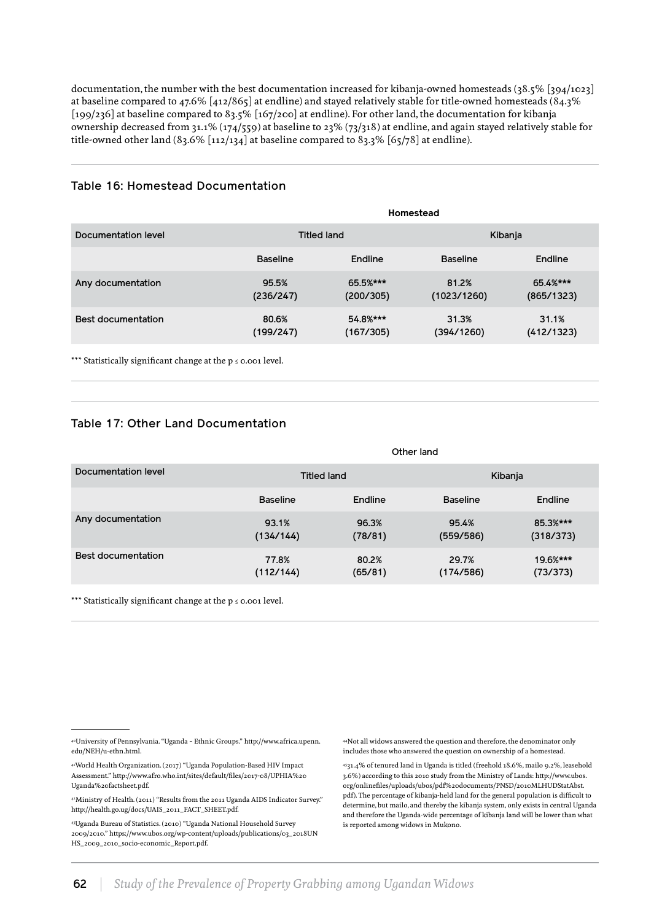documentation, the number with the best documentation increased for kibanja-owned homesteads (38.5% [394/1023] at baseline compared to 47.6% [412/865] at endline) and stayed relatively stable for title-owned homesteads (84.3% [199/236] at baseline compared to 83.5% [167/200] at endline). For other land, the documentation for kibanja ownership decreased from 31.1% (174/559) at baseline to 23% (73/318) at endline, and again stayed relatively stable for title-owned other land (83.6% [112/134] at baseline compared to 83.3% [65/78] at endline).

### Table 16: Homestead Documentation

| | Homestead | | | |
|---|---|---|---|---|
| Documentation level | Titled land | | Kibanja | |
| | Baseline | Endline | Baseline | Endline |
| Any documentation | 95.5% (236/247) | 65.5%*** (200/305) | 81.2% (1023/1260) | 65.4%*** (865/1323) |
| Best documentation | 80.6% (199/247) | 54.8%*** (167/305) | 31.3% (394/1260) | 31.1% (412/1323) |

*** Statistically significant change at the $p \leq 0.001$ level.

### Table 17: Other Land Documentation

| | Other land | | | |
|---|---|---|---|---|
| Documentation level | Titled land | | Kibanja | |
| | Baseline | Endline | Baseline | Endline |
| Any documentation | 93.1% (134/144) | 96.3% (78/81) | 95.4% (559/586) | 85.3%*** (318/373) |
| Best documentation | 77.8% (112/144) | 80.2% (65/81) | 29.7% (174/586) | 19.6%*** (73/373) |

*** Statistically significant change at the $p \leq 0.001$ level.

---

[40] University of Pennsylvania. "Uganda - Ethnic Groups." http://www.africa.upenn.edu/NEH/u-ethn.html.

[41] World Health Organization. (2017) "Uganda Population-Based HIV Impact Assessment." http://www.afro.who.int/sites/default/files/2017-08/UPHIA%20Uganda%20factsheet.pdf.

[42] Ministry of Health. (2011) "Results from the 2011 Uganda AIDS Indicator Survey." http://health.go.ug/docs/UAIS_2011_FACT_SHEET.pdf.

[43] Uganda Bureau of Statistics. (2010) "Uganda National Household Survey 2009/2010." https://www.ubos.org/wp-content/uploads/publications/03_2018UNHS_2009_2010_socio-economic_Report.pdf.

[44] Not all widows answered the question and therefore, the denominator only includes those who answered the question on ownership of a homestead.

[45] 31.4% of tenured land in Uganda is titled (freehold 18.6%, mailo 9.2%, leasehold 3.6%) according to this 2010 study from the Ministry of Lands: http://www.ubos.org/onlinefiles/uploads/ubos/pdf%20documents/PNSD/2010MLHUDStatAbst.pdf. The percentage of kibanja-held land for the general population is difficult to determine, but mailo, and thereby the kibanja system, only exists in central Uganda and therefore the Uganda-wide percentage of kibanja land will be lower than what is reported among widows in Mukono.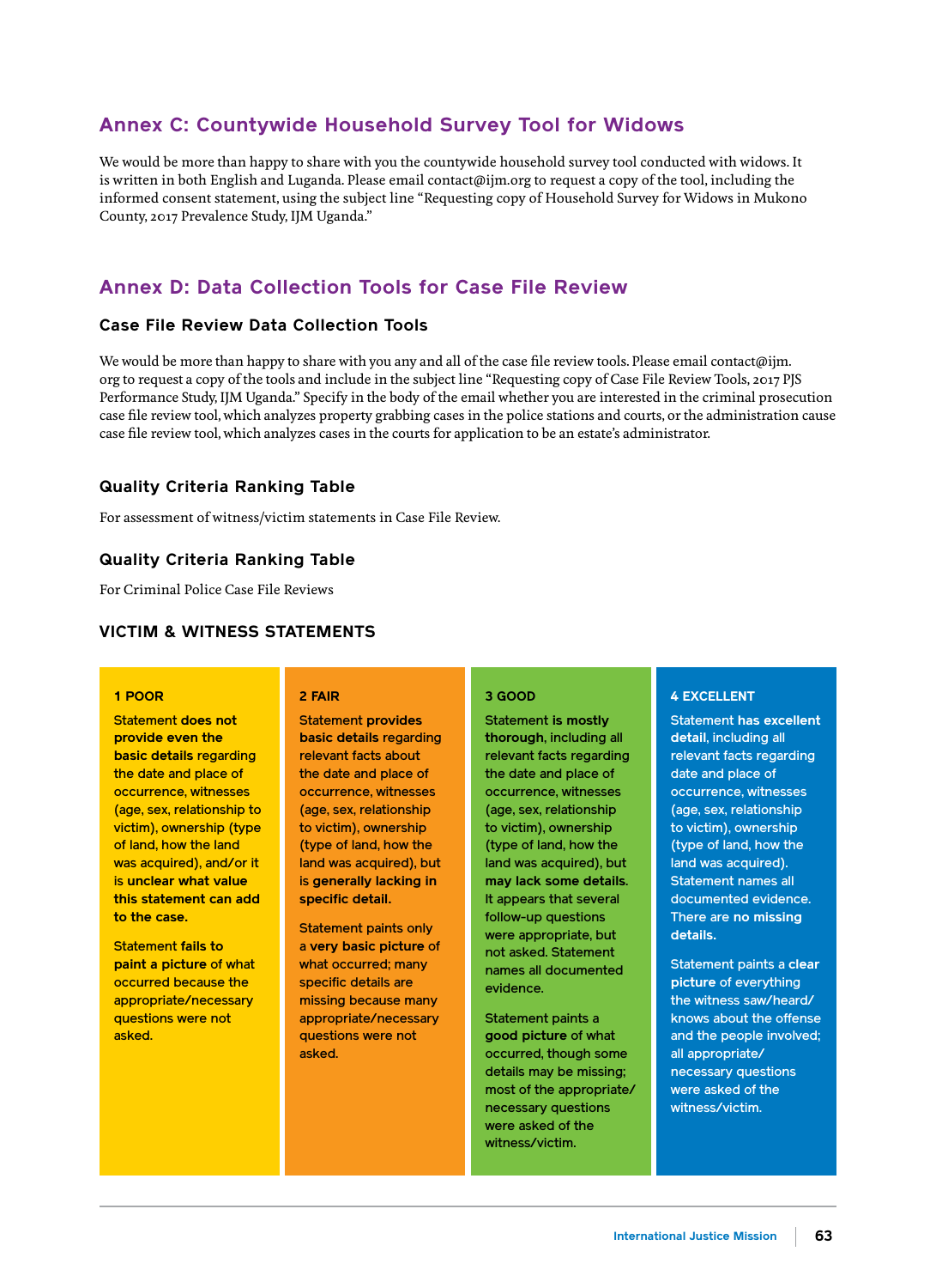## Annex C: Countywide Household Survey Tool for Widows

We would be more than happy to share with you the countywide household survey tool conducted with widows. It is written in both English and Luganda. Please email contact@ijm.org to request a copy of the tool, including the informed consent statement, using the subject line "Requesting copy of Household Survey for Widows in Mukono County, 2017 Prevalence Study, IJM Uganda."

## Annex D: Data Collection Tools for Case File Review

### Case File Review Data Collection Tools

We would be more than happy to share with you any and all of the case file review tools. Please email contact@ijm.org to request a copy of the tools and include in the subject line "Requesting copy of Case File Review Tools, 2017 PJS Performance Study, IJM Uganda." Specify in the body of the email whether you are interested in the criminal prosecution case file review tool, which analyzes property grabbing cases in the police stations and courts, or the administration cause case file review tool, which analyzes cases in the courts for application to be an estate's administrator.

### Quality Criteria Ranking Table

For assessment of witness/victim statements in Case File Review.

### Quality Criteria Ranking Table

For Criminal Police Case File Reviews

### VICTIM & WITNESS STATEMENTS

| 1 POOR | 2 FAIR | 3 GOOD | 4 EXCELLENT |
|---|---|---|---|
| Statement **does not provide even the basic details** regarding the date and place of occurrence, witnesses (age, sex, relationship to victim), ownership (type of land, how the land was acquired), and/or it is **unclear what value this statement can add to the case.**<br><br>Statement **fails to paint a picture** of what occurred because the appropriate/necessary questions were not asked. | Statement **provides basic details** regarding relevant facts about the date and place of occurrence, witnesses (age, sex, relationship to victim), ownership (type of land, how the land was acquired), but is **generally lacking in specific detail.**<br><br>Statement paints only a **very basic picture** of what occurred; many specific details are missing because many appropriate/necessary questions were not asked. | Statement **is mostly thorough**, including all relevant facts regarding the date and place of occurrence, witnesses (age, sex, relationship to victim), ownership (type of land, how the land was acquired), but **may lack some details.** It appears that several follow-up questions were appropriate, but not asked. Statement names all documented evidence.<br><br>Statement paints a **good picture** of what occurred, though some details may be missing; most of the appropriate/necessary questions were asked of the witness/victim. | Statement **has excellent detail**, including all relevant facts regarding date and place of occurrence, witnesses (age, sex, relationship to victim), ownership (type of land, how the land was acquired). Statement names all documented evidence. There are **no missing details.**<br><br>Statement paints a **clear picture** of everything the witness saw/heard/knows about the offense and the people involved; all appropriate/necessary questions were asked of the witness/victim. |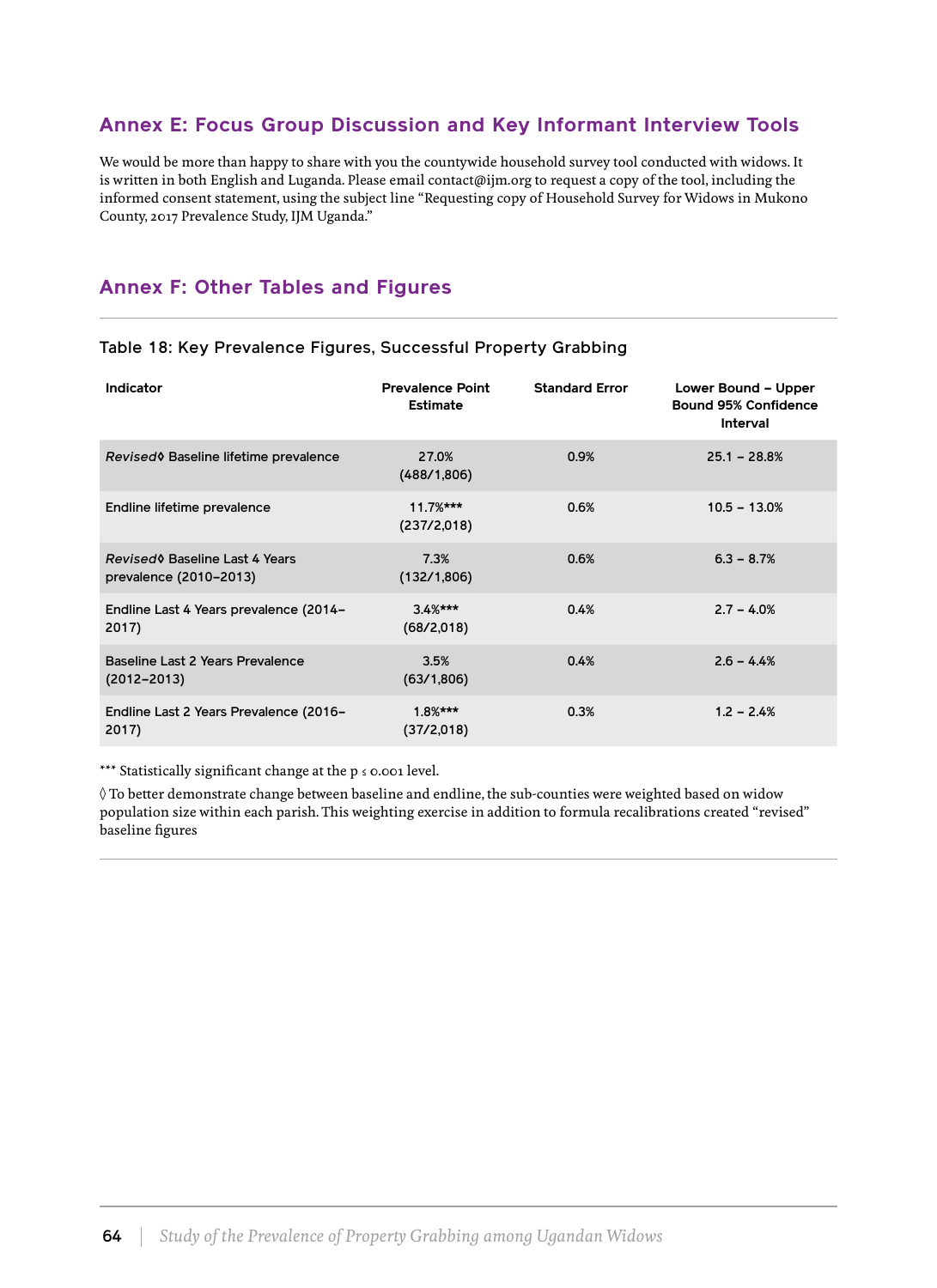## Annex E: Focus Group Discussion and Key Informant Interview Tools

We would be more than happy to share with you the countywide household survey tool conducted with widows. It is written in both English and Luganda. Please email contact@ijm.org to request a copy of the tool, including the informed consent statement, using the subject line "Requesting copy of Household Survey for Widows in Mukono County, 2017 Prevalence Study, IJM Uganda."

## Annex F: Other Tables and Figures

Table 18: Key Prevalence Figures, Successful Property Grabbing

| Indicator | Prevalence Point Estimate | Standard Error | Lower Bound – Upper Bound 95% Confidence Interval |
|---|---|---|---|
| *Revised*◊ Baseline lifetime prevalence | 27.0% (488/1,806) | 0.9% | 25.1 – 28.8% |
| Endline lifetime prevalence | 11.7%*** (237/2,018) | 0.6% | 10.5 – 13.0% |
| *Revised*◊ Baseline Last 4 Years prevalence (2010–2013) | 7.3% (132/1,806) | 0.6% | 6.3 – 8.7% |
| Endline Last 4 Years prevalence (2014–2017) | 3.4%*** (68/2,018) | 0.4% | 2.7 – 4.0% |
| Baseline Last 2 Years Prevalence (2012–2013) | 3.5% (63/1,806) | 0.4% | 2.6 – 4.4% |
| Endline Last 2 Years Prevalence (2016–2017) | 1.8%*** (37/2,018) | 0.3% | 1.2 – 2.4% |

*** Statistically significant change at the $p \leq 0.001$ level.

◊ To better demonstrate change between baseline and endline, the sub-counties were weighted based on widow population size within each parish. This weighting exercise in addition to formula recalibrations created "revised" baseline figures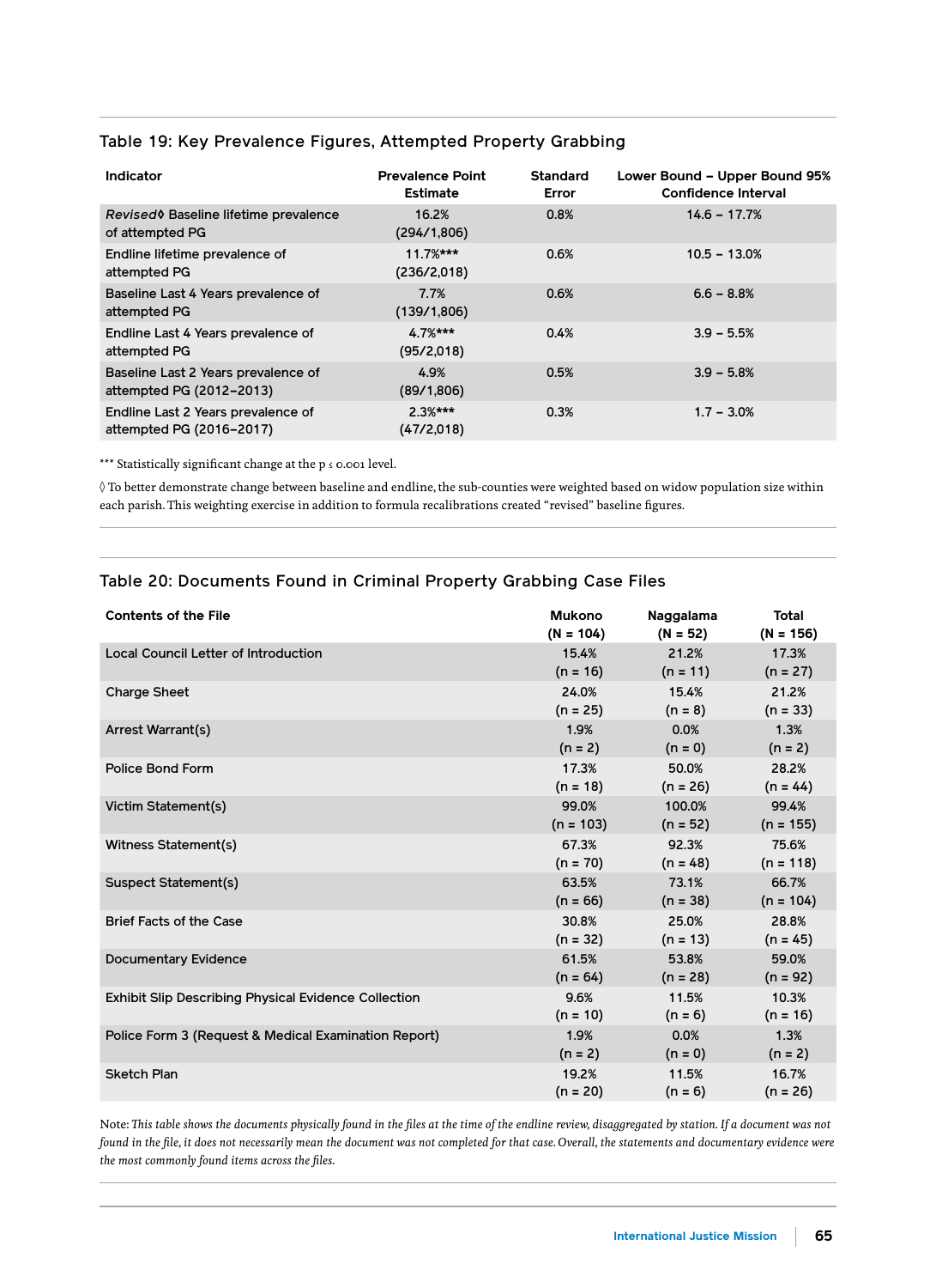### Table 19: Key Prevalence Figures, Attempted Property Grabbing

| Indicator | Prevalence Point Estimate | Standard Error | Lower Bound – Upper Bound 95% Confidence Interval |
|---|---|---|---|
| *Revised*◊ Baseline lifetime prevalence of attempted PG | 16.2% (294/1,806) | 0.8% | 14.6 – 17.7% |
| Endline lifetime prevalence of attempted PG | 11.7%*** (236/2,018) | 0.6% | 10.5 – 13.0% |
| Baseline Last 4 Years prevalence of attempted PG | 7.7% (139/1,806) | 0.6% | 6.6 – 8.8% |
| Endline Last 4 Years prevalence of attempted PG | 4.7%*** (95/2,018) | 0.4% | 3.9 – 5.5% |
| Baseline Last 2 Years prevalence of attempted PG (2012–2013) | 4.9% (89/1,806) | 0.5% | 3.9 – 5.8% |
| Endline Last 2 Years prevalence of attempted PG (2016–2017) | 2.3%*** (47/2,018) | 0.3% | 1.7 – 3.0% |

*** Statistically significant change at the $p \leq 0.001$ level.

◊ To better demonstrate change between baseline and endline, the sub-counties were weighted based on widow population size within each parish. This weighting exercise in addition to formula recalibrations created "revised" baseline figures.

### Table 20: Documents Found in Criminal Property Grabbing Case Files

| Contents of the File | Mukono (N = 104) | Naggalama (N = 52) | Total (N = 156) |
|---|---|---|---|
| Local Council Letter of Introduction | 15.4% (n = 16) | 21.2% (n = 11) | 17.3% (n = 27) |
| Charge Sheet | 24.0% (n = 25) | 15.4% (n = 8) | 21.2% (n = 33) |
| Arrest Warrant(s) | 1.9% (n = 2) | 0.0% (n = 0) | 1.3% (n = 2) |
| Police Bond Form | 17.3% (n = 18) | 50.0% (n = 26) | 28.2% (n = 44) |
| Victim Statement(s) | 99.0% (n = 103) | 100.0% (n = 52) | 99.4% (n = 155) |
| Witness Statement(s) | 67.3% (n = 70) | 92.3% (n = 48) | 75.6% (n = 118) |
| Suspect Statement(s) | 63.5% (n = 66) | 73.1% (n = 38) | 66.7% (n = 104) |
| Brief Facts of the Case | 30.8% (n = 32) | 25.0% (n = 13) | 28.8% (n = 45) |
| Documentary Evidence | 61.5% (n = 64) | 53.8% (n = 28) | 59.0% (n = 92) |
| Exhibit Slip Describing Physical Evidence Collection | 9.6% (n = 10) | 11.5% (n = 6) | 10.3% (n = 16) |
| Police Form 3 (Request & Medical Examination Report) | 1.9% (n = 2) | 0.0% (n = 0) | 1.3% (n = 2) |
| Sketch Plan | 19.2% (n = 20) | 11.5% (n = 6) | 16.7% (n = 26) |

Note: *This table shows the documents physically found in the files at the time of the endline review, disaggregated by station. If a document was not found in the file, it does not necessarily mean the document was not completed for that case. Overall, the statements and documentary evidence were the most commonly found items across the files.*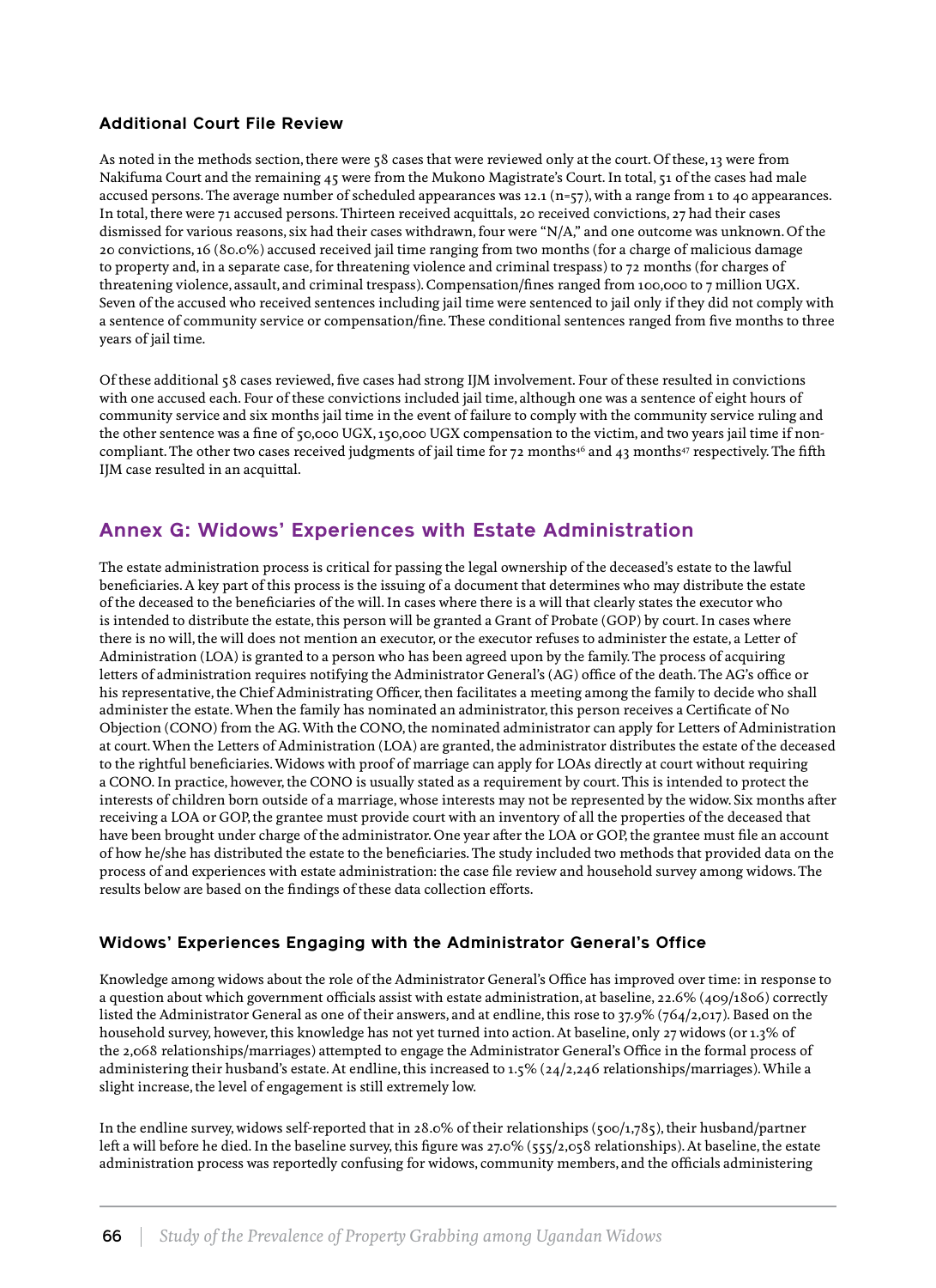### Additional Court File Review

As noted in the methods section, there were 58 cases that were reviewed only at the court. Of these, 13 were from Nakifuma Court and the remaining 45 were from the Mukono Magistrate's Court. In total, 51 of the cases had male accused persons. The average number of scheduled appearances was 12.1 (n=57), with a range from 1 to 40 appearances. In total, there were 71 accused persons. Thirteen received acquittals, 20 received convictions, 27 had their cases dismissed for various reasons, six had their cases withdrawn, four were "N/A," and one outcome was unknown. Of the 20 convictions, 16 (80.0%) accused received jail time ranging from two months (for a charge of malicious damage to property and, in a separate case, for threatening violence and criminal trespass) to 72 months (for charges of threatening violence, assault, and criminal trespass). Compensation/fines ranged from 100,000 to 7 million UGX. Seven of the accused who received sentences including jail time were sentenced to jail only if they did not comply with a sentence of community service or compensation/fine. These conditional sentences ranged from five months to three years of jail time.

Of these additional 58 cases reviewed, five cases had strong IJM involvement. Four of these resulted in convictions with one accused each. Four of these convictions included jail time, although one was a sentence of eight hours of community service and six months jail time in the event of failure to comply with the community service ruling and the other sentence was a fine of 50,000 UGX, 150,000 UGX compensation to the victim, and two years jail time if non-compliant. The other two cases received judgments of jail time for 72 months[46] and 43 months[47] respectively. The fifth IJM case resulted in an acquittal.

## Annex G: Widows' Experiences with Estate Administration

The estate administration process is critical for passing the legal ownership of the deceased's estate to the lawful beneficiaries. A key part of this process is the issuing of a document that determines who may distribute the estate of the deceased to the beneficiaries of the will. In cases where there is a will that clearly states the executor who is intended to distribute the estate, this person will be granted a Grant of Probate (GOP) by court. In cases where there is no will, the will does not mention an executor, or the executor refuses to administer the estate, a Letter of Administration (LOA) is granted to a person who has been agreed upon by the family. The process of acquiring letters of administration requires notifying the Administrator General's (AG) office of the death. The AG's office or his representative, the Chief Administrating Officer, then facilitates a meeting among the family to decide who shall administer the estate. When the family has nominated an administrator, this person receives a Certificate of No Objection (CONO) from the AG. With the CONO, the nominated administrator can apply for Letters of Administration at court. When the Letters of Administration (LOA) are granted, the administrator distributes the estate of the deceased to the rightful beneficiaries. Widows with proof of marriage can apply for LOAs directly at court without requiring a CONO. In practice, however, the CONO is usually stated as a requirement by court. This is intended to protect the interests of children born outside of a marriage, whose interests may not be represented by the widow. Six months after receiving a LOA or GOP, the grantee must provide court with an inventory of all the properties of the deceased that have been brought under charge of the administrator. One year after the LOA or GOP, the grantee must file an account of how he/she has distributed the estate to the beneficiaries. The study included two methods that provided data on the process of and experiences with estate administration: the case file review and household survey among widows. The results below are based on the findings of these data collection efforts.

### Widows' Experiences Engaging with the Administrator General's Office

Knowledge among widows about the role of the Administrator General's Office has improved over time: in response to a question about which government officials assist with estate administration, at baseline, 22.6% (409/1806) correctly listed the Administrator General as one of their answers, and at endline, this rose to 37.9% (764/2,017). Based on the household survey, however, this knowledge has not yet turned into action. At baseline, only 27 widows (or 1.3% of the 2,068 relationships/marriages) attempted to engage the Administrator General's Office in the formal process of administering their husband's estate. At endline, this increased to 1.5% (24/2,246 relationships/marriages). While a slight increase, the level of engagement is still extremely low.

In the endline survey, widows self-reported that in 28.0% of their relationships (500/1,785), their husband/partner left a will before he died. In the baseline survey, this figure was 27.0% (555/2,058 relationships). At baseline, the estate administration process was reportedly confusing for widows, community members, and the officials administering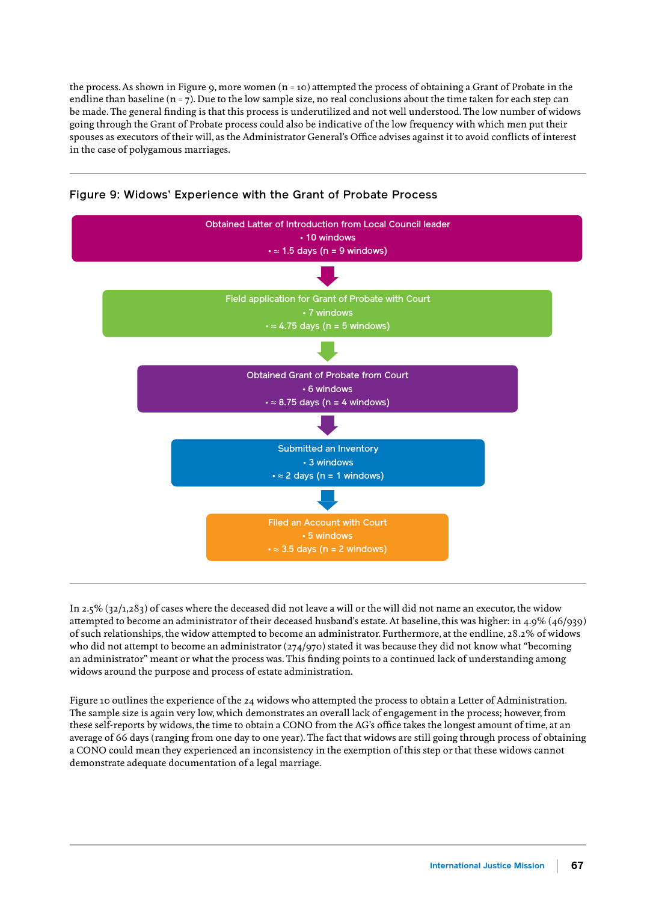the process. As shown in Figure 9, more women (n = 10) attempted the process of obtaining a Grant of Probate in the endline than baseline (n = 7). Due to the low sample size, no real conclusions about the time taken for each step can be made. The general finding is that this process is underutilized and not well understood. The low number of widows going through the Grant of Probate process could also be indicative of the low frequency with which men put their spouses as executors of their will, as the Administrator General's Office advises against it to avoid conflicts of interest in the case of polygamous marriages.

### Figure 9: Widows' Experience with the Grant of Probate Process

**Obtained Latter of Introduction from Local Council leader**
- 10 windows
- ≈ 1.5 days (n = 9 windows)

↓

**Field application for Grant of Probate with Court**
- 7 windows
- ≈ 4.75 days (n = 5 windows)

↓

**Obtained Grant of Probate from Court**
- 6 windows
- ≈ 8.75 days (n = 4 windows)

↓

**Submitted an Inventory**
- 3 windows
- ≈ 2 days (n = 1 windows)

↓

**Filed an Account with Court**
- 5 windows
- ≈ 3.5 days (n = 2 windows)

In 2.5% (32/1,283) of cases where the deceased did not leave a will or the will did not name an executor, the widow attempted to become an administrator of their deceased husband's estate. At baseline, this was higher: in 4.9% (46/939) of such relationships, the widow attempted to become an administrator. Furthermore, at the endline, 28.2% of widows who did not attempt to become an administrator (274/970) stated it was because they did not know what "becoming an administrator" meant or what the process was. This finding points to a continued lack of understanding among widows around the purpose and process of estate administration.

Figure 10 outlines the experience of the 24 widows who attempted the process to obtain a Letter of Administration. The sample size is again very low, which demonstrates an overall lack of engagement in the process; however, from these self-reports by widows, the time to obtain a CONO from the AG's office takes the longest amount of time, at an average of 66 days (ranging from one day to one year). The fact that widows are still going through process of obtaining a CONO could mean they experienced an inconsistency in the exemption of this step or that these widows cannot demonstrate adequate documentation of a legal marriage.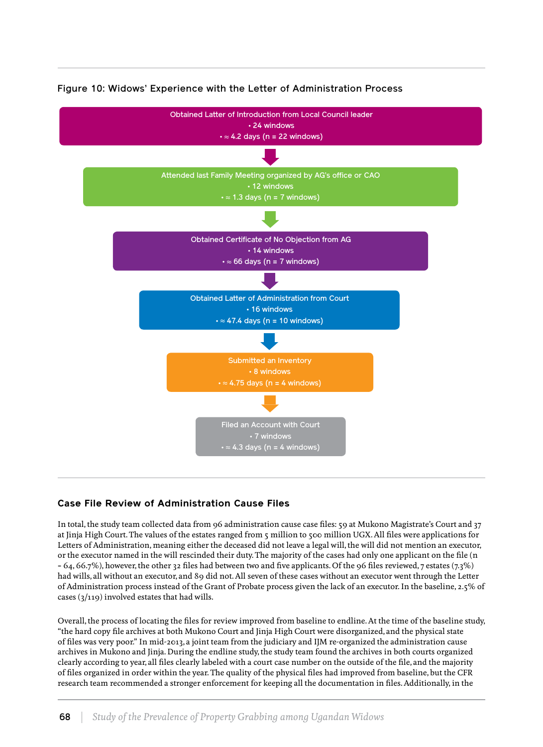**Figure 10: Widows' Experience with the Letter of Administration Process**

Obtained Latter of Introduction from Local Council leader
- 24 windows
- ≈ 4.2 days (n = 22 windows)

Attended last Family Meeting organized by AG's office or CAO
- 12 windows
- ≈ 1.3 days (n = 7 windows)

Obtained Certificate of No Objection from AG
- 14 windows
- ≈ 66 days (n = 7 windows)

Obtained Latter of Administration from Court
- 16 windows
- ≈ 47.4 days (n = 10 windows)

Submitted an Inventory
- 8 windows
- ≈ 4.75 days (n = 4 windows)

Filed an Account with Court
- 7 windows
- ≈ 4.3 days (n = 4 windows)

## Case File Review of Administration Cause Files

In total, the study team collected data from 96 administration cause case files: 59 at Mukono Magistrate's Court and 37 at Jinja High Court. The values of the estates ranged from 5 million to 500 million UGX. All files were applications for Letters of Administration, meaning either the deceased did not leave a legal will, the will did not mention an executor, or the executor named in the will rescinded their duty. The majority of the cases had only one applicant on the file (n = 64, 66.7%), however, the other 32 files had between two and five applicants. Of the 96 files reviewed, 7 estates (7.3%) had wills, all without an executor, and 89 did not. All seven of these cases without an executor went through the Letter of Administration process instead of the Grant of Probate process given the lack of an executor. In the baseline, 2.5% of cases (3/119) involved estates that had wills.

Overall, the process of locating the files for review improved from baseline to endline. At the time of the baseline study, "the hard copy file archives at both Mukono Court and Jinja High Court were disorganized, and the physical state of files was very poor." In mid-2013, a joint team from the judiciary and IJM re-organized the administration cause archives in Mukono and Jinja. During the endline study, the study team found the archives in both courts organized clearly according to year, all files clearly labeled with a court case number on the outside of the file, and the majority of files organized in order within the year. The quality of the physical files had improved from baseline, but the CFR research team recommended a stronger enforcement for keeping all the documentation in files. Additionally, in the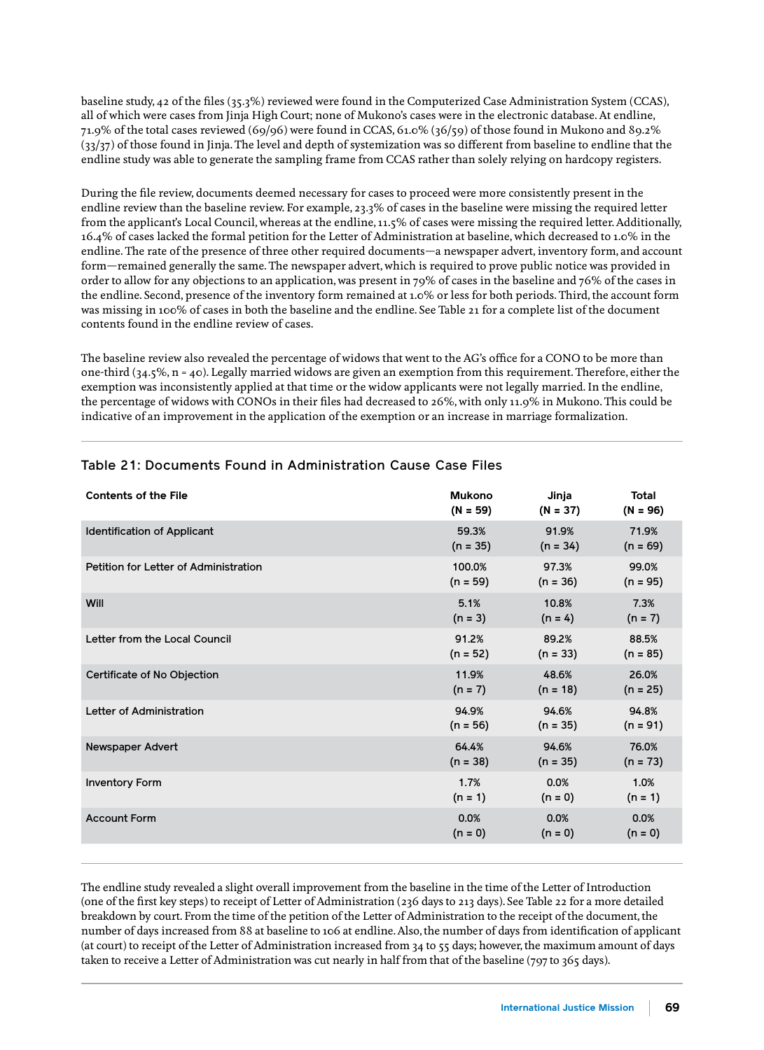baseline study, 42 of the files (35.3%) reviewed were found in the Computerized Case Administration System (CCAS), all of which were cases from Jinja High Court; none of Mukono's cases were in the electronic database. At endline, 71.9% of the total cases reviewed (69/96) were found in CCAS, 61.0% (36/59) of those found in Mukono and 89.2% (33/37) of those found in Jinja. The level and depth of systemization was so different from baseline to endline that the endline study was able to generate the sampling frame from CCAS rather than solely relying on hardcopy registers.

During the file review, documents deemed necessary for cases to proceed were more consistently present in the endline review than the baseline review. For example, 23.3% of cases in the baseline were missing the required letter from the applicant's Local Council, whereas at the endline, 11.5% of cases were missing the required letter. Additionally, 16.4% of cases lacked the formal petition for the Letter of Administration at baseline, which decreased to 1.0% in the endline. The rate of the presence of three other required documents—a newspaper advert, inventory form, and account form—remained generally the same. The newspaper advert, which is required to prove public notice was provided in order to allow for any objections to an application, was present in 79% of cases in the baseline and 76% of the cases in the endline. Second, presence of the inventory form remained at 1.0% or less for both periods. Third, the account form was missing in 100% of cases in both the baseline and the endline. See Table 21 for a complete list of the document contents found in the endline review of cases.

The baseline review also revealed the percentage of widows that went to the AG's office for a CONO to be more than one-third (34.5%, n = 40). Legally married widows are given an exemption from this requirement. Therefore, either the exemption was inconsistently applied at that time or the widow applicants were not legally married. In the endline, the percentage of widows with CONOs in their files had decreased to 26%, with only 11.9% in Mukono. This could be indicative of an improvement in the application of the exemption or an increase in marriage formalization.

## Table 21: Documents Found in Administration Cause Case Files

| Contents of the File | Mukono (N = 59) | Jinja (N = 37) | Total (N = 96) |
|---|---|---|---|
| Identification of Applicant | 59.3% (n = 35) | 91.9% (n = 34) | 71.9% (n = 69) |
| Petition for Letter of Administration | 100.0% (n = 59) | 97.3% (n = 36) | 99.0% (n = 95) |
| Will | 5.1% (n = 3) | 10.8% (n = 4) | 7.3% (n = 7) |
| Letter from the Local Council | 91.2% (n = 52) | 89.2% (n = 33) | 88.5% (n = 85) |
| Certificate of No Objection | 11.9% (n = 7) | 48.6% (n = 18) | 26.0% (n = 25) |
| Letter of Administration | 94.9% (n = 56) | 94.6% (n = 35) | 94.8% (n = 91) |
| Newspaper Advert | 64.4% (n = 38) | 94.6% (n = 35) | 76.0% (n = 73) |
| Inventory Form | 1.7% (n = 1) | 0.0% (n = 0) | 1.0% (n = 1) |
| Account Form | 0.0% (n = 0) | 0.0% (n = 0) | 0.0% (n = 0) |

The endline study revealed a slight overall improvement from the baseline in the time of the Letter of Introduction (one of the first key steps) to receipt of Letter of Administration (236 days to 213 days). See Table 22 for a more detailed breakdown by court. From the time of the petition of the Letter of Administration to the receipt of the document, the number of days increased from 88 at baseline to 106 at endline. Also, the number of days from identification of applicant (at court) to receipt of the Letter of Administration increased from 34 to 55 days; however, the maximum amount of days taken to receive a Letter of Administration was cut nearly in half from that of the baseline (797 to 365 days).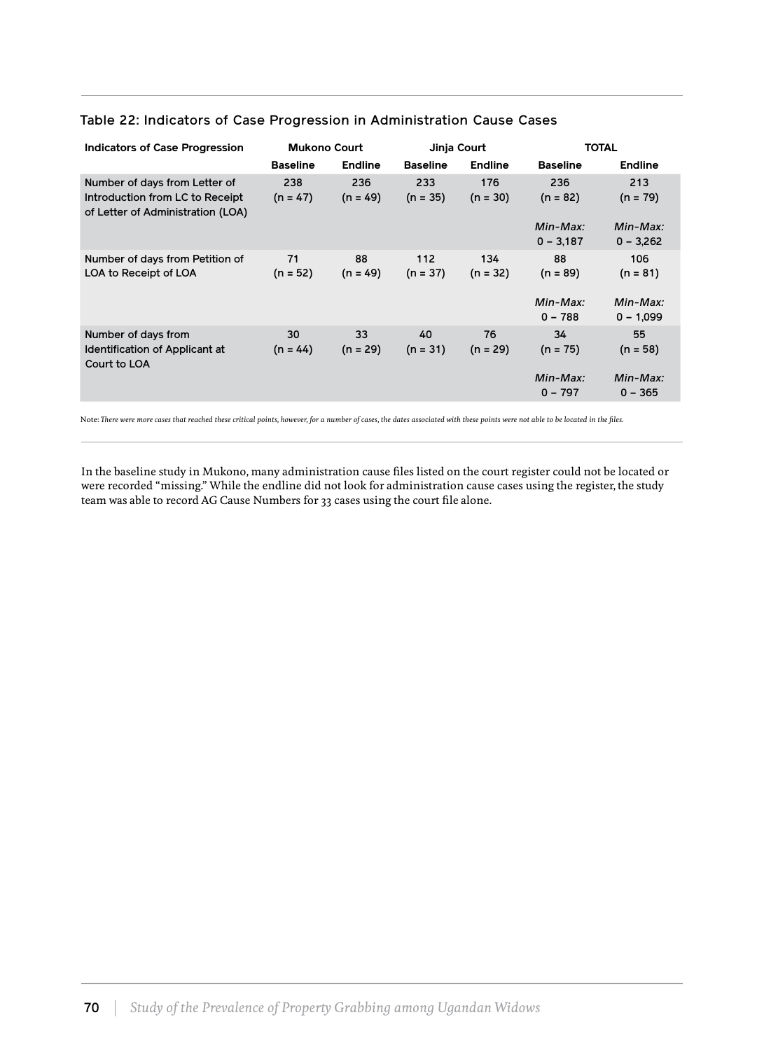Table 22: Indicators of Case Progression in Administration Cause Cases

| Indicators of Case Progression | Mukono Court | | Jinja Court | | TOTAL | |
|---|---|---|---|---|---|---|
| | Baseline | Endline | Baseline | Endline | Baseline | Endline |
| Number of days from Letter of Introduction from LC to Receipt of Letter of Administration (LOA) | 238 (n = 47) | 236 (n = 49) | 233 (n = 35) | 176 (n = 30) | 236 (n = 82) *Min-Max:* 0 – 3,187 | 213 (n = 79) *Min-Max:* 0 – 3,262 |
| Number of days from Petition of LOA to Receipt of LOA | 71 (n = 52) | 88 (n = 49) | 112 (n = 37) | 134 (n = 32) | 88 (n = 89) *Min-Max:* 0 – 788 | 106 (n = 81) *Min-Max:* 0 – 1,099 |
| Number of days from Identification of Applicant at Court to LOA | 30 (n = 44) | 33 (n = 29) | 40 (n = 31) | 76 (n = 29) | 34 (n = 75) *Min-Max:* 0 – 797 | 55 (n = 58) *Min-Max:* 0 – 365 |

Note: *There were more cases that reached these critical points, however, for a number of cases, the dates associated with these points were not able to be located in the files.*

In the baseline study in Mukono, many administration cause files listed on the court register could not be located or were recorded "missing." While the endline did not look for administration cause cases using the register, the study team was able to record AG Cause Numbers for 33 cases using the court file alone.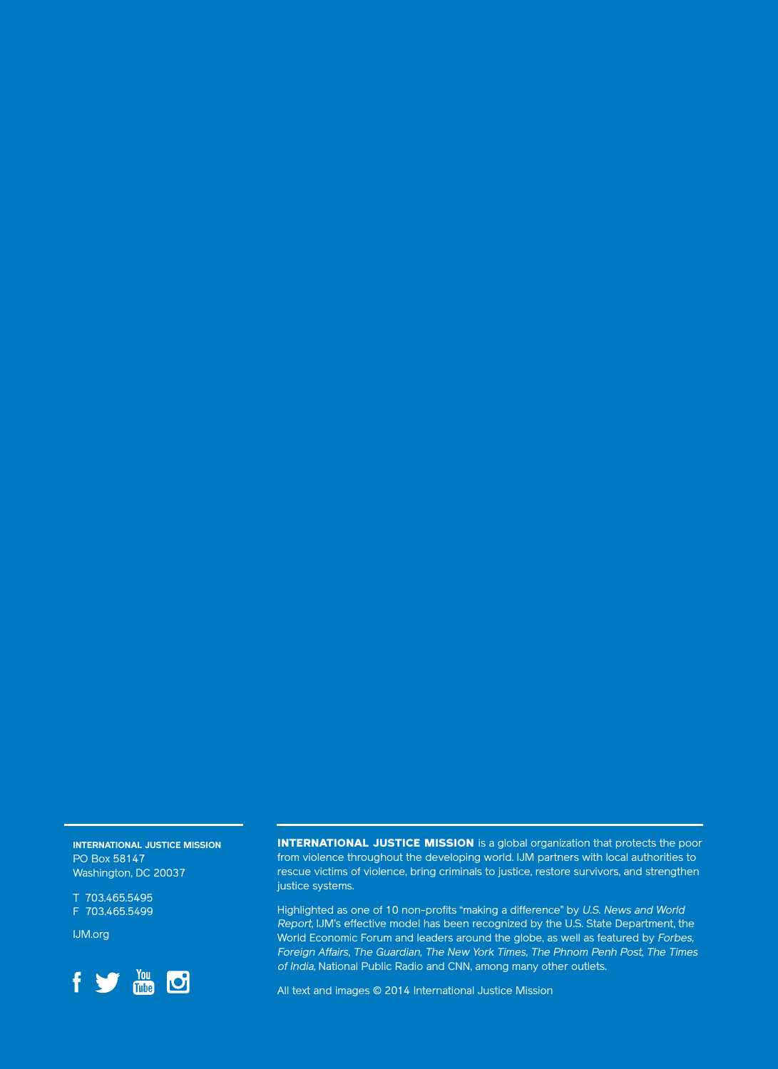**INTERNATIONAL JUSTICE MISSION**
PO Box 58147
Washington, DC 20037

T 703.465.5495
F 703.465.5499

IJM.org

**INTERNATIONAL JUSTICE MISSION** is a global organization that protects the poor from violence throughout the developing world. IJM partners with local authorities to rescue victims of violence, bring criminals to justice, restore survivors, and strengthen justice systems.

Highlighted as one of 10 non-profits "making a difference" by *U.S. News and World Report*, IJM's effective model has been recognized by the U.S. State Department, the World Economic Forum and leaders around the globe, as well as featured by *Forbes, Foreign Affairs, The Guardian, The New York Times, The Phnom Penh Post, The Times of India*, National Public Radio and CNN, among many other outlets.

All text and images © 2014 International Justice Mission